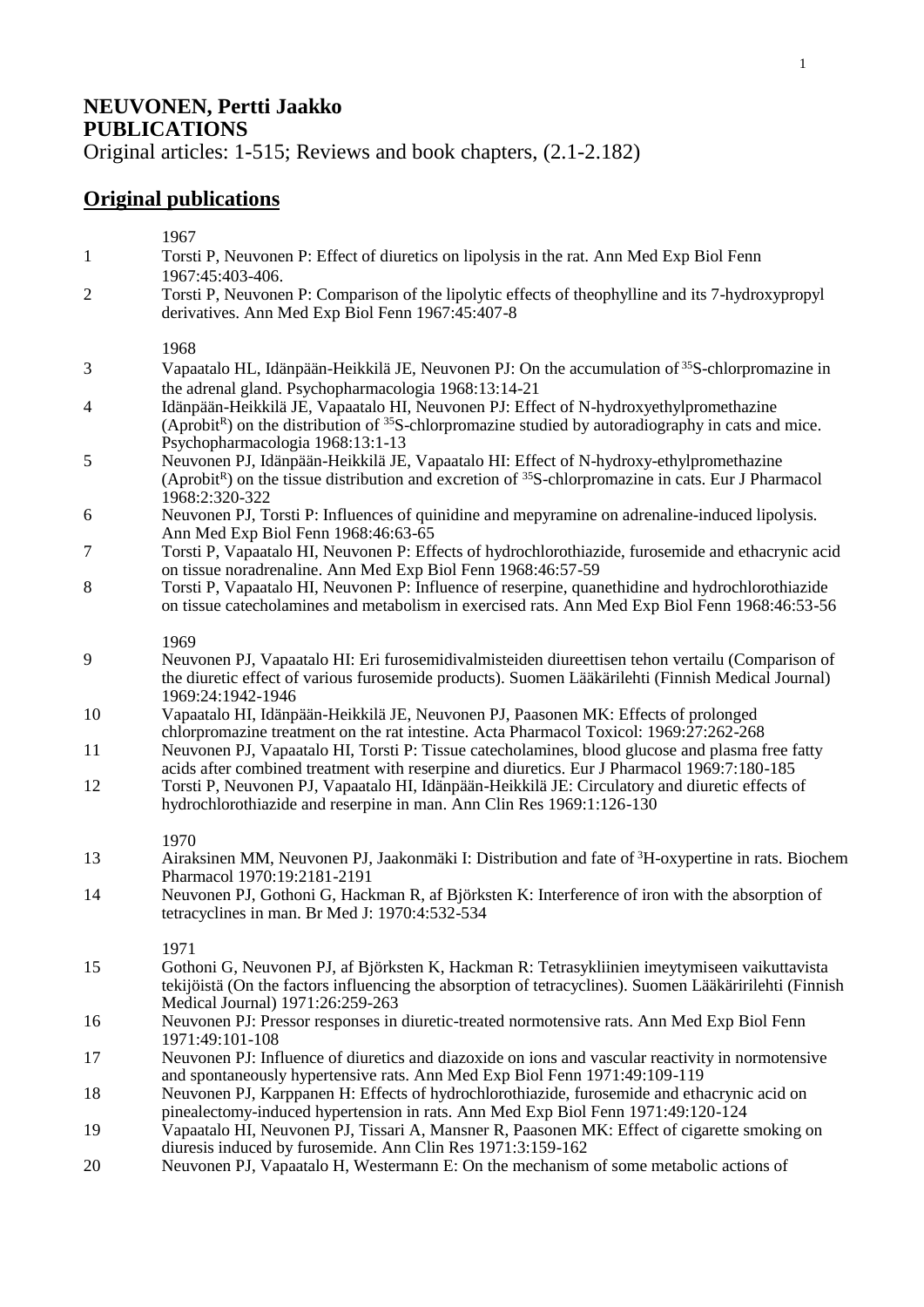# NEUVONEN, Pertti Jaakko
# PUBLICATIONS

Original articles: 1-515; Reviews and book chapters, (2.1-2.182)

## Original publications

1967

1 Torsti P, Neuvonen P: Effect of diuretics on lipolysis in the rat. Ann Med Exp Biol Fenn 1967:45:403-406.

2 Torsti P, Neuvonen P: Comparison of the lipolytic effects of theophylline and its 7-hydroxypropyl derivatives. Ann Med Exp Biol Fenn 1967:45:407-8

1968

3 Vapaatalo HL, Idänpään-Heikkilä JE, Neuvonen PJ: On the accumulation of $^{35}$S-chlorpromazine in the adrenal gland. Psychopharmacologia 1968:13:14-21

4 Idänpään-Heikkilä JE, Vapaatalo HI, Neuvonen PJ: Effect of N-hydroxyethylpromethazine (Aprobit$^{R}$) on the distribution of $^{35}$S-chlorpromazine studied by autoradiography in cats and mice. Psychopharmacologia 1968:13:1-13

5 Neuvonen PJ, Idänpään-Heikkilä JE, Vapaatalo HI: Effect of N-hydroxy-ethylpromethazine (Aprobit$^{R}$) on the tissue distribution and excretion of $^{35}$S-chlorpromazine in cats. Eur J Pharmacol 1968:2:320-322

6 Neuvonen PJ, Torsti P: Influences of quinidine and mepyramine on adrenaline-induced lipolysis. Ann Med Exp Biol Fenn 1968:46:63-65

7 Torsti P, Vapaatalo HI, Neuvonen P: Effects of hydrochlorothiazide, furosemide and ethacrynic acid on tissue noradrenaline. Ann Med Exp Biol Fenn 1968:46:57-59

8 Torsti P, Vapaatalo HI, Neuvonen P: Influence of reserpine, quanethidine and hydrochlorothiazide on tissue catecholamines and metabolism in exercised rats. Ann Med Exp Biol Fenn 1968:46:53-56

1969

9 Neuvonen PJ, Vapaatalo HI: Eri furosemidivalmisteiden diureettisen tehon vertailu (Comparison of the diuretic effect of various furosemide products). Suomen Lääkärilehti (Finnish Medical Journal) 1969:24:1942-1946

10 Vapaatalo HI, Idänpään-Heikkilä JE, Neuvonen PJ, Paasonen MK: Effects of prolonged chlorpromazine treatment on the rat intestine. Acta Pharmacol Toxicol: 1969:27:262-268

11 Neuvonen PJ, Vapaatalo HI, Torsti P: Tissue catecholamines, blood glucose and plasma free fatty acids after combined treatment with reserpine and diuretics. Eur J Pharmacol 1969:7:180-185

12 Torsti P, Neuvonen PJ, Vapaatalo HI, Idänpään-Heikkilä JE: Circulatory and diuretic effects of hydrochlorothiazide and reserpine in man. Ann Clin Res 1969:1:126-130

1970

13 Airaksinen MM, Neuvonen PJ, Jaakonmäki I: Distribution and fate of $^{3}$H-oxypertine in rats. Biochem Pharmacol 1970:19:2181-2191

14 Neuvonen PJ, Gothoni G, Hackman R, af Björksten K: Interference of iron with the absorption of tetracyclines in man. Br Med J: 1970:4:532-534

1971

15 Gothoni G, Neuvonen PJ, af Björksten K, Hackman R: Tetrasykliinien imeytymiseen vaikuttavista tekijöistä (On the factors influencing the absorption of tetracyclines). Suomen Lääkärirlehti (Finnish Medical Journal) 1971:26:259-263

16 Neuvonen PJ: Pressor responses in diuretic-treated normotensive rats. Ann Med Exp Biol Fenn 1971:49:101-108

17 Neuvonen PJ: Influence of diuretics and diazoxide on ions and vascular reactivity in normotensive and spontaneously hypertensive rats. Ann Med Exp Biol Fenn 1971:49:109-119

18 Neuvonen PJ, Karppanen H: Effects of hydrochlorothiazide, furosemide and ethacrynic acid on pinealectomy-induced hypertension in rats. Ann Med Exp Biol Fenn 1971:49:120-124

19 Vapaatalo HI, Neuvonen PJ, Tissari A, Mansner R, Paasonen MK: Effect of cigarette smoking on diuresis induced by furosemide. Ann Clin Res 1971:3:159-162

20 Neuvonen PJ, Vapaatalo H, Westermann E: On the mechanism of some metabolic actions of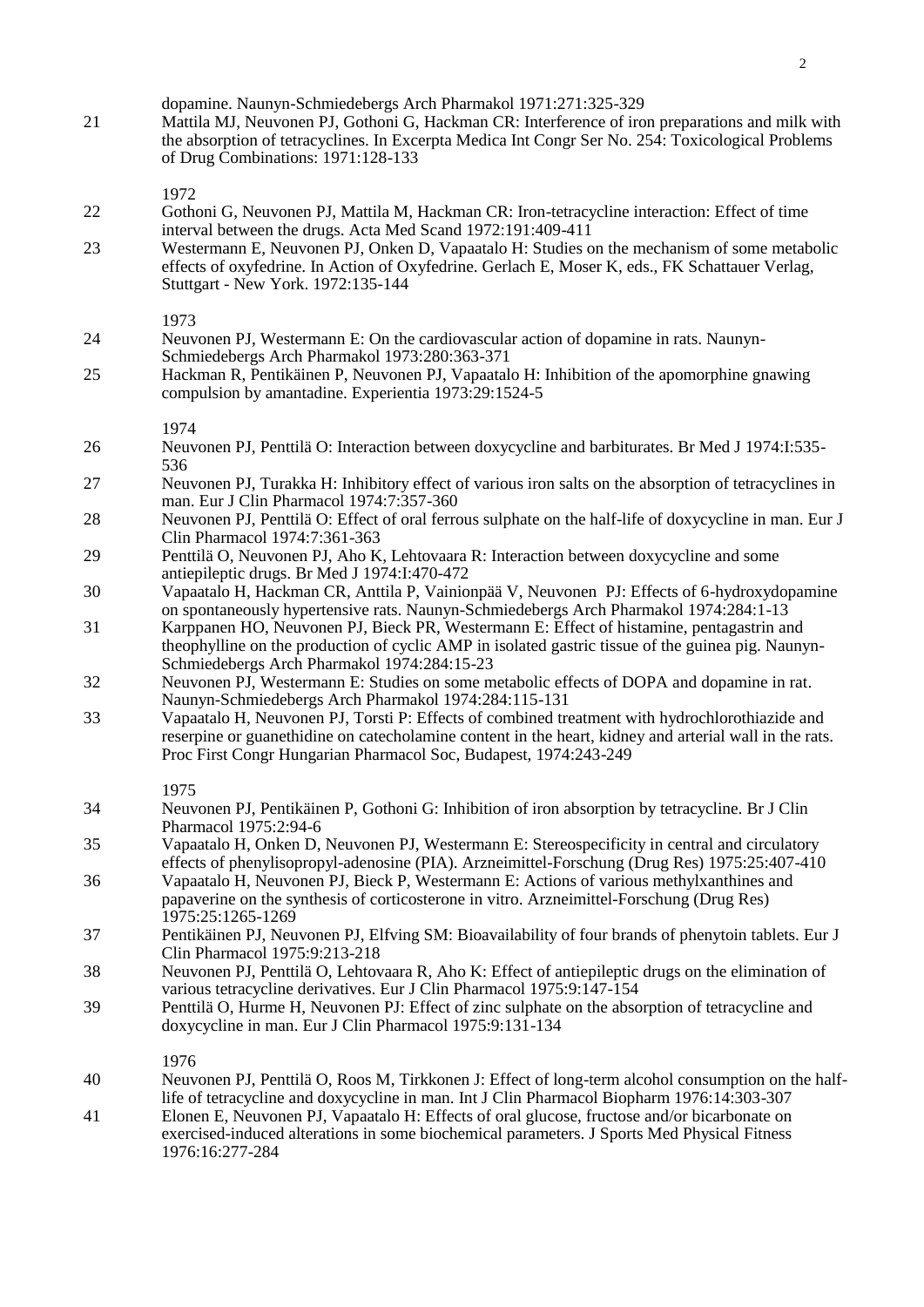dopamine. Naunyn-Schmiedebergs Arch Pharmakol 1971:271:325-329

21 Mattila MJ, Neuvonen PJ, Gothoni G, Hackman CR: Interference of iron preparations and milk with the absorption of tetracyclines. In Excerpta Medica Int Congr Ser No. 254: Toxicological Problems of Drug Combinations: 1971:128-133

1972

22 Gothoni G, Neuvonen PJ, Mattila M, Hackman CR: Iron-tetracycline interaction: Effect of time interval between the drugs. Acta Med Scand 1972:191:409-411

23 Westermann E, Neuvonen PJ, Onken D, Vapaatalo H: Studies on the mechanism of some metabolic effects of oxyfedrine. In Action of Oxyfedrine. Gerlach E, Moser K, eds., FK Schattauer Verlag, Stuttgart - New York. 1972:135-144

1973

24 Neuvonen PJ, Westermann E: On the cardiovascular action of dopamine in rats. Naunyn-Schmiedebergs Arch Pharmakol 1973:280:363-371

25 Hackman R, Pentikäinen P, Neuvonen PJ, Vapaatalo H: Inhibition of the apomorphine gnawing compulsion by amantadine. Experientia 1973:29:1524-5

1974

26 Neuvonen PJ, Penttilä O: Interaction between doxycycline and barbiturates. Br Med J 1974:I:535-536

27 Neuvonen PJ, Turakka H: Inhibitory effect of various iron salts on the absorption of tetracyclines in man. Eur J Clin Pharmacol 1974:7:357-360

28 Neuvonen PJ, Penttilä O: Effect of oral ferrous sulphate on the half-life of doxycycline in man. Eur J Clin Pharmacol 1974:7:361-363

29 Penttilä O, Neuvonen PJ, Aho K, Lehtovaara R: Interaction between doxycycline and some antiepileptic drugs. Br Med J 1974:I:470-472

30 Vapaatalo H, Hackman CR, Anttila P, Vainionpää V, Neuvonen PJ: Effects of 6-hydroxydopamine on spontaneously hypertensive rats. Naunyn-Schmiedebergs Arch Pharmakol 1974:284:1-13

31 Karppanen HO, Neuvonen PJ, Bieck PR, Westermann E: Effect of histamine, pentagastrin and theophylline on the production of cyclic AMP in isolated gastric tissue of the guinea pig. Naunyn-Schmiedebergs Arch Pharmakol 1974:284:15-23

32 Neuvonen PJ, Westermann E: Studies on some metabolic effects of DOPA and dopamine in rat. Naunyn-Schmiedebergs Arch Pharmakol 1974:284:115-131

33 Vapaatalo H, Neuvonen PJ, Torsti P: Effects of combined treatment with hydrochlorothiazide and reserpine or guanethidine on catecholamine content in the heart, kidney and arterial wall in the rats. Proc First Congr Hungarian Pharmacol Soc, Budapest, 1974:243-249

1975

34 Neuvonen PJ, Pentikäinen P, Gothoni G: Inhibition of iron absorption by tetracycline. Br J Clin Pharmacol 1975:2:94-6

35 Vapaatalo H, Onken D, Neuvonen PJ, Westermann E: Stereospecificity in central and circulatory effects of phenylisopropyl-adenosine (PIA). Arzneimittel-Forschung (Drug Res) 1975:25:407-410

36 Vapaatalo H, Neuvonen PJ, Bieck P, Westermann E: Actions of various methylxanthines and papaverine on the synthesis of corticosterone in vitro. Arzneimittel-Forschung (Drug Res) 1975:25:1265-1269

37 Pentikäinen PJ, Neuvonen PJ, Elfving SM: Bioavailability of four brands of phenytoin tablets. Eur J Clin Pharmacol 1975:9:213-218

38 Neuvonen PJ, Penttilä O, Lehtovaara R, Aho K: Effect of antiepileptic drugs on the elimination of various tetracycline derivatives. Eur J Clin Pharmacol 1975:9:147-154

39 Penttilä O, Hurme H, Neuvonen PJ: Effect of zinc sulphate on the absorption of tetracycline and doxycycline in man. Eur J Clin Pharmacol 1975:9:131-134

1976

40 Neuvonen PJ, Penttilä O, Roos M, Tirkkonen J: Effect of long-term alcohol consumption on the half-life of tetracycline and doxycycline in man. Int J Clin Pharmacol Biopharm 1976:14:303-307

41 Elonen E, Neuvonen PJ, Vapaatalo H: Effects of oral glucose, fructose and/or bicarbonate on exercised-induced alterations in some biochemical parameters. J Sports Med Physical Fitness 1976:16:277-284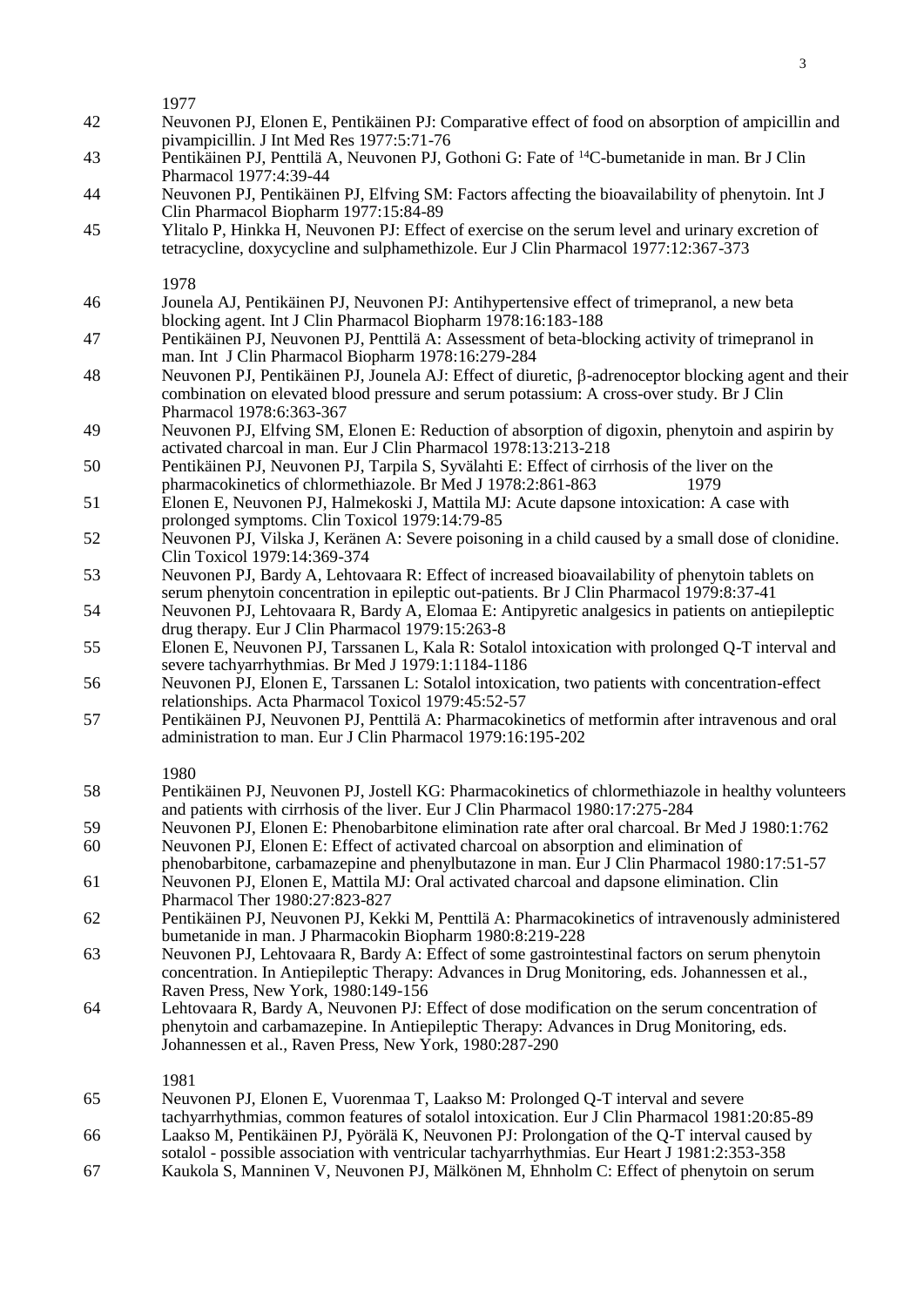1977

42 Neuvonen PJ, Elonen E, Pentikäinen PJ: Comparative effect of food on absorption of ampicillin and pivampicillin. J Int Med Res 1977:5:71-76

43 Pentikäinen PJ, Penttilä A, Neuvonen PJ, Gothoni G: Fate of $^{14}$C-bumetanide in man. Br J Clin Pharmacol 1977:4:39-44

44 Neuvonen PJ, Pentikäinen PJ, Elfving SM: Factors affecting the bioavailability of phenytoin. Int J Clin Pharmacol Biopharm 1977:15:84-89

45 Ylitalo P, Hinkka H, Neuvonen PJ: Effect of exercise on the serum level and urinary excretion of tetracycline, doxycycline and sulphamethizole. Eur J Clin Pharmacol 1977:12:367-373

1978

46 Jounela AJ, Pentikäinen PJ, Neuvonen PJ: Antihypertensive effect of trimepranol, a new beta blocking agent. Int J Clin Pharmacol Biopharm 1978:16:183-188

47 Pentikäinen PJ, Neuvonen PJ, Penttilä A: Assessment of beta-blocking activity of trimepranol in man. Int J Clin Pharmacol Biopharm 1978:16:279-284

48 Neuvonen PJ, Pentikäinen PJ, Jounela AJ: Effect of diuretic, β-adrenoceptor blocking agent and their combination on elevated blood pressure and serum potassium: A cross-over study. Br J Clin Pharmacol 1978:6:363-367

49 Neuvonen PJ, Elfving SM, Elonen E: Reduction of absorption of digoxin, phenytoin and aspirin by activated charcoal in man. Eur J Clin Pharmacol 1978:13:213-218

50 Pentikäinen PJ, Neuvonen PJ, Tarpila S, Syvälahti E: Effect of cirrhosis of the liver on the pharmacokinetics of chlormethiazole. Br Med J 1978:2:861-863

1979

51 Elonen E, Neuvonen PJ, Halmekoski J, Mattila MJ: Acute dapsone intoxication: A case with prolonged symptoms. Clin Toxicol 1979:14:79-85

52 Neuvonen PJ, Vilska J, Keränen A: Severe poisoning in a child caused by a small dose of clonidine. Clin Toxicol 1979:14:369-374

53 Neuvonen PJ, Bardy A, Lehtovaara R: Effect of increased bioavailability of phenytoin tablets on serum phenytoin concentration in epileptic out-patients. Br J Clin Pharmacol 1979:8:37-41

54 Neuvonen PJ, Lehtovaara R, Bardy A, Elomaa E: Antipyretic analgesics in patients on antiepileptic drug therapy. Eur J Clin Pharmacol 1979:15:263-8

55 Elonen E, Neuvonen PJ, Tarssanen L, Kala R: Sotalol intoxication with prolonged Q-T interval and severe tachyarrhythmias. Br Med J 1979:1:1184-1186

56 Neuvonen PJ, Elonen E, Tarssanen L: Sotalol intoxication, two patients with concentration-effect relationships. Acta Pharmacol Toxicol 1979:45:52-57

57 Pentikäinen PJ, Neuvonen PJ, Penttilä A: Pharmacokinetics of metformin after intravenous and oral administration to man. Eur J Clin Pharmacol 1979:16:195-202

1980

58 Pentikäinen PJ, Neuvonen PJ, Jostell KG: Pharmacokinetics of chlormethiazole in healthy volunteers and patients with cirrhosis of the liver. Eur J Clin Pharmacol 1980:17:275-284

59 Neuvonen PJ, Elonen E: Phenobarbitone elimination rate after oral charcoal. Br Med J 1980:1:762

60 Neuvonen PJ, Elonen E: Effect of activated charcoal on absorption and elimination of phenobarbitone, carbamazepine and phenylbutazone in man. Eur J Clin Pharmacol 1980:17:51-57

61 Neuvonen PJ, Elonen E, Mattila MJ: Oral activated charcoal and dapsone elimination. Clin Pharmacol Ther 1980:27:823-827

62 Pentikäinen PJ, Neuvonen PJ, Kekki M, Penttilä A: Pharmacokinetics of intravenously administered bumetanide in man. J Pharmacokin Biopharm 1980:8:219-228

63 Neuvonen PJ, Lehtovaara R, Bardy A: Effect of some gastrointestinal factors on serum phenytoin concentration. In Antiepileptic Therapy: Advances in Drug Monitoring, eds. Johannessen et al., Raven Press, New York, 1980:149-156

64 Lehtovaara R, Bardy A, Neuvonen PJ: Effect of dose modification on the serum concentration of phenytoin and carbamazepine. In Antiepileptic Therapy: Advances in Drug Monitoring, eds. Johannessen et al., Raven Press, New York, 1980:287-290

1981

65 Neuvonen PJ, Elonen E, Vuorenmaa T, Laakso M: Prolonged Q-T interval and severe tachyarrhythmias, common features of sotalol intoxication. Eur J Clin Pharmacol 1981:20:85-89

66 Laakso M, Pentikäinen PJ, Pyörälä K, Neuvonen PJ: Prolongation of the Q-T interval caused by sotalol - possible association with ventricular tachyarrhythmias. Eur Heart J 1981:2:353-358

67 Kaukola S, Manninen V, Neuvonen PJ, Mälkönen M, Ehnholm C: Effect of phenytoin on serum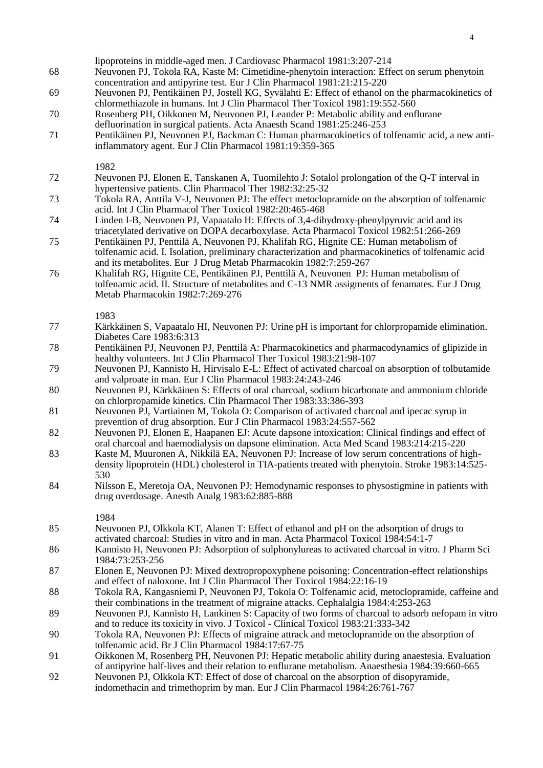lipoproteins in middle-aged men. J Cardiovasc Pharmacol 1981:3:207-214

68 Neuvonen PJ, Tokola RA, Kaste M: Cimetidine-phenytoin interaction: Effect on serum phenytoin concentration and antipyrine test. Eur J Clin Pharmacol 1981:21:215-220

69 Neuvonen PJ, Pentikäinen PJ, Jostell KG, Syvälahti E: Effect of ethanol on the pharmacokinetics of chlormethiazole in humans. Int J Clin Pharmacol Ther Toxicol 1981:19:552-560

70 Rosenberg PH, Oikkonen M, Neuvonen PJ, Leander P: Metabolic ability and enflurane defluorination in surgical patients. Acta Anaesth Scand 1981:25:246-253

71 Pentikäinen PJ, Neuvonen PJ, Backman C: Human pharmacokinetics of tolfenamic acid, a new anti-inflammatory agent. Eur J Clin Pharmacol 1981:19:359-365

1982

72 Neuvonen PJ, Elonen E, Tanskanen A, Tuomilehto J: Sotalol prolongation of the Q-T interval in hypertensive patients. Clin Pharmacol Ther 1982:32:25-32

73 Tokola RA, Anttila V-J, Neuvonen PJ: The effect metoclopramide on the absorption of tolfenamic acid. Int J Clin Pharmacol Ther Toxicol 1982:20:465-468

74 Linden I-B, Neuvonen PJ, Vapaatalo H: Effects of 3,4-dihydroxy-phenylpyruvic acid and its triacetylated derivative on DOPA decarboxylase. Acta Pharmacol Toxicol 1982:51:266-269

75 Pentikäinen PJ, Penttilä A, Neuvonen PJ, Khalifah RG, Hignite CE: Human metabolism of tolfenamic acid. I. Isolation, preliminary characterization and pharmacokinetics of tolfenamic acid and its metabolites. Eur J Drug Metab Pharmacokin 1982:7:259-267

76 Khalifah RG, Hignite CE, Pentikäinen PJ, Penttilä A, Neuvonen PJ: Human metabolism of tolfenamic acid. II. Structure of metabolites and C-13 NMR assigments of fenamates. Eur J Drug Metab Pharmacokin 1982:7:269-276

1983

77 Kärkkäinen S, Vapaatalo HI, Neuvonen PJ: Urine pH is important for chlorpropamide elimination. Diabetes Care 1983:6:313

78 Pentikäinen PJ, Neuvonen PJ, Penttilä A: Pharmacokinetics and pharmacodynamics of glipizide in healthy volunteers. Int J Clin Pharmacol Ther Toxicol 1983:21:98-107

79 Neuvonen PJ, Kannisto H, Hirvisalo E-L: Effect of activated charcoal on absorption of tolbutamide and valproate in man. Eur J Clin Pharmacol 1983:24:243-246

80 Neuvonen PJ, Kärkkäinen S: Effects of oral charcoal, sodium bicarbonate and ammonium chloride on chlorpropamide kinetics. Clin Pharmacol Ther 1983:33:386-393

81 Neuvonen PJ, Vartiainen M, Tokola O: Comparison of activated charcoal and ipecac syrup in prevention of drug absorption. Eur J Clin Pharmacol 1983:24:557-562

82 Neuvonen PJ, Elonen E, Haapanen EJ: Acute dapsone intoxication: Clinical findings and effect of oral charcoal and haemodialysis on dapsone elimination. Acta Med Scand 1983:214:215-220

83 Kaste M, Muuronen A, Nikkilä EA, Neuvonen PJ: Increase of low serum concentrations of high-density lipoprotein (HDL) cholesterol in TIA-patients treated with phenytoin. Stroke 1983:14:525-530

84 Nilsson E, Meretoja OA, Neuvonen PJ: Hemodynamic responses to physostigmine in patients with drug overdosage. Anesth Analg 1983:62:885-888

1984

85 Neuvonen PJ, Olkkola KT, Alanen T: Effect of ethanol and pH on the adsorption of drugs to activated charcoal: Studies in vitro and in man. Acta Pharmacol Toxicol 1984:54:1-7

86 Kannisto H, Neuvonen PJ: Adsorption of sulphonylureas to activated charcoal in vitro. J Pharm Sci 1984:73:253-256

87 Elonen E, Neuvonen PJ: Mixed dextropropoxyphene poisoning: Concentration-effect relationships and effect of naloxone. Int J Clin Pharmacol Ther Toxicol 1984:22:16-19

88 Tokola RA, Kangasniemi P, Neuvonen PJ, Tokola O: Tolfenamic acid, metoclopramide, caffeine and their combinations in the treatment of migraine attacks. Cephalalgia 1984:4:253-263

89 Neuvonen PJ, Kannisto H, Lankinen S: Capacity of two forms of charcoal to adsorb nefopam in vitro and to reduce its toxicity in vivo. J Toxicol - Clinical Toxicol 1983:21:333-342

90 Tokola RA, Neuvonen PJ: Effects of migraine attrack and metoclopramide on the absorption of tolfenamic acid. Br J Clin Pharmacol 1984:17:67-75

91 Oikkonen M, Rosenberg PH, Neuvonen PJ: Hepatic metabolic ability during anaestesia. Evaluation of antipyrine half-lives and their relation to enflurane metabolism. Anaesthesia 1984:39:660-665

92 Neuvonen PJ, Olkkola KT: Effect of dose of charcoal on the absorption of disopyramide, indomethacin and trimethoprim by man. Eur J Clin Pharmacol 1984:26:761-767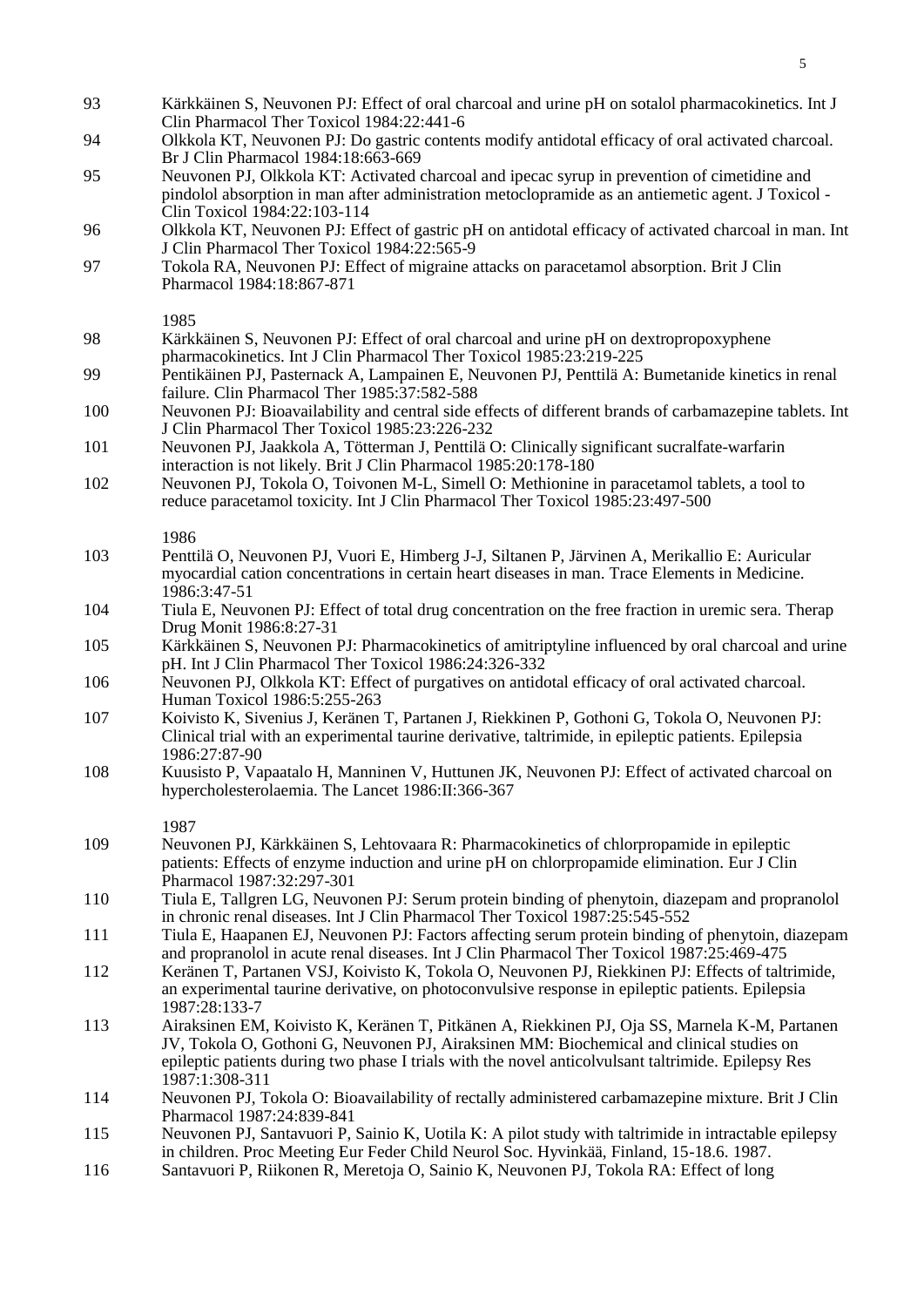93 Kärkkäinen S, Neuvonen PJ: Effect of oral charcoal and urine pH on sotalol pharmacokinetics. Int J Clin Pharmacol Ther Toxicol 1984:22:441-6

94 Olkkola KT, Neuvonen PJ: Do gastric contents modify antidotal efficacy of oral activated charcoal. Br J Clin Pharmacol 1984:18:663-669

95 Neuvonen PJ, Olkkola KT: Activated charcoal and ipecac syrup in prevention of cimetidine and pindolol absorption in man after administration metoclopramide as an antiemetic agent. J Toxicol - Clin Toxicol 1984:22:103-114

96 Olkkola KT, Neuvonen PJ: Effect of gastric pH on antidotal efficacy of activated charcoal in man. Int J Clin Pharmacol Ther Toxicol 1984:22:565-9

97 Tokola RA, Neuvonen PJ: Effect of migraine attacks on paracetamol absorption. Brit J Clin Pharmacol 1984:18:867-871

1985

98 Kärkkäinen S, Neuvonen PJ: Effect of oral charcoal and urine pH on dextropropoxyphene pharmacokinetics. Int J Clin Pharmacol Ther Toxicol 1985:23:219-225

99 Pentikäinen PJ, Pasternack A, Lampainen E, Neuvonen PJ, Penttilä A: Bumetanide kinetics in renal failure. Clin Pharmacol Ther 1985:37:582-588

100 Neuvonen PJ: Bioavailability and central side effects of different brands of carbamazepine tablets. Int J Clin Pharmacol Ther Toxicol 1985:23:226-232

101 Neuvonen PJ, Jaakkola A, Tötterman J, Penttilä O: Clinically significant sucralfate-warfarin interaction is not likely. Brit J Clin Pharmacol 1985:20:178-180

102 Neuvonen PJ, Tokola O, Toivonen M-L, Simell O: Methionine in paracetamol tablets, a tool to reduce paracetamol toxicity. Int J Clin Pharmacol Ther Toxicol 1985:23:497-500

1986

103 Penttilä O, Neuvonen PJ, Vuori E, Himberg J-J, Siltanen P, Järvinen A, Merikallio E: Auricular myocardial cation concentrations in certain heart diseases in man. Trace Elements in Medicine. 1986:3:47-51

104 Tiula E, Neuvonen PJ: Effect of total drug concentration on the free fraction in uremic sera. Therap Drug Monit 1986:8:27-31

105 Kärkkäinen S, Neuvonen PJ: Pharmacokinetics of amitriptyline influenced by oral charcoal and urine pH. Int J Clin Pharmacol Ther Toxicol 1986:24:326-332

106 Neuvonen PJ, Olkkola KT: Effect of purgatives on antidotal efficacy of oral activated charcoal. Human Toxicol 1986:5:255-263

107 Koivisto K, Sivenius J, Keränen T, Partanen J, Riekkinen P, Gothoni G, Tokola O, Neuvonen PJ: Clinical trial with an experimental taurine derivative, taltrimide, in epileptic patients. Epilepsia 1986:27:87-90

108 Kuusisto P, Vapaatalo H, Manninen V, Huttunen JK, Neuvonen PJ: Effect of activated charcoal on hypercholesterolaemia. The Lancet 1986:II:366-367

1987

109 Neuvonen PJ, Kärkkäinen S, Lehtovaara R: Pharmacokinetics of chlorpropamide in epileptic patients: Effects of enzyme induction and urine pH on chlorpropamide elimination. Eur J Clin Pharmacol 1987:32:297-301

110 Tiula E, Tallgren LG, Neuvonen PJ: Serum protein binding of phenytoin, diazepam and propranolol in chronic renal diseases. Int J Clin Pharmacol Ther Toxicol 1987:25:545-552

111 Tiula E, Haapanen EJ, Neuvonen PJ: Factors affecting serum protein binding of phenytoin, diazepam and propranolol in acute renal diseases. Int J Clin Pharmacol Ther Toxicol 1987:25:469-475

112 Keränen T, Partanen VSJ, Koivisto K, Tokola O, Neuvonen PJ, Riekkinen PJ: Effects of taltrimide, an experimental taurine derivative, on photoconvulsive response in epileptic patients. Epilepsia 1987:28:133-7

113 Airaksinen EM, Koivisto K, Keränen T, Pitkänen A, Riekkinen PJ, Oja SS, Marnela K-M, Partanen JV, Tokola O, Gothoni G, Neuvonen PJ, Airaksinen MM: Biochemical and clinical studies on epileptic patients during two phase I trials with the novel anticolvulsant taltrimide. Epilepsy Res 1987:1:308-311

114 Neuvonen PJ, Tokola O: Bioavailability of rectally administered carbamazepine mixture. Brit J Clin Pharmacol 1987:24:839-841

115 Neuvonen PJ, Santavuori P, Sainio K, Uotila K: A pilot study with taltrimide in intractable epilepsy in children. Proc Meeting Eur Feder Child Neurol Soc. Hyvinkää, Finland, 15-18.6. 1987.

116 Santavuori P, Riikonen R, Meretoja O, Sainio K, Neuvonen PJ, Tokola RA: Effect of long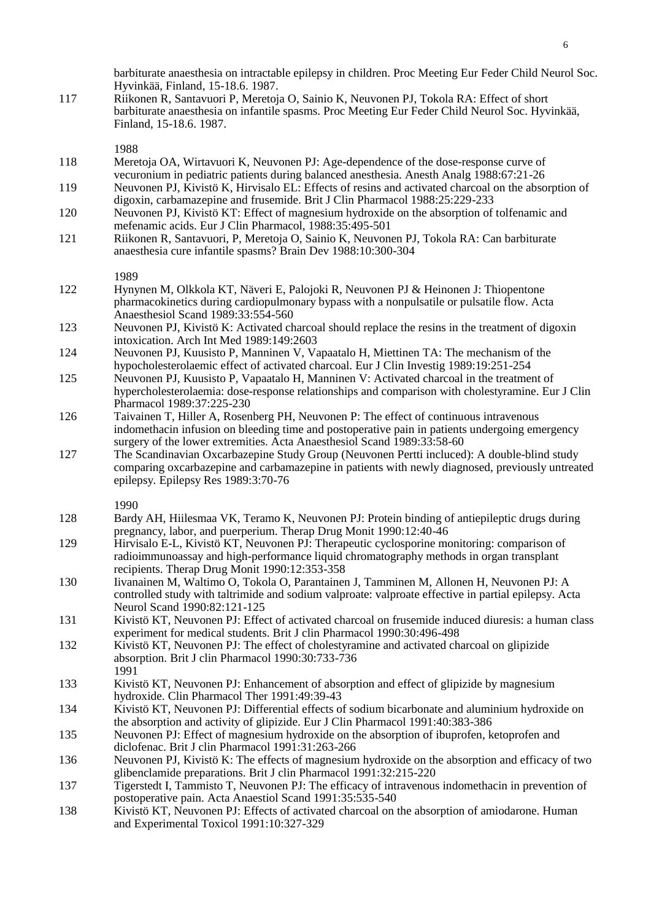barbiturate anaesthesia on intractable epilepsy in children. Proc Meeting Eur Feder Child Neurol Soc. Hyvinkää, Finland, 15-18.6. 1987.

117 Riikonen R, Santavuori P, Meretoja O, Sainio K, Neuvonen PJ, Tokola RA: Effect of short barbiturate anaesthesia on infantile spasms. Proc Meeting Eur Feder Child Neurol Soc. Hyvinkää, Finland, 15-18.6. 1987.

1988

118 Meretoja OA, Wirtavuori K, Neuvonen PJ: Age-dependence of the dose-response curve of vecuronium in pediatric patients during balanced anesthesia. Anesth Analg 1988:67:21-26

119 Neuvonen PJ, Kivistö K, Hirvisalo EL: Effects of resins and activated charcoal on the absorption of digoxin, carbamazepine and frusemide. Brit J Clin Pharmacol 1988:25:229-233

120 Neuvonen PJ, Kivistö KT: Effect of magnesium hydroxide on the absorption of tolfenamic and mefenamic acids. Eur J Clin Pharmacol, 1988:35:495-501

121 Riikonen R, Santavuori, P, Meretoja O, Sainio K, Neuvonen PJ, Tokola RA: Can barbiturate anaesthesia cure infantile spasms? Brain Dev 1988:10:300-304

1989

122 Hynynen M, Olkkola KT, Näveri E, Palojoki R, Neuvonen PJ & Heinonen J: Thiopentone pharmacokinetics during cardiopulmonary bypass with a nonpulsatile or pulsatile flow. Acta Anaesthesiol Scand 1989:33:554-560

123 Neuvonen PJ, Kivistö K: Activated charcoal should replace the resins in the treatment of digoxin intoxication. Arch Int Med 1989:149:2603

124 Neuvonen PJ, Kuusisto P, Manninen V, Vapaatalo H, Miettinen TA: The mechanism of the hypocholesterolaemic effect of activated charcoal. Eur J Clin Investig 1989:19:251-254

125 Neuvonen PJ, Kuusisto P, Vapaatalo H, Manninen V: Activated charcoal in the treatment of hypercholesterolaemia: dose-response relationships and comparison with cholestyramine. Eur J Clin Pharmacol 1989:37:225-230

126 Taivainen T, Hiller A, Rosenberg PH, Neuvonen P: The effect of continuous intravenous indomethacin infusion on bleeding time and postoperative pain in patients undergoing emergency surgery of the lower extremities. Acta Anaesthesiol Scand 1989:33:58-60

127 The Scandinavian Oxcarbazepine Study Group (Neuvonen Pertti incluced): A double-blind study comparing oxcarbazepine and carbamazepine in patients with newly diagnosed, previously untreated epilepsy. Epilepsy Res 1989:3:70-76

1990

128 Bardy AH, Hiilesmaa VK, Teramo K, Neuvonen PJ: Protein binding of antiepileptic drugs during pregnancy, labor, and puerperium. Therap Drug Monit 1990:12:40-46

129 Hirvisalo E-L, Kivistö KT, Neuvonen PJ: Therapeutic cyclosporine monitoring: comparison of radioimmunoassay and high-performance liquid chromatography methods in organ transplant recipients. Therap Drug Monit 1990:12:353-358

130 Iivanainen M, Waltimo O, Tokola O, Parantainen J, Tamminen M, Allonen H, Neuvonen PJ: A controlled study with taltrimide and sodium valproate: valproate effective in partial epilepsy. Acta Neurol Scand 1990:82:121-125

131 Kivistö KT, Neuvonen PJ: Effect of activated charcoal on frusemide induced diuresis: a human class experiment for medical students. Brit J clin Pharmacol 1990:30:496-498

132 Kivistö KT, Neuvonen PJ: The effect of cholestyramine and activated charcoal on glipizide absorption. Brit J clin Pharmacol 1990:30:733-736

1991

133 Kivistö KT, Neuvonen PJ: Enhancement of absorption and effect of glipizide by magnesium hydroxide. Clin Pharmacol Ther 1991:49:39-43

134 Kivistö KT, Neuvonen PJ: Differential effects of sodium bicarbonate and aluminium hydroxide on the absorption and activity of glipizide. Eur J Clin Pharmacol 1991:40:383-386

135 Neuvonen PJ: Effect of magnesium hydroxide on the absorption of ibuprofen, ketoprofen and diclofenac. Brit J clin Pharmacol 1991:31:263-266

136 Neuvonen PJ, Kivistö K: The effects of magnesium hydroxide on the absorption and efficacy of two glibenclamide preparations. Brit J clin Pharmacol 1991:32:215-220

137 Tigerstedt I, Tammisto T, Neuvonen PJ: The efficacy of intravenous indomethacin in prevention of postoperative pain. Acta Anaestiol Scand 1991:35:535-540

138 Kivistö KT, Neuvonen PJ: Effects of activated charcoal on the absorption of amiodarone. Human and Experimental Toxicol 1991:10:327-329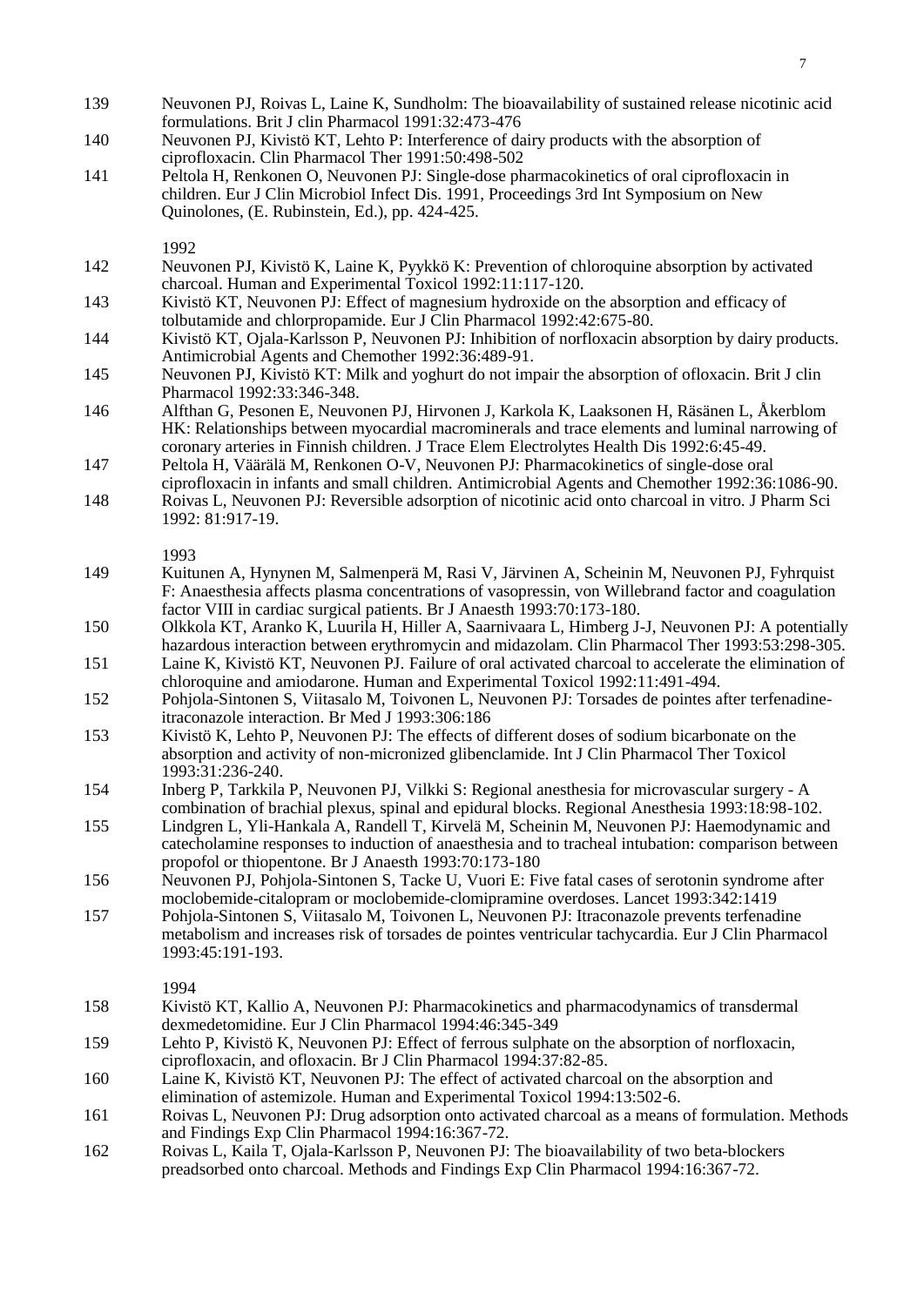139 Neuvonen PJ, Roivas L, Laine K, Sundholm: The bioavailability of sustained release nicotinic acid formulations. Brit J clin Pharmacol 1991:32:473-476

140 Neuvonen PJ, Kivistö KT, Lehto P: Interference of dairy products with the absorption of ciprofloxacin. Clin Pharmacol Ther 1991:50:498-502

141 Peltola H, Renkonen O, Neuvonen PJ: Single-dose pharmacokinetics of oral ciprofloxacin in children. Eur J Clin Microbiol Infect Dis. 1991, Proceedings 3rd Int Symposium on New Quinolones, (E. Rubinstein, Ed.), pp. 424-425.

1992

142 Neuvonen PJ, Kivistö K, Laine K, Pyykkö K: Prevention of chloroquine absorption by activated charcoal. Human and Experimental Toxicol 1992:11:117-120.

143 Kivistö KT, Neuvonen PJ: Effect of magnesium hydroxide on the absorption and efficacy of tolbutamide and chlorpropamide. Eur J Clin Pharmacol 1992:42:675-80.

144 Kivistö KT, Ojala-Karlsson P, Neuvonen PJ: Inhibition of norfloxacin absorption by dairy products. Antimicrobial Agents and Chemother 1992:36:489-91.

145 Neuvonen PJ, Kivistö KT: Milk and yoghurt do not impair the absorption of ofloxacin. Brit J clin Pharmacol 1992:33:346-348.

146 Alfthan G, Pesonen E, Neuvonen PJ, Hirvonen J, Karkola K, Laaksonen H, Räsänen L, Åkerblom HK: Relationships between myocardial macrominerals and trace elements and luminal narrowing of coronary arteries in Finnish children. J Trace Elem Electrolytes Health Dis 1992:6:45-49.

147 Peltola H, Väärälä M, Renkonen O-V, Neuvonen PJ: Pharmacokinetics of single-dose oral ciprofloxacin in infants and small children. Antimicrobial Agents and Chemother 1992:36:1086-90.

148 Roivas L, Neuvonen PJ: Reversible adsorption of nicotinic acid onto charcoal in vitro. J Pharm Sci 1992: 81:917-19.

1993

149 Kuitunen A, Hynynen M, Salmenperä M, Rasi V, Järvinen A, Scheinin M, Neuvonen PJ, Fyhrquist F: Anaesthesia affects plasma concentrations of vasopressin, von Willebrand factor and coagulation factor VIII in cardiac surgical patients. Br J Anaesth 1993:70:173-180.

150 Olkkola KT, Aranko K, Luurila H, Hiller A, Saarnivaara L, Himberg J-J, Neuvonen PJ: A potentially hazardous interaction between erythromycin and midazolam. Clin Pharmacol Ther 1993:53:298-305.

151 Laine K, Kivistö KT, Neuvonen PJ. Failure of oral activated charcoal to accelerate the elimination of chloroquine and amiodarone. Human and Experimental Toxicol 1992:11:491-494.

152 Pohjola-Sintonen S, Viitasalo M, Toivonen L, Neuvonen PJ: Torsades de pointes after terfenadine-itraconazole interaction. Br Med J 1993:306:186

153 Kivistö K, Lehto P, Neuvonen PJ: The effects of different doses of sodium bicarbonate on the absorption and activity of non-micronized glibenclamide. Int J Clin Pharmacol Ther Toxicol 1993:31:236-240.

154 Inberg P, Tarkkila P, Neuvonen PJ, Vilkki S: Regional anesthesia for microvascular surgery - A combination of brachial plexus, spinal and epidural blocks. Regional Anesthesia 1993:18:98-102.

155 Lindgren L, Yli-Hankala A, Randell T, Kirvelä M, Scheinin M, Neuvonen PJ: Haemodynamic and catecholamine responses to induction of anaesthesia and to tracheal intubation: comparison between propofol or thiopentone. Br J Anaesth 1993:70:173-180

156 Neuvonen PJ, Pohjola-Sintonen S, Tacke U, Vuori E: Five fatal cases of serotonin syndrome after moclobemide-citalopram or moclobemide-clomipramine overdoses. Lancet 1993:342:1419

157 Pohjola-Sintonen S, Viitasalo M, Toivonen L, Neuvonen PJ: Itraconazole prevents terfenadine metabolism and increases risk of torsades de pointes ventricular tachycardia. Eur J Clin Pharmacol 1993:45:191-193.

1994

158 Kivistö KT, Kallio A, Neuvonen PJ: Pharmacokinetics and pharmacodynamics of transdermal dexmedetomidine. Eur J Clin Pharmacol 1994:46:345-349

159 Lehto P, Kivistö K, Neuvonen PJ: Effect of ferrous sulphate on the absorption of norfloxacin, ciprofloxacin, and ofloxacin. Br J Clin Pharmacol 1994:37:82-85.

160 Laine K, Kivistö KT, Neuvonen PJ: The effect of activated charcoal on the absorption and elimination of astemizole. Human and Experimental Toxicol 1994:13:502-6.

161 Roivas L, Neuvonen PJ: Drug adsorption onto activated charcoal as a means of formulation. Methods and Findings Exp Clin Pharmacol 1994:16:367-72.

162 Roivas L, Kaila T, Ojala-Karlsson P, Neuvonen PJ: The bioavailability of two beta-blockers preadsorbed onto charcoal. Methods and Findings Exp Clin Pharmacol 1994:16:367-72.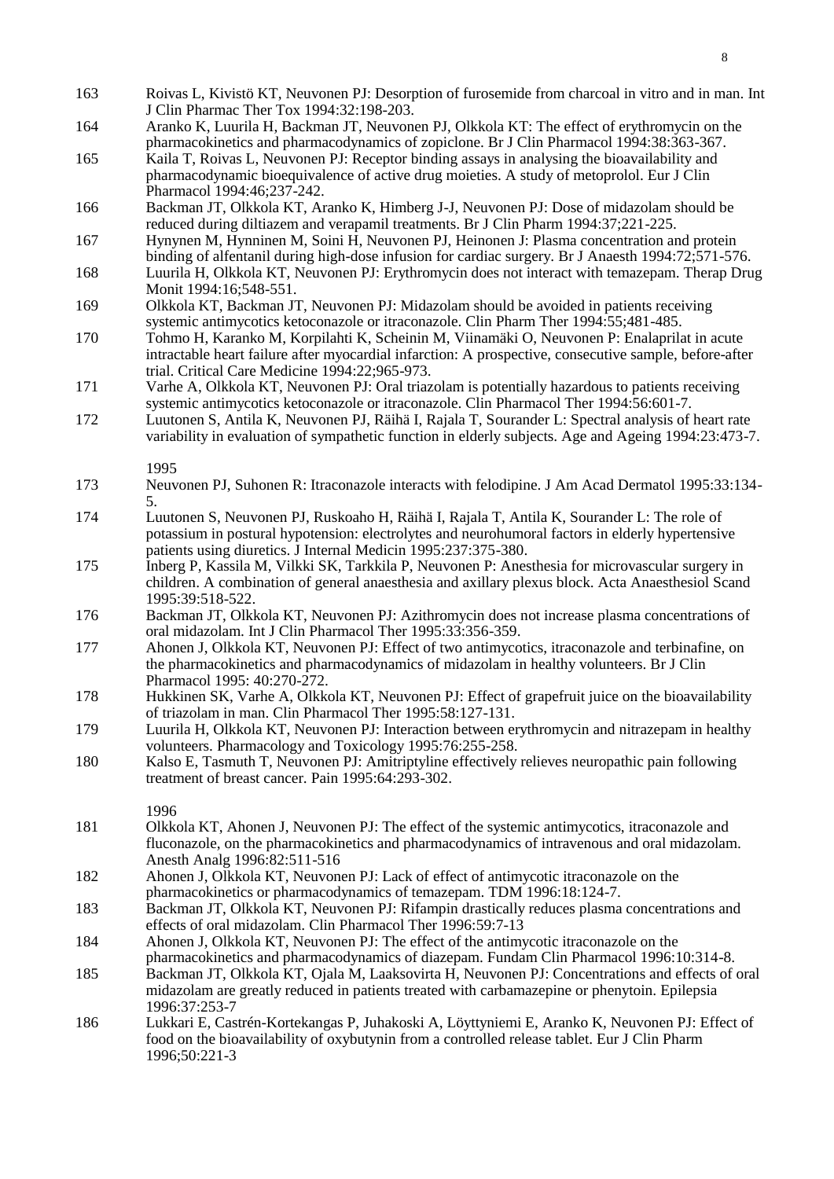163 Roivas L, Kivistö KT, Neuvonen PJ: Desorption of furosemide from charcoal in vitro and in man. Int J Clin Pharmac Ther Tox 1994:32:198-203.

164 Aranko K, Luurila H, Backman JT, Neuvonen PJ, Olkkola KT: The effect of erythromycin on the pharmacokinetics and pharmacodynamics of zopiclone. Br J Clin Pharmacol 1994:38:363-367.

165 Kaila T, Roivas L, Neuvonen PJ: Receptor binding assays in analysing the bioavailability and pharmacodynamic bioequivalence of active drug moieties. A study of metoprolol. Eur J Clin Pharmacol 1994:46;237-242.

166 Backman JT, Olkkola KT, Aranko K, Himberg J-J, Neuvonen PJ: Dose of midazolam should be reduced during diltiazem and verapamil treatments. Br J Clin Pharm 1994:37;221-225.

167 Hynynen M, Hynninen M, Soini H, Neuvonen PJ, Heinonen J: Plasma concentration and protein binding of alfentanil during high-dose infusion for cardiac surgery. Br J Anaesth 1994:72;571-576.

168 Luurila H, Olkkola KT, Neuvonen PJ: Erythromycin does not interact with temazepam. Therap Drug Monit 1994:16;548-551.

169 Olkkola KT, Backman JT, Neuvonen PJ: Midazolam should be avoided in patients receiving systemic antimycotics ketoconazole or itraconazole. Clin Pharm Ther 1994:55;481-485.

170 Tohmo H, Karanko M, Korpilahti K, Scheinin M, Viinamäki O, Neuvonen P: Enalaprilat in acute intractable heart failure after myocardial infarction: A prospective, consecutive sample, before-after trial. Critical Care Medicine 1994:22;965-973.

171 Varhe A, Olkkola KT, Neuvonen PJ: Oral triazolam is potentially hazardous to patients receiving systemic antimycotics ketoconazole or itraconazole. Clin Pharmacol Ther 1994:56:601-7.

172 Luutonen S, Antila K, Neuvonen PJ, Räihä I, Rajala T, Sourander L: Spectral analysis of heart rate variability in evaluation of sympathetic function in elderly subjects. Age and Ageing 1994:23:473-7.

1995

173 Neuvonen PJ, Suhonen R: Itraconazole interacts with felodipine. J Am Acad Dermatol 1995:33:134-5.

174 Luutonen S, Neuvonen PJ, Ruskoaho H, Räihä I, Rajala T, Antila K, Sourander L: The role of potassium in postural hypotension: electrolytes and neurohumoral factors in elderly hypertensive patients using diuretics. J Internal Medicin 1995:237:375-380.

175 Inberg P, Kassila M, Vilkki SK, Tarkkila P, Neuvonen P: Anesthesia for microvascular surgery in children. A combination of general anaesthesia and axillary plexus block. Acta Anaesthesiol Scand 1995:39:518-522.

176 Backman JT, Olkkola KT, Neuvonen PJ: Azithromycin does not increase plasma concentrations of oral midazolam. Int J Clin Pharmacol Ther 1995:33:356-359.

177 Ahonen J, Olkkola KT, Neuvonen PJ: Effect of two antimycotics, itraconazole and terbinafine, on the pharmacokinetics and pharmacodynamics of midazolam in healthy volunteers. Br J Clin Pharmacol 1995: 40:270-272.

178 Hukkinen SK, Varhe A, Olkkola KT, Neuvonen PJ: Effect of grapefruit juice on the bioavailability of triazolam in man. Clin Pharmacol Ther 1995:58:127-131.

179 Luurila H, Olkkola KT, Neuvonen PJ: Interaction between erythromycin and nitrazepam in healthy volunteers. Pharmacology and Toxicology 1995:76:255-258.

180 Kalso E, Tasmuth T, Neuvonen PJ: Amitriptyline effectively relieves neuropathic pain following treatment of breast cancer. Pain 1995:64:293-302.

1996

181 Olkkola KT, Ahonen J, Neuvonen PJ: The effect of the systemic antimycotics, itraconazole and fluconazole, on the pharmacokinetics and pharmacodynamics of intravenous and oral midazolam. Anesth Analg 1996:82:511-516

182 Ahonen J, Olkkola KT, Neuvonen PJ: Lack of effect of antimycotic itraconazole on the pharmacokinetics or pharmacodynamics of temazepam. TDM 1996:18:124-7.

183 Backman JT, Olkkola KT, Neuvonen PJ: Rifampin drastically reduces plasma concentrations and effects of oral midazolam. Clin Pharmacol Ther 1996:59:7-13

184 Ahonen J, Olkkola KT, Neuvonen PJ: The effect of the antimycotic itraconazole on the pharmacokinetics and pharmacodynamics of diazepam. Fundam Clin Pharmacol 1996:10:314-8.

185 Backman JT, Olkkola KT, Ojala M, Laaksovirta H, Neuvonen PJ: Concentrations and effects of oral midazolam are greatly reduced in patients treated with carbamazepine or phenytoin. Epilepsia 1996:37:253-7

186 Lukkari E, Castrén-Kortekangas P, Juhakoski A, Löyttyniemi E, Aranko K, Neuvonen PJ: Effect of food on the bioavailability of oxybutynin from a controlled release tablet. Eur J Clin Pharm 1996;50:221-3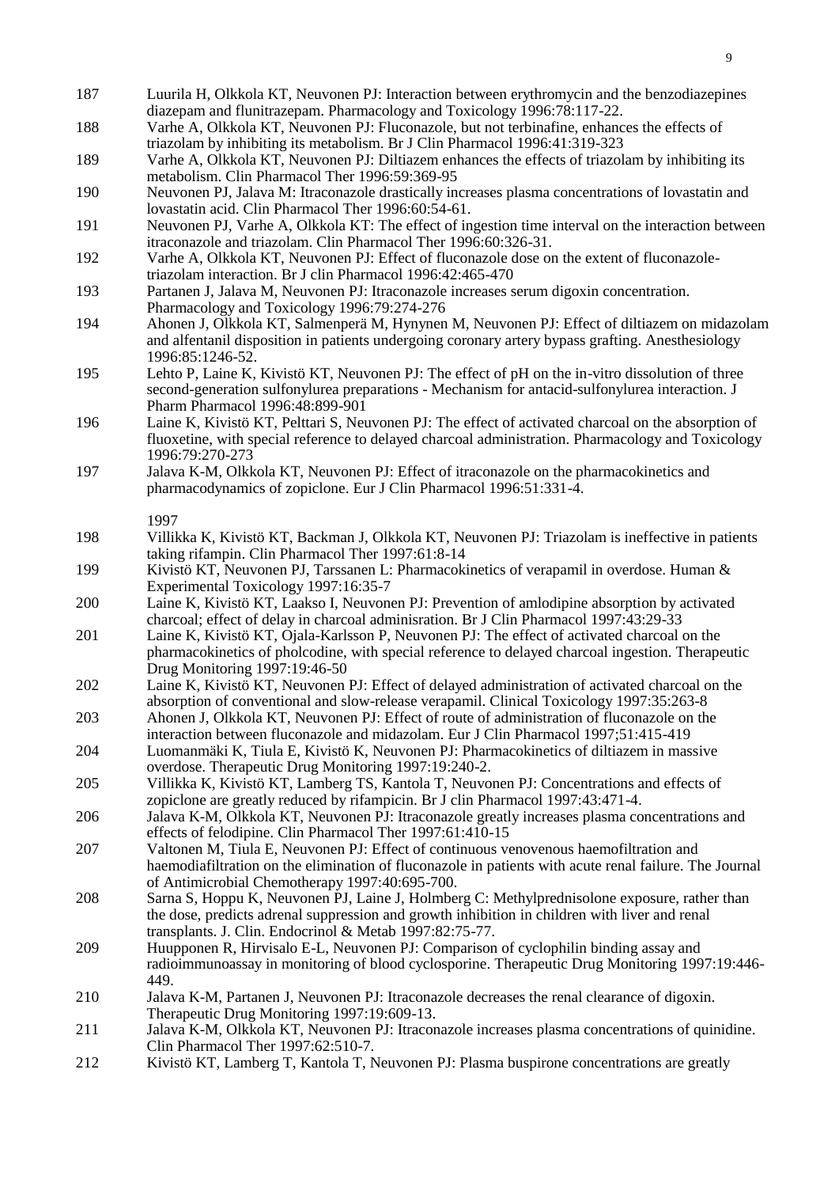187 Luurila H, Olkkola KT, Neuvonen PJ: Interaction between erythromycin and the benzodiazepines diazepam and flunitrazepam. Pharmacology and Toxicology 1996:78:117-22.

188 Varhe A, Olkkola KT, Neuvonen PJ: Fluconazole, but not terbinafine, enhances the effects of triazolam by inhibiting its metabolism. Br J Clin Pharmacol 1996:41:319-323

189 Varhe A, Olkkola KT, Neuvonen PJ: Diltiazem enhances the effects of triazolam by inhibiting its metabolism. Clin Pharmacol Ther 1996:59:369-95

190 Neuvonen PJ, Jalava M: Itraconazole drastically increases plasma concentrations of lovastatin and lovastatin acid. Clin Pharmacol Ther 1996:60:54-61.

191 Neuvonen PJ, Varhe A, Olkkola KT: The effect of ingestion time interval on the interaction between itraconazole and triazolam. Clin Pharmacol Ther 1996:60:326-31.

192 Varhe A, Olkkola KT, Neuvonen PJ: Effect of fluconazole dose on the extent of fluconazole-triazolam interaction. Br J clin Pharmacol 1996:42:465-470

193 Partanen J, Jalava M, Neuvonen PJ: Itraconazole increases serum digoxin concentration. Pharmacology and Toxicology 1996:79:274-276

194 Ahonen J, Olkkola KT, Salmenperä M, Hynynen M, Neuvonen PJ: Effect of diltiazem on midazolam and alfentanil disposition in patients undergoing coronary artery bypass grafting. Anesthesiology 1996:85:1246-52.

195 Lehto P, Laine K, Kivistö KT, Neuvonen PJ: The effect of pH on the in-vitro dissolution of three second-generation sulfonylurea preparations - Mechanism for antacid-sulfonylurea interaction. J Pharm Pharmacol 1996:48:899-901

196 Laine K, Kivistö KT, Pelttari S, Neuvonen PJ: The effect of activated charcoal on the absorption of fluoxetine, with special reference to delayed charcoal administration. Pharmacology and Toxicology 1996:79:270-273

197 Jalava K-M, Olkkola KT, Neuvonen PJ: Effect of itraconazole on the pharmacokinetics and pharmacodynamics of zopiclone. Eur J Clin Pharmacol 1996:51:331-4.

1997

198 Villikka K, Kivistö KT, Backman J, Olkkola KT, Neuvonen PJ: Triazolam is ineffective in patients taking rifampin. Clin Pharmacol Ther 1997:61:8-14

199 Kivistö KT, Neuvonen PJ, Tarssanen L: Pharmacokinetics of verapamil in overdose. Human & Experimental Toxicology 1997:16:35-7

200 Laine K, Kivistö KT, Laakso I, Neuvonen PJ: Prevention of amlodipine absorption by activated charcoal; effect of delay in charcoal adminisration. Br J Clin Pharmacol 1997:43:29-33

201 Laine K, Kivistö KT, Ojala-Karlsson P, Neuvonen PJ: The effect of activated charcoal on the pharmacokinetics of pholcodine, with special reference to delayed charcoal ingestion. Therapeutic Drug Monitoring 1997:19:46-50

202 Laine K, Kivistö KT, Neuvonen PJ: Effect of delayed administration of activated charcoal on the absorption of conventional and slow-release verapamil. Clinical Toxicology 1997:35:263-8

203 Ahonen J, Olkkola KT, Neuvonen PJ: Effect of route of administration of fluconazole on the interaction between fluconazole and midazolam. Eur J Clin Pharmacol 1997;51:415-419

204 Luomanmäki K, Tiula E, Kivistö K, Neuvonen PJ: Pharmacokinetics of diltiazem in massive overdose. Therapeutic Drug Monitoring 1997:19:240-2.

205 Villikka K, Kivistö KT, Lamberg TS, Kantola T, Neuvonen PJ: Concentrations and effects of zopiclone are greatly reduced by rifampicin. Br J clin Pharmacol 1997:43:471-4.

206 Jalava K-M, Olkkola KT, Neuvonen PJ: Itraconazole greatly increases plasma concentrations and effects of felodipine. Clin Pharmacol Ther 1997:61:410-15

207 Valtonen M, Tiula E, Neuvonen PJ: Effect of continuous venovenous haemofiltration and haemodiafiltration on the elimination of fluconazole in patients with acute renal failure. The Journal of Antimicrobial Chemotherapy 1997:40:695-700.

208 Sarna S, Hoppu K, Neuvonen PJ, Laine J, Holmberg C: Methylprednisolone exposure, rather than the dose, predicts adrenal suppression and growth inhibition in children with liver and renal transplants. J. Clin. Endocrinol & Metab 1997:82:75-77.

209 Huupponen R, Hirvisalo E-L, Neuvonen PJ: Comparison of cyclophilin binding assay and radioimmunoassay in monitoring of blood cyclosporine. Therapeutic Drug Monitoring 1997:19:446-449.

210 Jalava K-M, Partanen J, Neuvonen PJ: Itraconazole decreases the renal clearance of digoxin. Therapeutic Drug Monitoring 1997:19:609-13.

211 Jalava K-M, Olkkola KT, Neuvonen PJ: Itraconazole increases plasma concentrations of quinidine. Clin Pharmacol Ther 1997:62:510-7.

212 Kivistö KT, Lamberg T, Kantola T, Neuvonen PJ: Plasma buspirone concentrations are greatly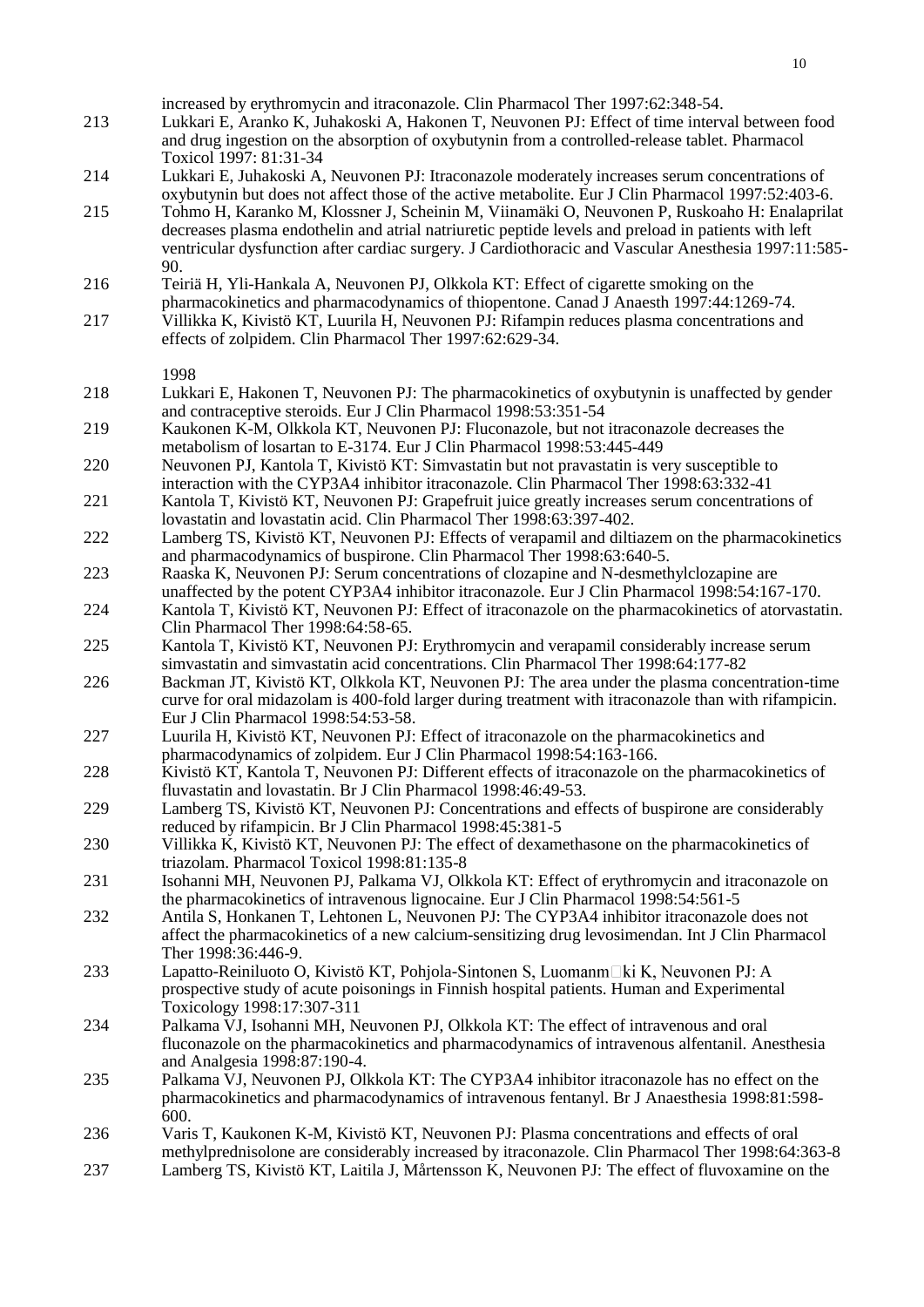increased by erythromycin and itraconazole. Clin Pharmacol Ther 1997:62:348-54.

213 Lukkari E, Aranko K, Juhakoski A, Hakonen T, Neuvonen PJ: Effect of time interval between food and drug ingestion on the absorption of oxybutynin from a controlled-release tablet. Pharmacol Toxicol 1997: 81:31-34

214 Lukkari E, Juhakoski A, Neuvonen PJ: Itraconazole moderately increases serum concentrations of oxybutynin but does not affect those of the active metabolite. Eur J Clin Pharmacol 1997:52:403-6.

215 Tohmo H, Karanko M, Klossner J, Scheinin M, Viinamäki O, Neuvonen P, Ruskoaho H: Enalaprilat decreases plasma endothelin and atrial natriuretic peptide levels and preload in patients with left ventricular dysfunction after cardiac surgery. J Cardiothoracic and Vascular Anesthesia 1997:11:585-90.

216 Teiriä H, Yli-Hankala A, Neuvonen PJ, Olkkola KT: Effect of cigarette smoking on the pharmacokinetics and pharmacodynamics of thiopentone. Canad J Anaesth 1997:44:1269-74.

217 Villikka K, Kivistö KT, Luurila H, Neuvonen PJ: Rifampin reduces plasma concentrations and effects of zolpidem. Clin Pharmacol Ther 1997:62:629-34.

1998

218 Lukkari E, Hakonen T, Neuvonen PJ: The pharmacokinetics of oxybutynin is unaffected by gender and contraceptive steroids. Eur J Clin Pharmacol 1998:53:351-54

219 Kaukonen K-M, Olkkola KT, Neuvonen PJ: Fluconazole, but not itraconazole decreases the metabolism of losartan to E-3174. Eur J Clin Pharmacol 1998:53:445-449

220 Neuvonen PJ, Kantola T, Kivistö KT: Simvastatin but not pravastatin is very susceptible to interaction with the CYP3A4 inhibitor itraconazole. Clin Pharmacol Ther 1998:63:332-41

221 Kantola T, Kivistö KT, Neuvonen PJ: Grapefruit juice greatly increases serum concentrations of lovastatin and lovastatin acid. Clin Pharmacol Ther 1998:63:397-402.

222 Lamberg TS, Kivistö KT, Neuvonen PJ: Effects of verapamil and diltiazem on the pharmacokinetics and pharmacodynamics of buspirone. Clin Pharmacol Ther 1998:63:640-5.

223 Raaska K, Neuvonen PJ: Serum concentrations of clozapine and N-desmethylclozapine are unaffected by the potent CYP3A4 inhibitor itraconazole. Eur J Clin Pharmacol 1998:54:167-170.

224 Kantola T, Kivistö KT, Neuvonen PJ: Effect of itraconazole on the pharmacokinetics of atorvastatin. Clin Pharmacol Ther 1998:64:58-65.

225 Kantola T, Kivistö KT, Neuvonen PJ: Erythromycin and verapamil considerably increase serum simvastatin and simvastatin acid concentrations. Clin Pharmacol Ther 1998:64:177-82

226 Backman JT, Kivistö KT, Olkkola KT, Neuvonen PJ: The area under the plasma concentration-time curve for oral midazolam is 400-fold larger during treatment with itraconazole than with rifampicin. Eur J Clin Pharmacol 1998:54:53-58.

227 Luurila H, Kivistö KT, Neuvonen PJ: Effect of itraconazole on the pharmacokinetics and pharmacodynamics of zolpidem. Eur J Clin Pharmacol 1998:54:163-166.

228 Kivistö KT, Kantola T, Neuvonen PJ: Different effects of itraconazole on the pharmacokinetics of fluvastatin and lovastatin. Br J Clin Pharmacol 1998:46:49-53.

229 Lamberg TS, Kivistö KT, Neuvonen PJ: Concentrations and effects of buspirone are considerably reduced by rifampicin. Br J Clin Pharmacol 1998:45:381-5

230 Villikka K, Kivistö KT, Neuvonen PJ: The effect of dexamethasone on the pharmacokinetics of triazolam. Pharmacol Toxicol 1998:81:135-8

231 Isohanni MH, Neuvonen PJ, Palkama VJ, Olkkola KT: Effect of erythromycin and itraconazole on the pharmacokinetics of intravenous lignocaine. Eur J Clin Pharmacol 1998:54:561-5

232 Antila S, Honkanen T, Lehtonen L, Neuvonen PJ: The CYP3A4 inhibitor itraconazole does not affect the pharmacokinetics of a new calcium-sensitizing drug levosimendan. Int J Clin Pharmacol Ther 1998:36:446-9.

233 Lapatto-Reiniluoto O, Kivistö KT, Pohjola-Sintonen S, Luomanmäki K, Neuvonen PJ: A prospective study of acute poisonings in Finnish hospital patients. Human and Experimental Toxicology 1998:17:307-311

234 Palkama VJ, Isohanni MH, Neuvonen PJ, Olkkola KT: The effect of intravenous and oral fluconazole on the pharmacokinetics and pharmacodynamics of intravenous alfentanil. Anesthesia and Analgesia 1998:87:190-4.

235 Palkama VJ, Neuvonen PJ, Olkkola KT: The CYP3A4 inhibitor itraconazole has no effect on the pharmacokinetics and pharmacodynamics of intravenous fentanyl. Br J Anaesthesia 1998:81:598-600.

236 Varis T, Kaukonen K-M, Kivistö KT, Neuvonen PJ: Plasma concentrations and effects of oral methylprednisolone are considerably increased by itraconazole. Clin Pharmacol Ther 1998:64:363-8

237 Lamberg TS, Kivistö KT, Laitila J, Mårtensson K, Neuvonen PJ: The effect of fluvoxamine on the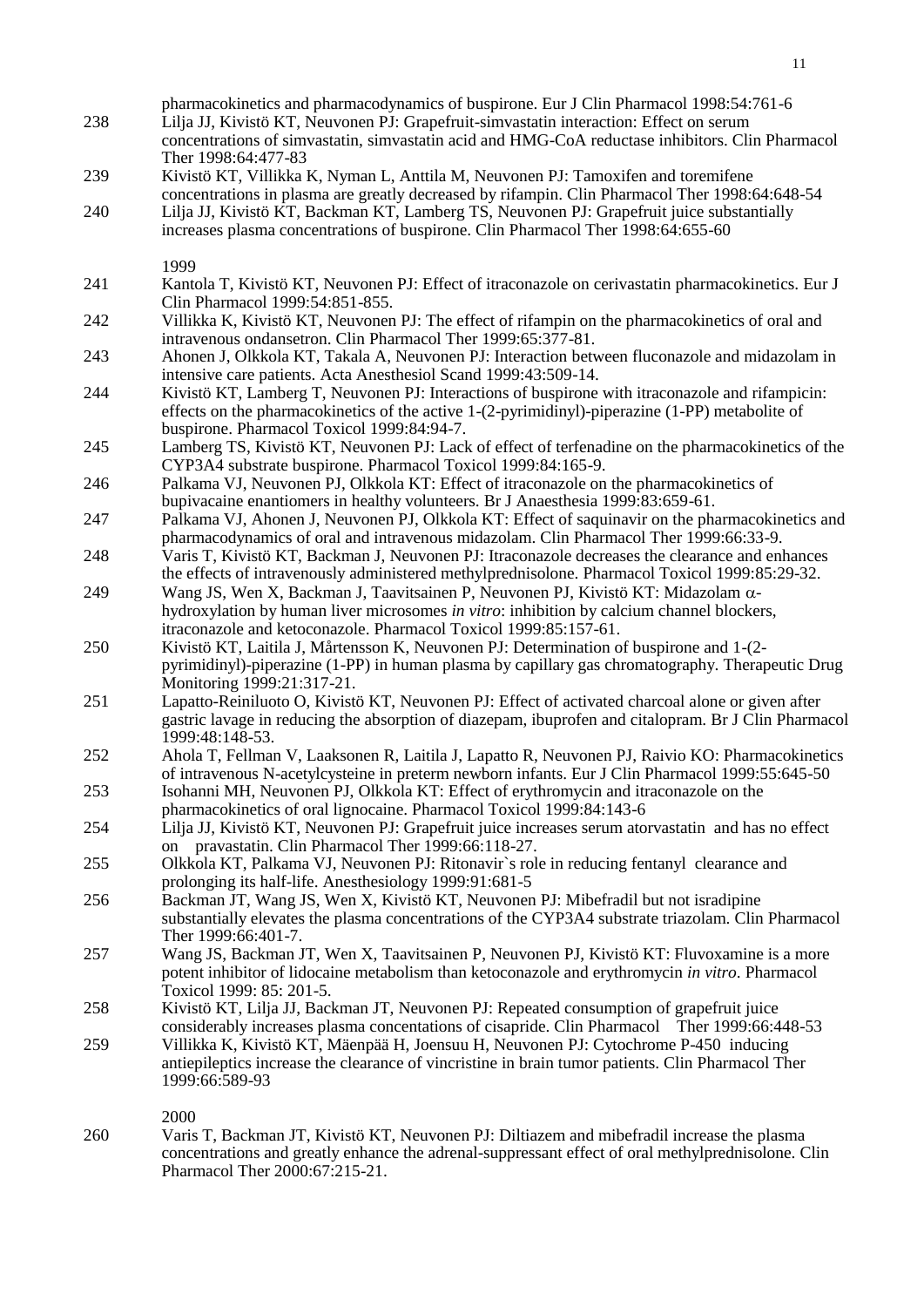pharmacokinetics and pharmacodynamics of buspirone. Eur J Clin Pharmacol 1998:54:761-6

238 Lilja JJ, Kivistö KT, Neuvonen PJ: Grapefruit-simvastatin interaction: Effect on serum concentrations of simvastatin, simvastatin acid and HMG-CoA reductase inhibitors. Clin Pharmacol Ther 1998:64:477-83

239 Kivistö KT, Villikka K, Nyman L, Anttila M, Neuvonen PJ: Tamoxifen and toremifene concentrations in plasma are greatly decreased by rifampin. Clin Pharmacol Ther 1998:64:648-54

240 Lilja JJ, Kivistö KT, Backman KT, Lamberg TS, Neuvonen PJ: Grapefruit juice substantially increases plasma concentrations of buspirone. Clin Pharmacol Ther 1998:64:655-60

1999

241 Kantola T, Kivistö KT, Neuvonen PJ: Effect of itraconazole on cerivastatin pharmacokinetics. Eur J Clin Pharmacol 1999:54:851-855.

242 Villikka K, Kivistö KT, Neuvonen PJ: The effect of rifampin on the pharmacokinetics of oral and intravenous ondansetron. Clin Pharmacol Ther 1999:65:377-81.

243 Ahonen J, Olkkola KT, Takala A, Neuvonen PJ: Interaction between fluconazole and midazolam in intensive care patients. Acta Anesthesiol Scand 1999:43:509-14.

244 Kivistö KT, Lamberg T, Neuvonen PJ: Interactions of buspirone with itraconazole and rifampicin: effects on the pharmacokinetics of the active 1-(2-pyrimidinyl)-piperazine (1-PP) metabolite of buspirone. Pharmacol Toxicol 1999:84:94-7.

245 Lamberg TS, Kivistö KT, Neuvonen PJ: Lack of effect of terfenadine on the pharmacokinetics of the CYP3A4 substrate buspirone. Pharmacol Toxicol 1999:84:165-9.

246 Palkama VJ, Neuvonen PJ, Olkkola KT: Effect of itraconazole on the pharmacokinetics of bupivacaine enantiomers in healthy volunteers. Br J Anaesthesia 1999:83:659-61.

247 Palkama VJ, Ahonen J, Neuvonen PJ, Olkkola KT: Effect of saquinavir on the pharmacokinetics and pharmacodynamics of oral and intravenous midazolam. Clin Pharmacol Ther 1999:66:33-9.

248 Varis T, Kivistö KT, Backman J, Neuvonen PJ: Itraconazole decreases the clearance and enhances the effects of intravenously administered methylprednisolone. Pharmacol Toxicol 1999:85:29-32.

249 Wang JS, Wen X, Backman J, Taavitsainen P, Neuvonen PJ, Kivistö KT: Midazolam $\alpha$-hydroxylation by human liver microsomes *in vitro*: inhibition by calcium channel blockers, itraconazole and ketoconazole. Pharmacol Toxicol 1999:85:157-61.

250 Kivistö KT, Laitila J, Mårtensson K, Neuvonen PJ: Determination of buspirone and 1-(2-pyrimidinyl)-piperazine (1-PP) in human plasma by capillary gas chromatography. Therapeutic Drug Monitoring 1999:21:317-21.

251 Lapatto-Reiniluoto O, Kivistö KT, Neuvonen PJ: Effect of activated charcoal alone or given after gastric lavage in reducing the absorption of diazepam, ibuprofen and citalopram. Br J Clin Pharmacol 1999:48:148-53.

252 Ahola T, Fellman V, Laaksonen R, Laitila J, Lapatto R, Neuvonen PJ, Raivio KO: Pharmacokinetics of intravenous N-acetylcysteine in preterm newborn infants. Eur J Clin Pharmacol 1999:55:645-50

253 Isohanni MH, Neuvonen PJ, Olkkola KT: Effect of erythromycin and itraconazole on the pharmacokinetics of oral lignocaine. Pharmacol Toxicol 1999:84:143-6

254 Lilja JJ, Kivistö KT, Neuvonen PJ: Grapefruit juice increases serum atorvastatin and has no effect on pravastatin. Clin Pharmacol Ther 1999:66:118-27.

255 Olkkola KT, Palkama VJ, Neuvonen PJ: Ritonavir`s role in reducing fentanyl clearance and prolonging its half-life. Anesthesiology 1999:91:681-5

256 Backman JT, Wang JS, Wen X, Kivistö KT, Neuvonen PJ: Mibefradil but not isradipine substantially elevates the plasma concentrations of the CYP3A4 substrate triazolam. Clin Pharmacol Ther 1999:66:401-7.

257 Wang JS, Backman JT, Wen X, Taavitsainen P, Neuvonen PJ, Kivistö KT: Fluvoxamine is a more potent inhibitor of lidocaine metabolism than ketoconazole and erythromycin *in vitro*. Pharmacol Toxicol 1999: 85: 201-5.

258 Kivistö KT, Lilja JJ, Backman JT, Neuvonen PJ: Repeated consumption of grapefruit juice considerably increases plasma concentations of cisapride. Clin Pharmacol Ther 1999:66:448-53

259 Villikka K, Kivistö KT, Mäenpää H, Joensuu H, Neuvonen PJ: Cytochrome P-450 inducing antiepileptics increase the clearance of vincristine in brain tumor patients. Clin Pharmacol Ther 1999:66:589-93

2000

260 Varis T, Backman JT, Kivistö KT, Neuvonen PJ: Diltiazem and mibefradil increase the plasma concentrations and greatly enhance the adrenal-suppressant effect of oral methylprednisolone. Clin Pharmacol Ther 2000:67:215-21.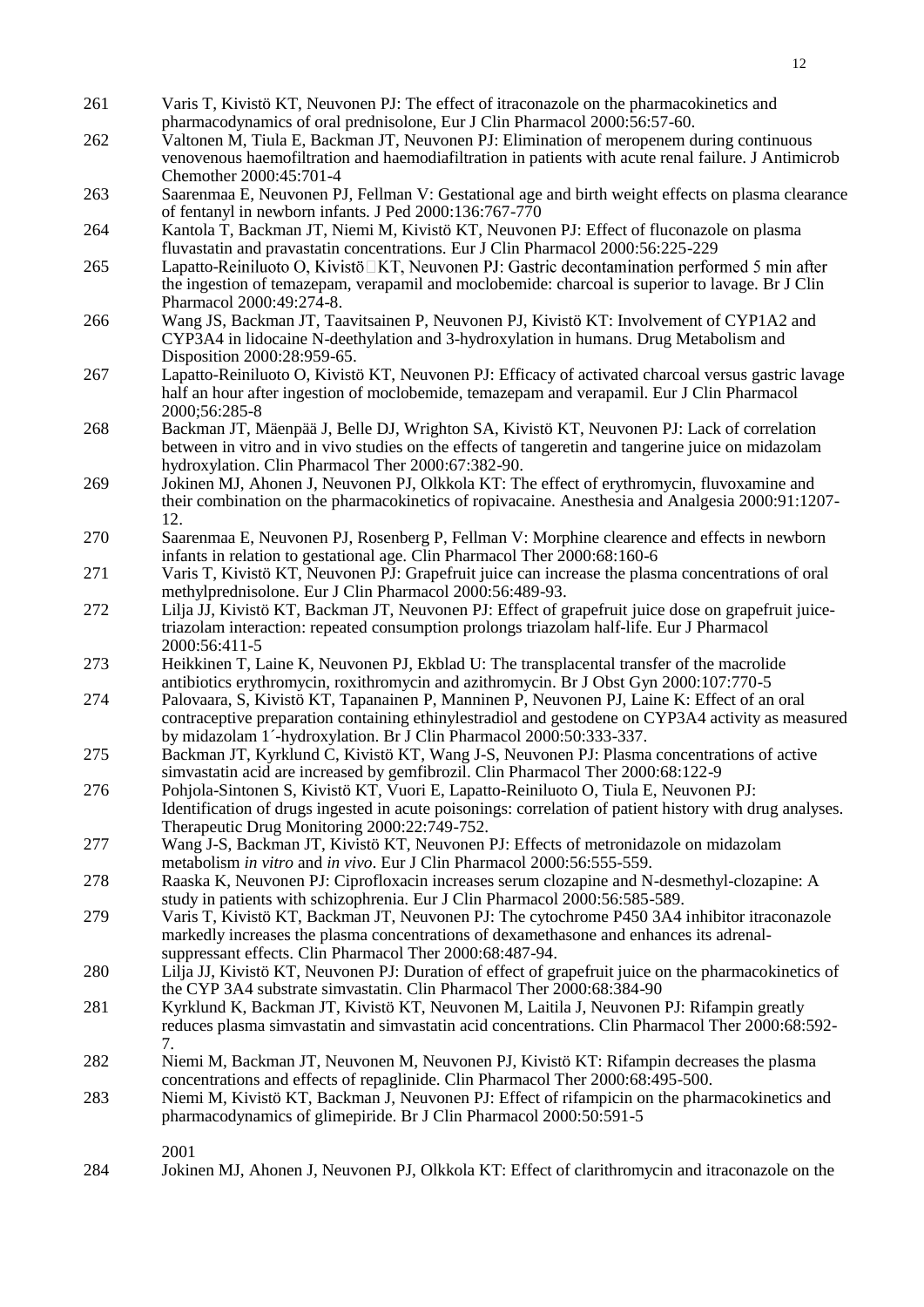261 Varis T, Kivistö KT, Neuvonen PJ: The effect of itraconazole on the pharmacokinetics and pharmacodynamics of oral prednisolone, Eur J Clin Pharmacol 2000:56:57-60.

262 Valtonen M, Tiula E, Backman JT, Neuvonen PJ: Elimination of meropenem during continuous venovenous haemofiltration and haemodiafiltration in patients with acute renal failure. J Antimicrob Chemother 2000:45:701-4

263 Saarenmaa E, Neuvonen PJ, Fellman V: Gestational age and birth weight effects on plasma clearance of fentanyl in newborn infants. J Ped 2000:136:767-770

264 Kantola T, Backman JT, Niemi M, Kivistö KT, Neuvonen PJ: Effect of fluconazole on plasma fluvastatin and pravastatin concentrations. Eur J Clin Pharmacol 2000:56:225-229

265 Lapatto-Reiniluoto O, Kivistö KT, Neuvonen PJ: Gastric decontamination performed 5 min after the ingestion of temazepam, verapamil and moclobemide: charcoal is superior to lavage. Br J Clin Pharmacol 2000:49:274-8.

266 Wang JS, Backman JT, Taavitsainen P, Neuvonen PJ, Kivistö KT: Involvement of CYP1A2 and CYP3A4 in lidocaine N-deethylation and 3-hydroxylation in humans. Drug Metabolism and Disposition 2000:28:959-65.

267 Lapatto-Reiniluoto O, Kivistö KT, Neuvonen PJ: Efficacy of activated charcoal versus gastric lavage half an hour after ingestion of moclobemide, temazepam and verapamil. Eur J Clin Pharmacol 2000;56:285-8

268 Backman JT, Mäenpää J, Belle DJ, Wrighton SA, Kivistö KT, Neuvonen PJ: Lack of correlation between in vitro and in vivo studies on the effects of tangeretin and tangerine juice on midazolam hydroxylation. Clin Pharmacol Ther 2000:67:382-90.

269 Jokinen MJ, Ahonen J, Neuvonen PJ, Olkkola KT: The effect of erythromycin, fluvoxamine and their combination on the pharmacokinetics of ropivacaine. Anesthesia and Analgesia 2000:91:1207-12.

270 Saarenmaa E, Neuvonen PJ, Rosenberg P, Fellman V: Morphine clearence and effects in newborn infants in relation to gestational age. Clin Pharmacol Ther 2000:68:160-6

271 Varis T, Kivistö KT, Neuvonen PJ: Grapefruit juice can increase the plasma concentrations of oral methylprednisolone. Eur J Clin Pharmacol 2000:56:489-93.

272 Lilja JJ, Kivistö KT, Backman JT, Neuvonen PJ: Effect of grapefruit juice dose on grapefruit juice-triazolam interaction: repeated consumption prolongs triazolam half-life. Eur J Pharmacol 2000:56:411-5

273 Heikkinen T, Laine K, Neuvonen PJ, Ekblad U: The transplacental transfer of the macrolide antibiotics erythromycin, roxithromycin and azithromycin. Br J Obst Gyn 2000:107:770-5

274 Palovaara, S, Kivistö KT, Tapanainen P, Manninen P, Neuvonen PJ, Laine K: Effect of an oral contraceptive preparation containing ethinylestradiol and gestodene on CYP3A4 activity as measured by midazolam 1´-hydroxylation. Br J Clin Pharmacol 2000:50:333-337.

275 Backman JT, Kyrklund C, Kivistö KT, Wang J-S, Neuvonen PJ: Plasma concentrations of active simvastatin acid are increased by gemfibrozil. Clin Pharmacol Ther 2000:68:122-9

276 Pohjola-Sintonen S, Kivistö KT, Vuori E, Lapatto-Reiniluoto O, Tiula E, Neuvonen PJ: Identification of drugs ingested in acute poisonings: correlation of patient history with drug analyses. Therapeutic Drug Monitoring 2000:22:749-752.

277 Wang J-S, Backman JT, Kivistö KT, Neuvonen PJ: Effects of metronidazole on midazolam metabolism *in vitro* and *in vivo*. Eur J Clin Pharmacol 2000:56:555-559.

278 Raaska K, Neuvonen PJ: Ciprofloxacin increases serum clozapine and N-desmethyl-clozapine: A study in patients with schizophrenia. Eur J Clin Pharmacol 2000:56:585-589.

279 Varis T, Kivistö KT, Backman JT, Neuvonen PJ: The cytochrome P450 3A4 inhibitor itraconazole markedly increases the plasma concentrations of dexamethasone and enhances its adrenal-suppressant effects. Clin Pharmacol Ther 2000:68:487-94.

280 Lilja JJ, Kivistö KT, Neuvonen PJ: Duration of effect of grapefruit juice on the pharmacokinetics of the CYP 3A4 substrate simvastatin. Clin Pharmacol Ther 2000:68:384-90

281 Kyrklund K, Backman JT, Kivistö KT, Neuvonen M, Laitila J, Neuvonen PJ: Rifampin greatly reduces plasma simvastatin and simvastatin acid concentrations. Clin Pharmacol Ther 2000:68:592-7.

282 Niemi M, Backman JT, Neuvonen M, Neuvonen PJ, Kivistö KT: Rifampin decreases the plasma concentrations and effects of repaglinide. Clin Pharmacol Ther 2000:68:495-500.

283 Niemi M, Kivistö KT, Backman J, Neuvonen PJ: Effect of rifampicin on the pharmacokinetics and pharmacodynamics of glimepiride. Br J Clin Pharmacol 2000:50:591-5

2001

284 Jokinen MJ, Ahonen J, Neuvonen PJ, Olkkola KT: Effect of clarithromycin and itraconazole on the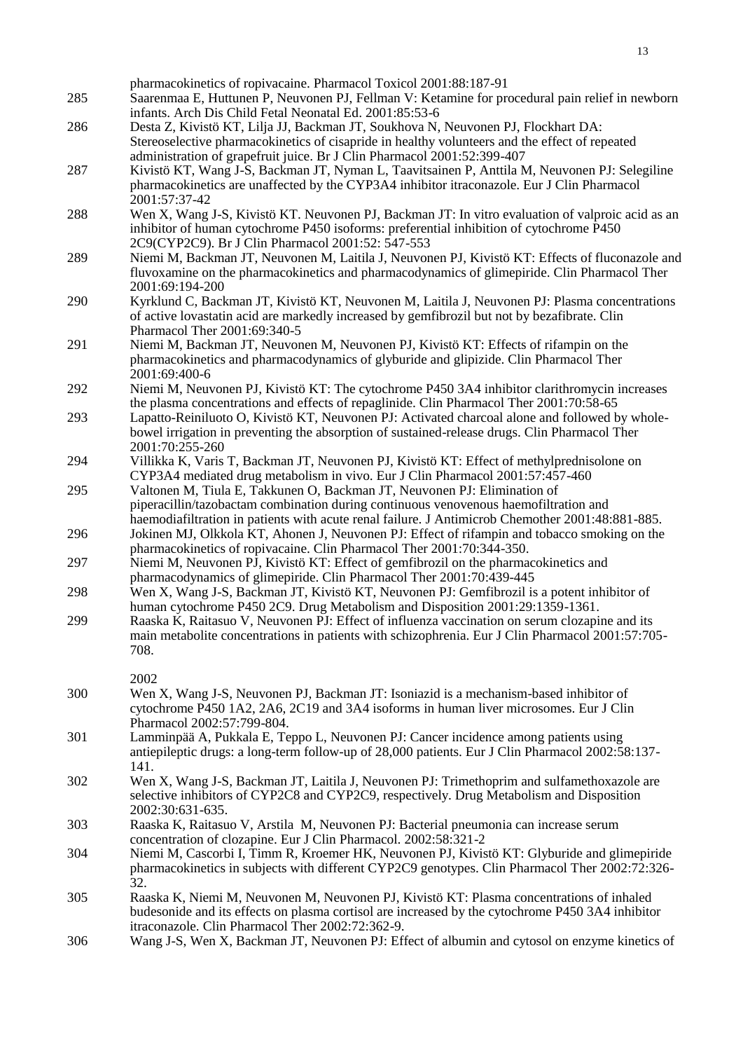pharmacokinetics of ropivacaine. Pharmacol Toxicol 2001:88:187-91

285 Saarenmaa E, Huttunen P, Neuvonen PJ, Fellman V: Ketamine for procedural pain relief in newborn infants. Arch Dis Child Fetal Neonatal Ed. 2001:85:53-6

286 Desta Z, Kivistö KT, Lilja JJ, Backman JT, Soukhova N, Neuvonen PJ, Flockhart DA: Stereoselective pharmacokinetics of cisapride in healthy volunteers and the effect of repeated administration of grapefruit juice. Br J Clin Pharmacol 2001:52:399-407

287 Kivistö KT, Wang J-S, Backman JT, Nyman L, Taavitsainen P, Anttila M, Neuvonen PJ: Selegiline pharmacokinetics are unaffected by the CYP3A4 inhibitor itraconazole. Eur J Clin Pharmacol 2001:57:37-42

288 Wen X, Wang J-S, Kivistö KT. Neuvonen PJ, Backman JT: In vitro evaluation of valproic acid as an inhibitor of human cytochrome P450 isoforms: preferential inhibition of cytochrome P450 2C9(CYP2C9). Br J Clin Pharmacol 2001:52: 547-553

289 Niemi M, Backman JT, Neuvonen M, Laitila J, Neuvonen PJ, Kivistö KT: Effects of fluconazole and fluvoxamine on the pharmacokinetics and pharmacodynamics of glimepiride. Clin Pharmacol Ther 2001:69:194-200

290 Kyrklund C, Backman JT, Kivistö KT, Neuvonen M, Laitila J, Neuvonen PJ: Plasma concentrations of active lovastatin acid are markedly increased by gemfibrozil but not by bezafibrate. Clin Pharmacol Ther 2001:69:340-5

291 Niemi M, Backman JT, Neuvonen M, Neuvonen PJ, Kivistö KT: Effects of rifampin on the pharmacokinetics and pharmacodynamics of glyburide and glipizide. Clin Pharmacol Ther 2001:69:400-6

292 Niemi M, Neuvonen PJ, Kivistö KT: The cytochrome P450 3A4 inhibitor clarithromycin increases the plasma concentrations and effects of repaglinide. Clin Pharmacol Ther 2001:70:58-65

293 Lapatto-Reiniluoto O, Kivistö KT, Neuvonen PJ: Activated charcoal alone and followed by whole-bowel irrigation in preventing the absorption of sustained-release drugs. Clin Pharmacol Ther 2001:70:255-260

294 Villikka K, Varis T, Backman JT, Neuvonen PJ, Kivistö KT: Effect of methylprednisolone on CYP3A4 mediated drug metabolism in vivo. Eur J Clin Pharmacol 2001:57:457-460

295 Valtonen M, Tiula E, Takkunen O, Backman JT, Neuvonen PJ: Elimination of piperacillin/tazobactam combination during continuous venovenous haemofiltration and haemodiafiltration in patients with acute renal failure. J Antimicrob Chemother 2001:48:881-885.

296 Jokinen MJ, Olkkola KT, Ahonen J, Neuvonen PJ: Effect of rifampin and tobacco smoking on the pharmacokinetics of ropivacaine. Clin Pharmacol Ther 2001:70:344-350.

297 Niemi M, Neuvonen PJ, Kivistö KT: Effect of gemfibrozil on the pharmacokinetics and pharmacodynamics of glimepiride. Clin Pharmacol Ther 2001:70:439-445

298 Wen X, Wang J-S, Backman JT, Kivistö KT, Neuvonen PJ: Gemfibrozil is a potent inhibitor of human cytochrome P450 2C9. Drug Metabolism and Disposition 2001:29:1359-1361.

299 Raaska K, Raitasuo V, Neuvonen PJ: Effect of influenza vaccination on serum clozapine and its main metabolite concentrations in patients with schizophrenia. Eur J Clin Pharmacol 2001:57:705-708.

2002

300 Wen X, Wang J-S, Neuvonen PJ, Backman JT: Isoniazid is a mechanism-based inhibitor of cytochrome P450 1A2, 2A6, 2C19 and 3A4 isoforms in human liver microsomes. Eur J Clin Pharmacol 2002:57:799-804.

301 Lamminpää A, Pukkala E, Teppo L, Neuvonen PJ: Cancer incidence among patients using antiepileptic drugs: a long-term follow-up of 28,000 patients. Eur J Clin Pharmacol 2002:58:137-141.

302 Wen X, Wang J-S, Backman JT, Laitila J, Neuvonen PJ: Trimethoprim and sulfamethoxazole are selective inhibitors of CYP2C8 and CYP2C9, respectively. Drug Metabolism and Disposition 2002:30:631-635.

303 Raaska K, Raitasuo V, Arstila M, Neuvonen PJ: Bacterial pneumonia can increase serum concentration of clozapine. Eur J Clin Pharmacol. 2002:58:321-2

304 Niemi M, Cascorbi I, Timm R, Kroemer HK, Neuvonen PJ, Kivistö KT: Glyburide and glimepiride pharmacokinetics in subjects with different CYP2C9 genotypes. Clin Pharmacol Ther 2002:72:326-32.

305 Raaska K, Niemi M, Neuvonen M, Neuvonen PJ, Kivistö KT: Plasma concentrations of inhaled budesonide and its effects on plasma cortisol are increased by the cytochrome P450 3A4 inhibitor itraconazole. Clin Pharmacol Ther 2002:72:362-9.

306 Wang J-S, Wen X, Backman JT, Neuvonen PJ: Effect of albumin and cytosol on enzyme kinetics of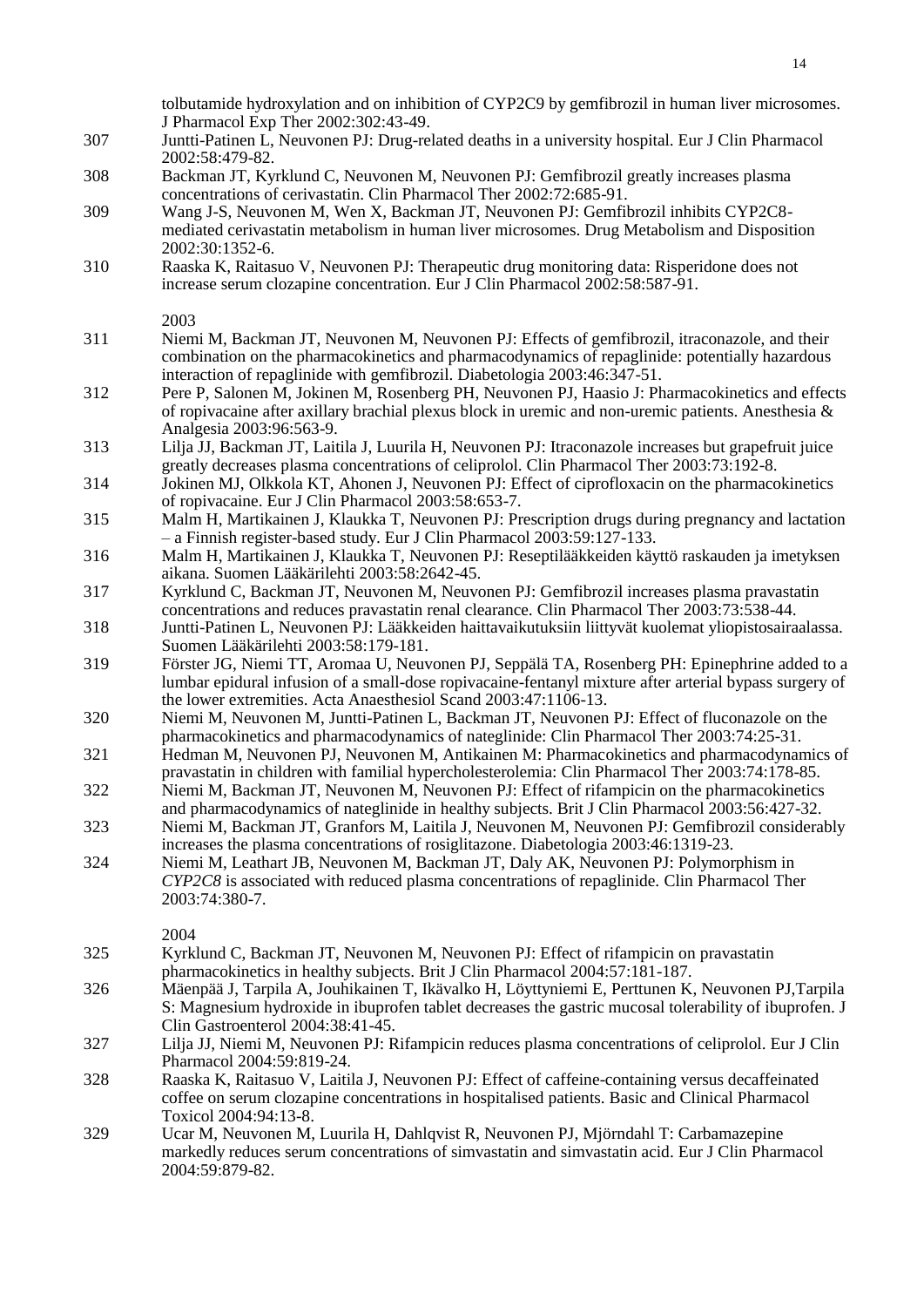tolbutamide hydroxylation and on inhibition of CYP2C9 by gemfibrozil in human liver microsomes. J Pharmacol Exp Ther 2002:302:43-49.

307 Juntti-Patinen L, Neuvonen PJ: Drug-related deaths in a university hospital. Eur J Clin Pharmacol 2002:58:479-82.

308 Backman JT, Kyrklund C, Neuvonen M, Neuvonen PJ: Gemfibrozil greatly increases plasma concentrations of cerivastatin. Clin Pharmacol Ther 2002:72:685-91.

309 Wang J-S, Neuvonen M, Wen X, Backman JT, Neuvonen PJ: Gemfibrozil inhibits CYP2C8-mediated cerivastatin metabolism in human liver microsomes. Drug Metabolism and Disposition 2002:30:1352-6.

310 Raaska K, Raitasuo V, Neuvonen PJ: Therapeutic drug monitoring data: Risperidone does not increase serum clozapine concentration. Eur J Clin Pharmacol 2002:58:587-91.

2003

311 Niemi M, Backman JT, Neuvonen M, Neuvonen PJ: Effects of gemfibrozil, itraconazole, and their combination on the pharmacokinetics and pharmacodynamics of repaglinide: potentially hazardous interaction of repaglinide with gemfibrozil. Diabetologia 2003:46:347-51.

312 Pere P, Salonen M, Jokinen M, Rosenberg PH, Neuvonen PJ, Haasio J: Pharmacokinetics and effects of ropivacaine after axillary brachial plexus block in uremic and non-uremic patients. Anesthesia & Analgesia 2003:96:563-9.

313 Lilja JJ, Backman JT, Laitila J, Luurila H, Neuvonen PJ: Itraconazole increases but grapefruit juice greatly decreases plasma concentrations of celiprolol. Clin Pharmacol Ther 2003:73:192-8.

314 Jokinen MJ, Olkkola KT, Ahonen J, Neuvonen PJ: Effect of ciprofloxacin on the pharmacokinetics of ropivacaine. Eur J Clin Pharmacol 2003:58:653-7.

315 Malm H, Martikainen J, Klaukka T, Neuvonen PJ: Prescription drugs during pregnancy and lactation – a Finnish register-based study. Eur J Clin Pharmacol 2003:59:127-133.

316 Malm H, Martikainen J, Klaukka T, Neuvonen PJ: Reseptilääkkeiden käyttö raskauden ja imetyksen aikana. Suomen Lääkärilehti 2003:58:2642-45.

317 Kyrklund C, Backman JT, Neuvonen M, Neuvonen PJ: Gemfibrozil increases plasma pravastatin concentrations and reduces pravastatin renal clearance. Clin Pharmacol Ther 2003:73:538-44.

318 Juntti-Patinen L, Neuvonen PJ: Lääkkeiden haittavaikutuksiin liittyvät kuolemat yliopistosairaalassa. Suomen Lääkärilehti 2003:58:179-181.

319 Förster JG, Niemi TT, Aromaa U, Neuvonen PJ, Seppälä TA, Rosenberg PH: Epinephrine added to a lumbar epidural infusion of a small-dose ropivacaine-fentanyl mixture after arterial bypass surgery of the lower extremities. Acta Anaesthesiol Scand 2003:47:1106-13.

320 Niemi M, Neuvonen M, Juntti-Patinen L, Backman JT, Neuvonen PJ: Effect of fluconazole on the pharmacokinetics and pharmacodynamics of nateglinide: Clin Pharmacol Ther 2003:74:25-31.

321 Hedman M, Neuvonen PJ, Neuvonen M, Antikainen M: Pharmacokinetics and pharmacodynamics of pravastatin in children with familial hypercholesterolemia: Clin Pharmacol Ther 2003:74:178-85.

322 Niemi M, Backman JT, Neuvonen M, Neuvonen PJ: Effect of rifampicin on the pharmacokinetics and pharmacodynamics of nateglinide in healthy subjects. Brit J Clin Pharmacol 2003:56:427-32.

323 Niemi M, Backman JT, Granfors M, Laitila J, Neuvonen M, Neuvonen PJ: Gemfibrozil considerably increases the plasma concentrations of rosiglitazone. Diabetologia 2003:46:1319-23.

324 Niemi M, Leathart JB, Neuvonen M, Backman JT, Daly AK, Neuvonen PJ: Polymorphism in *CYP2C8* is associated with reduced plasma concentrations of repaglinide. Clin Pharmacol Ther 2003:74:380-7.

2004

325 Kyrklund C, Backman JT, Neuvonen M, Neuvonen PJ: Effect of rifampicin on pravastatin pharmacokinetics in healthy subjects. Brit J Clin Pharmacol 2004:57:181-187.

326 Mäenpää J, Tarpila A, Jouhikainen T, Ikävalko H, Löyttyniemi E, Perttunen K, Neuvonen PJ,Tarpila S: Magnesium hydroxide in ibuprofen tablet decreases the gastric mucosal tolerability of ibuprofen. J Clin Gastroenterol 2004:38:41-45.

327 Lilja JJ, Niemi M, Neuvonen PJ: Rifampicin reduces plasma concentrations of celiprolol. Eur J Clin Pharmacol 2004:59:819-24.

328 Raaska K, Raitasuo V, Laitila J, Neuvonen PJ: Effect of caffeine-containing versus decaffeinated coffee on serum clozapine concentrations in hospitalised patients. Basic and Clinical Pharmacol Toxicol 2004:94:13-8.

329 Ucar M, Neuvonen M, Luurila H, Dahlqvist R, Neuvonen PJ, Mjörndahl T: Carbamazepine markedly reduces serum concentrations of simvastatin and simvastatin acid. Eur J Clin Pharmacol 2004:59:879-82.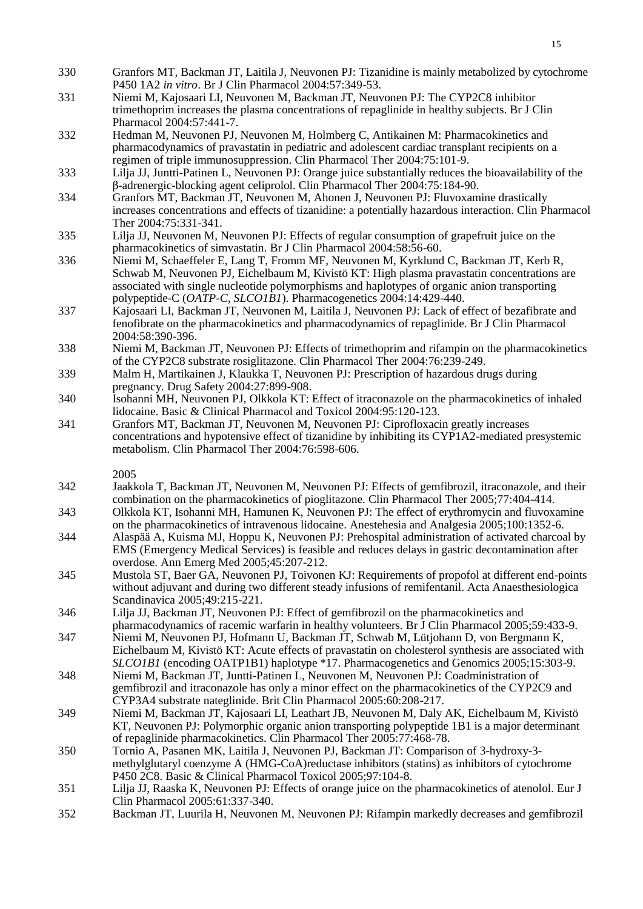330 Granfors MT, Backman JT, Laitila J, Neuvonen PJ: Tizanidine is mainly metabolized by cytochrome P450 1A2 *in vitro*. Br J Clin Pharmacol 2004:57:349-53.

331 Niemi M, Kajosaari LI, Neuvonen M, Backman JT, Neuvonen PJ: The CYP2C8 inhibitor trimethoprim increases the plasma concentrations of repaglinide in healthy subjects. Br J Clin Pharmacol 2004:57:441-7.

332 Hedman M, Neuvonen PJ, Neuvonen M, Holmberg C, Antikainen M: Pharmacokinetics and pharmacodynamics of pravastatin in pediatric and adolescent cardiac transplant recipients on a regimen of triple immunosuppression. Clin Pharmacol Ther 2004:75:101-9.

333 Lilja JJ, Juntti-Patinen L, Neuvonen PJ: Orange juice substantially reduces the bioavailability of the β-adrenergic-blocking agent celiprolol. Clin Pharmacol Ther 2004:75:184-90.

334 Granfors MT, Backman JT, Neuvonen M, Ahonen J, Neuvonen PJ: Fluvoxamine drastically increases concentrations and effects of tizanidine: a potentially hazardous interaction. Clin Pharmacol Ther 2004:75:331-341.

335 Lilja JJ, Neuvonen M, Neuvonen PJ: Effects of regular consumption of grapefruit juice on the pharmacokinetics of simvastatin. Br J Clin Pharmacol 2004:58:56-60.

336 Niemi M, Schaeffeler E, Lang T, Fromm MF, Neuvonen M, Kyrklund C, Backman JT, Kerb R, Schwab M, Neuvonen PJ, Eichelbaum M, Kivistö KT: High plasma pravastatin concentrations are associated with single nucleotide polymorphisms and haplotypes of organic anion transporting polypeptide-C (*OATP-C, SLCO1B1*). Pharmacogenetics 2004:14:429-440.

337 Kajosaari LI, Backman JT, Neuvonen M, Laitila J, Neuvonen PJ: Lack of effect of bezafibrate and fenofibrate on the pharmacokinetics and pharmacodynamics of repaglinide. Br J Clin Pharmacol 2004:58:390-396.

338 Niemi M, Backman JT, Neuvonen PJ: Effects of trimethoprim and rifampin on the pharmacokinetics of the CYP2C8 substrate rosiglitazone. Clin Pharmacol Ther 2004:76:239-249.

339 Malm H, Martikainen J, Klaukka T, Neuvonen PJ: Prescription of hazardous drugs during pregnancy. Drug Safety 2004:27:899-908.

340 Isohanni MH, Neuvonen PJ, Olkkola KT: Effect of itraconazole on the pharmacokinetics of inhaled lidocaine. Basic & Clinical Pharmacol and Toxicol 2004:95:120-123.

341 Granfors MT, Backman JT, Neuvonen M, Neuvonen PJ: Ciprofloxacin greatly increases concentrations and hypotensive effect of tizanidine by inhibiting its CYP1A2-mediated presystemic metabolism. Clin Pharmacol Ther 2004:76:598-606.

2005

342 Jaakkola T, Backman JT, Neuvonen M, Neuvonen PJ: Effects of gemfibrozil, itraconazole, and their combination on the pharmacokinetics of pioglitazone. Clin Pharmacol Ther 2005;77:404-414.

343 Olkkola KT, Isohanni MH, Hamunen K, Neuvonen PJ: The effect of erythromycin and fluvoxamine on the pharmacokinetics of intravenous lidocaine. Anestehesia and Analgesia 2005;100:1352-6.

344 Alaspää A, Kuisma MJ, Hoppu K, Neuvonen PJ: Prehospital administration of activated charcoal by EMS (Emergency Medical Services) is feasible and reduces delays in gastric decontamination after overdose. Ann Emerg Med 2005;45:207-212.

345 Mustola ST, Baer GA, Neuvonen PJ, Toivonen KJ: Requirements of propofol at different end-points without adjuvant and during two different steady infusions of remifentanil. Acta Anaesthesiologica Scandinavica 2005;49:215-221.

346 Lilja JJ, Backman JT, Neuvonen PJ: Effect of gemfibrozil on the pharmacokinetics and pharmacodynamics of racemic warfarin in healthy volunteers. Br J Clin Pharmacol 2005;59:433-9.

347 Niemi M, Neuvonen PJ, Hofmann U, Backman JT, Schwab M, Lütjohann D, von Bergmann K, Eichelbaum M, Kivistö KT: Acute effects of pravastatin on cholesterol synthesis are associated with *SLCO1B1* (encoding OATP1B1) haplotype *17. Pharmacogenetics and Genomics 2005;15:303-9.

348 Niemi M, Backman JT, Juntti-Patinen L, Neuvonen M, Neuvonen PJ: Coadministration of gemfibrozil and itraconazole has only a minor effect on the pharmacokinetics of the CYP2C9 and CYP3A4 substrate nateglinide. Brit Clin Pharmacol 2005:60:208-217.

349 Niemi M, Backman JT, Kajosaari LI, Leathart JB, Neuvonen M, Daly AK, Eichelbaum M, Kivistö KT, Neuvonen PJ: Polymorphic organic anion transporting polypeptide 1B1 is a major determinant of repaglinide pharmacokinetics. Clin Pharmacol Ther 2005:77:468-78.

350 Tornio A, Pasanen MK, Laitila J, Neuvonen PJ, Backman JT: Comparison of 3-hydroxy-3-methylglutaryl coenzyme A (HMG-CoA)reductase inhibitors (statins) as inhibitors of cytochrome P450 2C8. Basic & Clinical Pharmacol Toxicol 2005;97:104-8.

351 Lilja JJ, Raaska K, Neuvonen PJ: Effects of orange juice on the pharmacokinetics of atenolol. Eur J Clin Pharmacol 2005:61:337-340.

352 Backman JT, Luurila H, Neuvonen M, Neuvonen PJ: Rifampin markedly decreases and gemfibrozil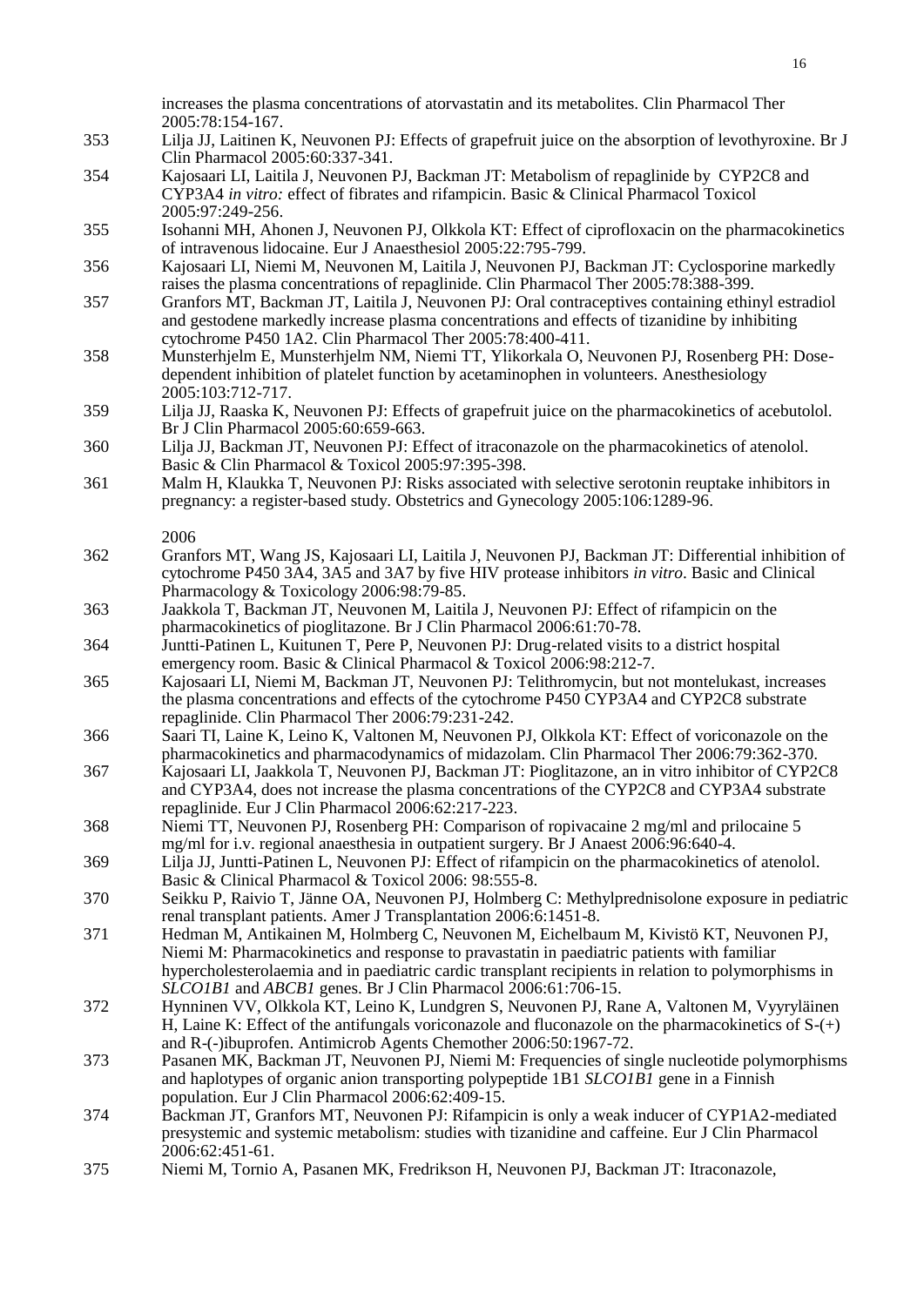increases the plasma concentrations of atorvastatin and its metabolites. Clin Pharmacol Ther 2005:78:154-167.

353 Lilja JJ, Laitinen K, Neuvonen PJ: Effects of grapefruit juice on the absorption of levothyroxine. Br J Clin Pharmacol 2005:60:337-341.

354 Kajosaari LI, Laitila J, Neuvonen PJ, Backman JT: Metabolism of repaglinide by CYP2C8 and CYP3A4 *in vitro:* effect of fibrates and rifampicin. Basic & Clinical Pharmacol Toxicol 2005:97:249-256.

355 Isohanni MH, Ahonen J, Neuvonen PJ, Olkkola KT: Effect of ciprofloxacin on the pharmacokinetics of intravenous lidocaine. Eur J Anaesthesiol 2005:22:795-799.

356 Kajosaari LI, Niemi M, Neuvonen M, Laitila J, Neuvonen PJ, Backman JT: Cyclosporine markedly raises the plasma concentrations of repaglinide. Clin Pharmacol Ther 2005:78:388-399.

357 Granfors MT, Backman JT, Laitila J, Neuvonen PJ: Oral contraceptives containing ethinyl estradiol and gestodene markedly increase plasma concentrations and effects of tizanidine by inhibiting cytochrome P450 1A2. Clin Pharmacol Ther 2005:78:400-411.

358 Munsterhjelm E, Munsterhjelm NM, Niemi TT, Ylikorkala O, Neuvonen PJ, Rosenberg PH: Dose-dependent inhibition of platelet function by acetaminophen in volunteers. Anesthesiology 2005:103:712-717.

359 Lilja JJ, Raaska K, Neuvonen PJ: Effects of grapefruit juice on the pharmacokinetics of acebutolol. Br J Clin Pharmacol 2005:60:659-663.

360 Lilja JJ, Backman JT, Neuvonen PJ: Effect of itraconazole on the pharmacokinetics of atenolol. Basic & Clin Pharmacol & Toxicol 2005:97:395-398.

361 Malm H, Klaukka T, Neuvonen PJ: Risks associated with selective serotonin reuptake inhibitors in pregnancy: a register-based study. Obstetrics and Gynecology 2005:106:1289-96.

2006

362 Granfors MT, Wang JS, Kajosaari LI, Laitila J, Neuvonen PJ, Backman JT: Differential inhibition of cytochrome P450 3A4, 3A5 and 3A7 by five HIV protease inhibitors *in vitro*. Basic and Clinical Pharmacology & Toxicology 2006:98:79-85.

363 Jaakkola T, Backman JT, Neuvonen M, Laitila J, Neuvonen PJ: Effect of rifampicin on the pharmacokinetics of pioglitazone. Br J Clin Pharmacol 2006:61:70-78.

364 Juntti-Patinen L, Kuitunen T, Pere P, Neuvonen PJ: Drug-related visits to a district hospital emergency room. Basic & Clinical Pharmacol & Toxicol 2006:98:212-7.

365 Kajosaari LI, Niemi M, Backman JT, Neuvonen PJ: Telithromycin, but not montelukast, increases the plasma concentrations and effects of the cytochrome P450 CYP3A4 and CYP2C8 substrate repaglinide. Clin Pharmacol Ther 2006:79:231-242.

366 Saari TI, Laine K, Leino K, Valtonen M, Neuvonen PJ, Olkkola KT: Effect of voriconazole on the pharmacokinetics and pharmacodynamics of midazolam. Clin Pharmacol Ther 2006:79:362-370.

367 Kajosaari LI, Jaakkola T, Neuvonen PJ, Backman JT: Pioglitazone, an in vitro inhibitor of CYP2C8 and CYP3A4, does not increase the plasma concentrations of the CYP2C8 and CYP3A4 substrate repaglinide. Eur J Clin Pharmacol 2006:62:217-223.

368 Niemi TT, Neuvonen PJ, Rosenberg PH: Comparison of ropivacaine 2 mg/ml and prilocaine 5 mg/ml for i.v. regional anaesthesia in outpatient surgery. Br J Anaest 2006:96:640-4.

369 Lilja JJ, Juntti-Patinen L, Neuvonen PJ: Effect of rifampicin on the pharmacokinetics of atenolol. Basic & Clinical Pharmacol & Toxicol 2006: 98:555-8.

370 Seikku P, Raivio T, Jänne OA, Neuvonen PJ, Holmberg C: Methylprednisolone exposure in pediatric renal transplant patients. Amer J Transplantation 2006:6:1451-8.

371 Hedman M, Antikainen M, Holmberg C, Neuvonen M, Eichelbaum M, Kivistö KT, Neuvonen PJ, Niemi M: Pharmacokinetics and response to pravastatin in paediatric patients with familiar hypercholesterolaemia and in paediatric cardic transplant recipients in relation to polymorphisms in *SLCO1B1* and *ABCB1* genes. Br J Clin Pharmacol 2006:61:706-15.

372 Hynninen VV, Olkkola KT, Leino K, Lundgren S, Neuvonen PJ, Rane A, Valtonen M, Vyyryläinen H, Laine K: Effect of the antifungals voriconazole and fluconazole on the pharmacokinetics of S-(+) and R-(-)ibuprofen. Antimicrob Agents Chemother 2006:50:1967-72.

373 Pasanen MK, Backman JT, Neuvonen PJ, Niemi M: Frequencies of single nucleotide polymorphisms and haplotypes of organic anion transporting polypeptide 1B1 *SLCO1B1* gene in a Finnish population. Eur J Clin Pharmacol 2006:62:409-15.

374 Backman JT, Granfors MT, Neuvonen PJ: Rifampicin is only a weak inducer of CYP1A2-mediated presystemic and systemic metabolism: studies with tizanidine and caffeine. Eur J Clin Pharmacol 2006:62:451-61.

375 Niemi M, Tornio A, Pasanen MK, Fredrikson H, Neuvonen PJ, Backman JT: Itraconazole,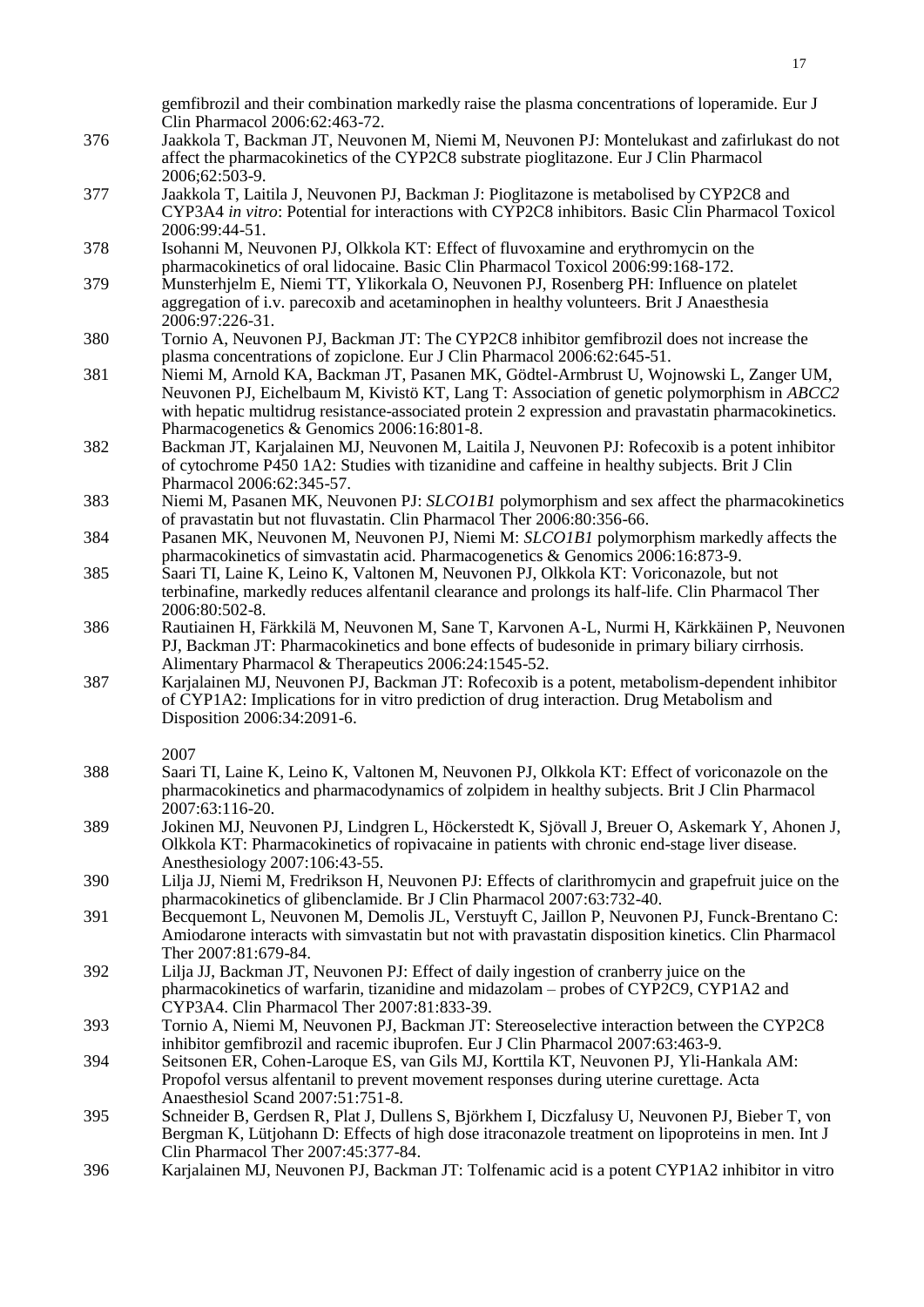gemfibrozil and their combination markedly raise the plasma concentrations of loperamide. Eur J Clin Pharmacol 2006:62:463-72.

376 Jaakkola T, Backman JT, Neuvonen M, Niemi M, Neuvonen PJ: Montelukast and zafirlukast do not affect the pharmacokinetics of the CYP2C8 substrate pioglitazone. Eur J Clin Pharmacol 2006;62:503-9.

377 Jaakkola T, Laitila J, Neuvonen PJ, Backman J: Pioglitazone is metabolised by CYP2C8 and CYP3A4 *in vitro*: Potential for interactions with CYP2C8 inhibitors. Basic Clin Pharmacol Toxicol 2006:99:44-51.

378 Isohanni M, Neuvonen PJ, Olkkola KT: Effect of fluvoxamine and erythromycin on the pharmacokinetics of oral lidocaine. Basic Clin Pharmacol Toxicol 2006:99:168-172.

379 Munsterhjelm E, Niemi TT, Ylikorkala O, Neuvonen PJ, Rosenberg PH: Influence on platelet aggregation of i.v. parecoxib and acetaminophen in healthy volunteers. Brit J Anaesthesia 2006:97:226-31.

380 Tornio A, Neuvonen PJ, Backman JT: The CYP2C8 inhibitor gemfibrozil does not increase the plasma concentrations of zopiclone. Eur J Clin Pharmacol 2006:62:645-51.

381 Niemi M, Arnold KA, Backman JT, Pasanen MK, Gödtel-Armbrust U, Wojnowski L, Zanger UM, Neuvonen PJ, Eichelbaum M, Kivistö KT, Lang T: Association of genetic polymorphism in *ABCC2* with hepatic multidrug resistance-associated protein 2 expression and pravastatin pharmacokinetics. Pharmacogenetics & Genomics 2006:16:801-8.

382 Backman JT, Karjalainen MJ, Neuvonen M, Laitila J, Neuvonen PJ: Rofecoxib is a potent inhibitor of cytochrome P450 1A2: Studies with tizanidine and caffeine in healthy subjects. Brit J Clin Pharmacol 2006:62:345-57.

383 Niemi M, Pasanen MK, Neuvonen PJ: *SLCO1B1* polymorphism and sex affect the pharmacokinetics of pravastatin but not fluvastatin. Clin Pharmacol Ther 2006:80:356-66.

384 Pasanen MK, Neuvonen M, Neuvonen PJ, Niemi M: *SLCO1B1* polymorphism markedly affects the pharmacokinetics of simvastatin acid. Pharmacogenetics & Genomics 2006:16:873-9.

385 Saari TI, Laine K, Leino K, Valtonen M, Neuvonen PJ, Olkkola KT: Voriconazole, but not terbinafine, markedly reduces alfentanil clearance and prolongs its half-life. Clin Pharmacol Ther 2006:80:502-8.

386 Rautiainen H, Färkkilä M, Neuvonen M, Sane T, Karvonen A-L, Nurmi H, Kärkkäinen P, Neuvonen PJ, Backman JT: Pharmacokinetics and bone effects of budesonide in primary biliary cirrhosis. Alimentary Pharmacol & Therapeutics 2006:24:1545-52.

387 Karjalainen MJ, Neuvonen PJ, Backman JT: Rofecoxib is a potent, metabolism-dependent inhibitor of CYP1A2: Implications for in vitro prediction of drug interaction. Drug Metabolism and Disposition 2006:34:2091-6.

2007

388 Saari TI, Laine K, Leino K, Valtonen M, Neuvonen PJ, Olkkola KT: Effect of voriconazole on the pharmacokinetics and pharmacodynamics of zolpidem in healthy subjects. Brit J Clin Pharmacol 2007:63:116-20.

389 Jokinen MJ, Neuvonen PJ, Lindgren L, Höckerstedt K, Sjövall J, Breuer O, Askemark Y, Ahonen J, Olkkola KT: Pharmacokinetics of ropivacaine in patients with chronic end-stage liver disease. Anesthesiology 2007:106:43-55.

390 Lilja JJ, Niemi M, Fredrikson H, Neuvonen PJ: Effects of clarithromycin and grapefruit juice on the pharmacokinetics of glibenclamide. Br J Clin Pharmacol 2007:63:732-40.

391 Becquemont L, Neuvonen M, Demolis JL, Verstuyft C, Jaillon P, Neuvonen PJ, Funck-Brentano C: Amiodarone interacts with simvastatin but not with pravastatin disposition kinetics. Clin Pharmacol Ther 2007:81:679-84.

392 Lilja JJ, Backman JT, Neuvonen PJ: Effect of daily ingestion of cranberry juice on the pharmacokinetics of warfarin, tizanidine and midazolam – probes of CYP2C9, CYP1A2 and CYP3A4. Clin Pharmacol Ther 2007:81:833-39.

393 Tornio A, Niemi M, Neuvonen PJ, Backman JT: Stereoselective interaction between the CYP2C8 inhibitor gemfibrozil and racemic ibuprofen. Eur J Clin Pharmacol 2007:63:463-9.

394 Seitsonen ER, Cohen-Laroque ES, van Gils MJ, Korttila KT, Neuvonen PJ, Yli-Hankala AM: Propofol versus alfentanil to prevent movement responses during uterine curettage. Acta Anaesthesiol Scand 2007:51:751-8.

395 Schneider B, Gerdsen R, Plat J, Dullens S, Björkhem I, Diczfalusy U, Neuvonen PJ, Bieber T, von Bergman K, Lütjohann D: Effects of high dose itraconazole treatment on lipoproteins in men. Int J Clin Pharmacol Ther 2007:45:377-84.

396 Karjalainen MJ, Neuvonen PJ, Backman JT: Tolfenamic acid is a potent CYP1A2 inhibitor in vitro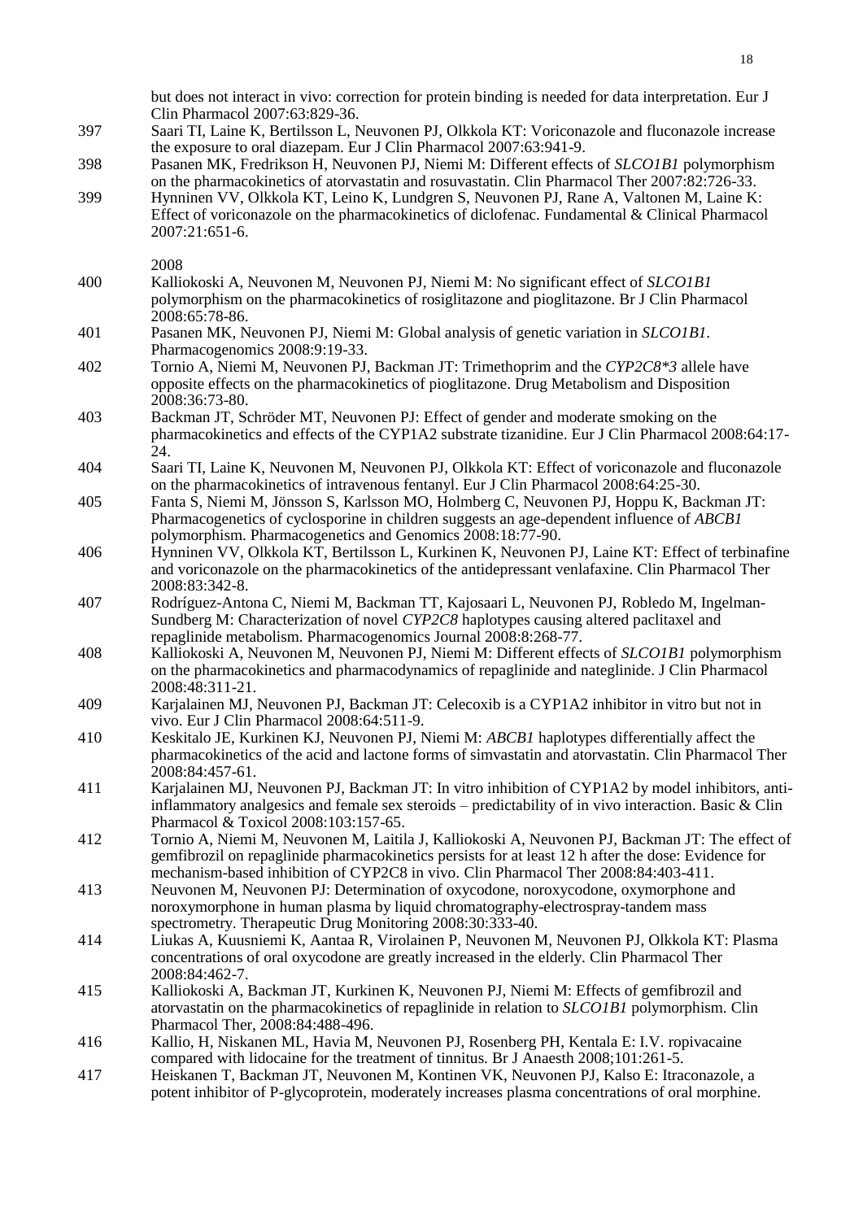but does not interact in vivo: correction for protein binding is needed for data interpretation. Eur J Clin Pharmacol 2007:63:829-36.

397 Saari TI, Laine K, Bertilsson L, Neuvonen PJ, Olkkola KT: Voriconazole and fluconazole increase the exposure to oral diazepam. Eur J Clin Pharmacol 2007:63:941-9.

398 Pasanen MK, Fredrikson H, Neuvonen PJ, Niemi M: Different effects of *SLCO1B1* polymorphism on the pharmacokinetics of atorvastatin and rosuvastatin. Clin Pharmacol Ther 2007:82:726-33.

399 Hynninen VV, Olkkola KT, Leino K, Lundgren S, Neuvonen PJ, Rane A, Valtonen M, Laine K: Effect of voriconazole on the pharmacokinetics of diclofenac. Fundamental & Clinical Pharmacol 2007:21:651-6.

2008

400 Kalliokoski A, Neuvonen M, Neuvonen PJ, Niemi M: No significant effect of *SLCO1B1* polymorphism on the pharmacokinetics of rosiglitazone and pioglitazone. Br J Clin Pharmacol 2008:65:78-86.

401 Pasanen MK, Neuvonen PJ, Niemi M: Global analysis of genetic variation in *SLCO1B1*. Pharmacogenomics 2008:9:19-33.

402 Tornio A, Niemi M, Neuvonen PJ, Backman JT: Trimethoprim and the *CYP2C8\*3* allele have opposite effects on the pharmacokinetics of pioglitazone. Drug Metabolism and Disposition 2008:36:73-80.

403 Backman JT, Schröder MT, Neuvonen PJ: Effect of gender and moderate smoking on the pharmacokinetics and effects of the CYP1A2 substrate tizanidine. Eur J Clin Pharmacol 2008:64:17-24.

404 Saari TI, Laine K, Neuvonen M, Neuvonen PJ, Olkkola KT: Effect of voriconazole and fluconazole on the pharmacokinetics of intravenous fentanyl. Eur J Clin Pharmacol 2008:64:25-30.

405 Fanta S, Niemi M, Jönsson S, Karlsson MO, Holmberg C, Neuvonen PJ, Hoppu K, Backman JT: Pharmacogenetics of cyclosporine in children suggests an age-dependent influence of *ABCB1* polymorphism. Pharmacogenetics and Genomics 2008:18:77-90.

406 Hynninen VV, Olkkola KT, Bertilsson L, Kurkinen K, Neuvonen PJ, Laine KT: Effect of terbinafine and voriconazole on the pharmacokinetics of the antidepressant venlafaxine. Clin Pharmacol Ther 2008:83:342-8.

407 Rodríguez-Antona C, Niemi M, Backman TT, Kajosaari L, Neuvonen PJ, Robledo M, Ingelman-Sundberg M: Characterization of novel *CYP2C8* haplotypes causing altered paclitaxel and repaglinide metabolism. Pharmacogenomics Journal 2008:8:268-77.

408 Kalliokoski A, Neuvonen M, Neuvonen PJ, Niemi M: Different effects of *SLCO1B1* polymorphism on the pharmacokinetics and pharmacodynamics of repaglinide and nateglinide. J Clin Pharmacol 2008:48:311-21.

409 Karjalainen MJ, Neuvonen PJ, Backman JT: Celecoxib is a CYP1A2 inhibitor in vitro but not in vivo. Eur J Clin Pharmacol 2008:64:511-9.

410 Keskitalo JE, Kurkinen KJ, Neuvonen PJ, Niemi M: *ABCB1* haplotypes differentially affect the pharmacokinetics of the acid and lactone forms of simvastatin and atorvastatin. Clin Pharmacol Ther 2008:84:457-61.

411 Karjalainen MJ, Neuvonen PJ, Backman JT: In vitro inhibition of CYP1A2 by model inhibitors, anti-inflammatory analgesics and female sex steroids – predictability of in vivo interaction. Basic & Clin Pharmacol & Toxicol 2008:103:157-65.

412 Tornio A, Niemi M, Neuvonen M, Laitila J, Kalliokoski A, Neuvonen PJ, Backman JT: The effect of gemfibrozil on repaglinide pharmacokinetics persists for at least 12 h after the dose: Evidence for mechanism-based inhibition of CYP2C8 in vivo. Clin Pharmacol Ther 2008:84:403-411.

413 Neuvonen M, Neuvonen PJ: Determination of oxycodone, noroxycodone, oxymorphone and noroxymorphone in human plasma by liquid chromatography-electrospray-tandem mass spectrometry. Therapeutic Drug Monitoring 2008:30:333-40.

414 Liukas A, Kuusniemi K, Aantaa R, Virolainen P, Neuvonen M, Neuvonen PJ, Olkkola KT: Plasma concentrations of oral oxycodone are greatly increased in the elderly. Clin Pharmacol Ther 2008:84:462-7.

415 Kalliokoski A, Backman JT, Kurkinen K, Neuvonen PJ, Niemi M: Effects of gemfibrozil and atorvastatin on the pharmacokinetics of repaglinide in relation to *SLCO1B1* polymorphism. Clin Pharmacol Ther, 2008:84:488-496.

416 Kallio, H, Niskanen ML, Havia M, Neuvonen PJ, Rosenberg PH, Kentala E: I.V. ropivacaine compared with lidocaine for the treatment of tinnitus. Br J Anaesth 2008;101:261-5.

417 Heiskanen T, Backman JT, Neuvonen M, Kontinen VK, Neuvonen PJ, Kalso E: Itraconazole, a potent inhibitor of P-glycoprotein, moderately increases plasma concentrations of oral morphine.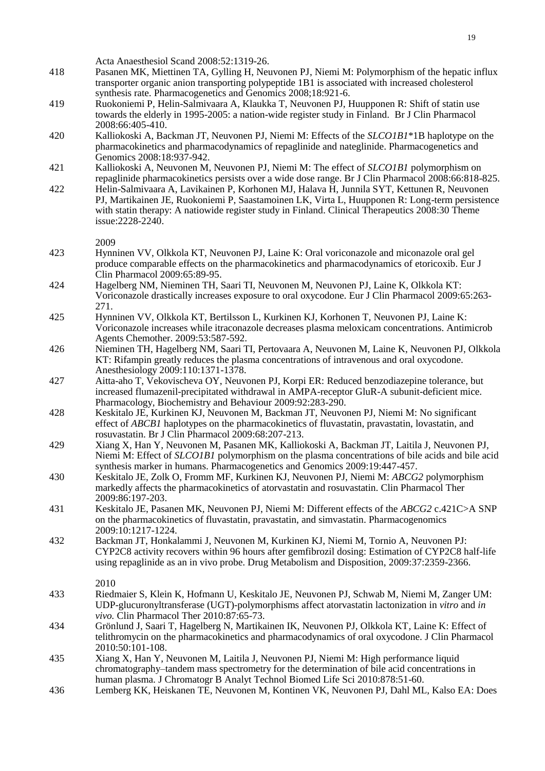Acta Anaesthesiol Scand 2008:52:1319-26.

418 Pasanen MK, Miettinen TA, Gylling H, Neuvonen PJ, Niemi M: Polymorphism of the hepatic influx transporter organic anion transporting polypeptide 1B1 is associated with increased cholesterol synthesis rate. Pharmacogenetics and Genomics 2008;18:921-6.

419 Ruokoniemi P, Helin-Salmivaara A, Klaukka T, Neuvonen PJ, Huupponen R: Shift of statin use towards the elderly in 1995-2005: a nation-wide register study in Finland. Br J Clin Pharmacol 2008:66:405-410.

420 Kalliokoski A, Backman JT, Neuvonen PJ, Niemi M: Effects of the *SLCO1B1*\*1B haplotype on the pharmacokinetics and pharmacodynamics of repaglinide and nateglinide. Pharmacogenetics and Genomics 2008:18:937-942.

421 Kalliokoski A, Neuvonen M, Neuvonen PJ, Niemi M: The effect of *SLCO1B1* polymorphism on repaglinide pharmacokinetics persists over a wide dose range. Br J Clin Pharmacol 2008:66:818-825.

422 Helin-Salmivaara A, Lavikainen P, Korhonen MJ, Halava H, Junnila SYT, Kettunen R, Neuvonen PJ, Martikainen JE, Ruokoniemi P, Saastamoinen LK, Virta L, Huupponen R: Long-term persistence with statin therapy: A natiowide register study in Finland. Clinical Therapeutics 2008:30 Theme issue:2228-2240.

2009

423 Hynninen VV, Olkkola KT, Neuvonen PJ, Laine K: Oral voriconazole and miconazole oral gel produce comparable effects on the pharmacokinetics and pharmacodynamics of etoricoxib. Eur J Clin Pharmacol 2009:65:89-95.

424 Hagelberg NM, Nieminen TH, Saari TI, Neuvonen M, Neuvonen PJ, Laine K, Olkkola KT: Voriconazole drastically increases exposure to oral oxycodone. Eur J Clin Pharmacol 2009:65:263-271.

425 Hynninen VV, Olkkola KT, Bertilsson L, Kurkinen KJ, Korhonen T, Neuvonen PJ, Laine K: Voriconazole increases while itraconazole decreases plasma meloxicam concentrations. Antimicrob Agents Chemother. 2009:53:587-592.

426 Nieminen TH, Hagelberg NM, Saari TI, Pertovaara A, Neuvonen M, Laine K, Neuvonen PJ, Olkkola KT: Rifampin greatly reduces the plasma concentrations of intravenous and oral oxycodone. Anesthesiology 2009:110:1371-1378.

427 Aitta-aho T, Vekovischeva OY, Neuvonen PJ, Korpi ER: Reduced benzodiazepine tolerance, but increased flumazenil-precipitated withdrawal in AMPA-receptor GluR-A subunit-deficient mice. Pharmacology, Biochemistry and Behaviour 2009:92:283-290.

428 Keskitalo JE, Kurkinen KJ, Neuvonen M, Backman JT, Neuvonen PJ, Niemi M: No significant effect of *ABCB1* haplotypes on the pharmacokinetics of fluvastatin, pravastatin, lovastatin, and rosuvastatin. Br J Clin Pharmacol 2009:68:207-213.

429 Xiang X, Han Y, Neuvonen M, Pasanen MK, Kalliokoski A, Backman JT, Laitila J, Neuvonen PJ, Niemi M: Effect of *SLCO1B1* polymorphism on the plasma concentrations of bile acids and bile acid synthesis marker in humans. Pharmacogenetics and Genomics 2009:19:447-457.

430 Keskitalo JE, Zolk O, Fromm MF, Kurkinen KJ, Neuvonen PJ, Niemi M: *ABCG2* polymorphism markedly affects the pharmacokinetics of atorvastatin and rosuvastatin. Clin Pharmacol Ther 2009:86:197-203.

431 Keskitalo JE, Pasanen MK, Neuvonen PJ, Niemi M: Different effects of the *ABCG2* c.421C>A SNP on the pharmacokinetics of fluvastatin, pravastatin, and simvastatin. Pharmacogenomics 2009:10:1217-1224.

432 Backman JT, Honkalammi J, Neuvonen M, Kurkinen KJ, Niemi M, Tornio A, Neuvonen PJ: CYP2C8 activity recovers within 96 hours after gemfibrozil dosing: Estimation of CYP2C8 half-life using repaglinide as an in vivo probe. Drug Metabolism and Disposition, 2009:37:2359-2366.

2010

433 Riedmaier S, Klein K, Hofmann U, Keskitalo JE, Neuvonen PJ, Schwab M, Niemi M, Zanger UM: UDP-glucuronyltransferase (UGT)-polymorphisms affect atorvastatin lactonization in *vitro* and *in vivo.* Clin Pharmacol Ther 2010:87:65-73.

434 Grönlund J, Saari T, Hagelberg N, Martikainen IK, Neuvonen PJ, Olkkola KT, Laine K: Effect of telithromycin on the pharmacokinetics and pharmacodynamics of oral oxycodone. J Clin Pharmacol 2010:50:101-108.

435 Xiang X, Han Y, Neuvonen M, Laitila J, Neuvonen PJ, Niemi M: High performance liquid chromatography–tandem mass spectrometry for the determination of bile acid concentrations in human plasma. J Chromatogr B Analyt Technol Biomed Life Sci 2010:878:51-60.

436 Lemberg KK, Heiskanen TE, Neuvonen M, Kontinen VK, Neuvonen PJ, Dahl ML, Kalso EA: Does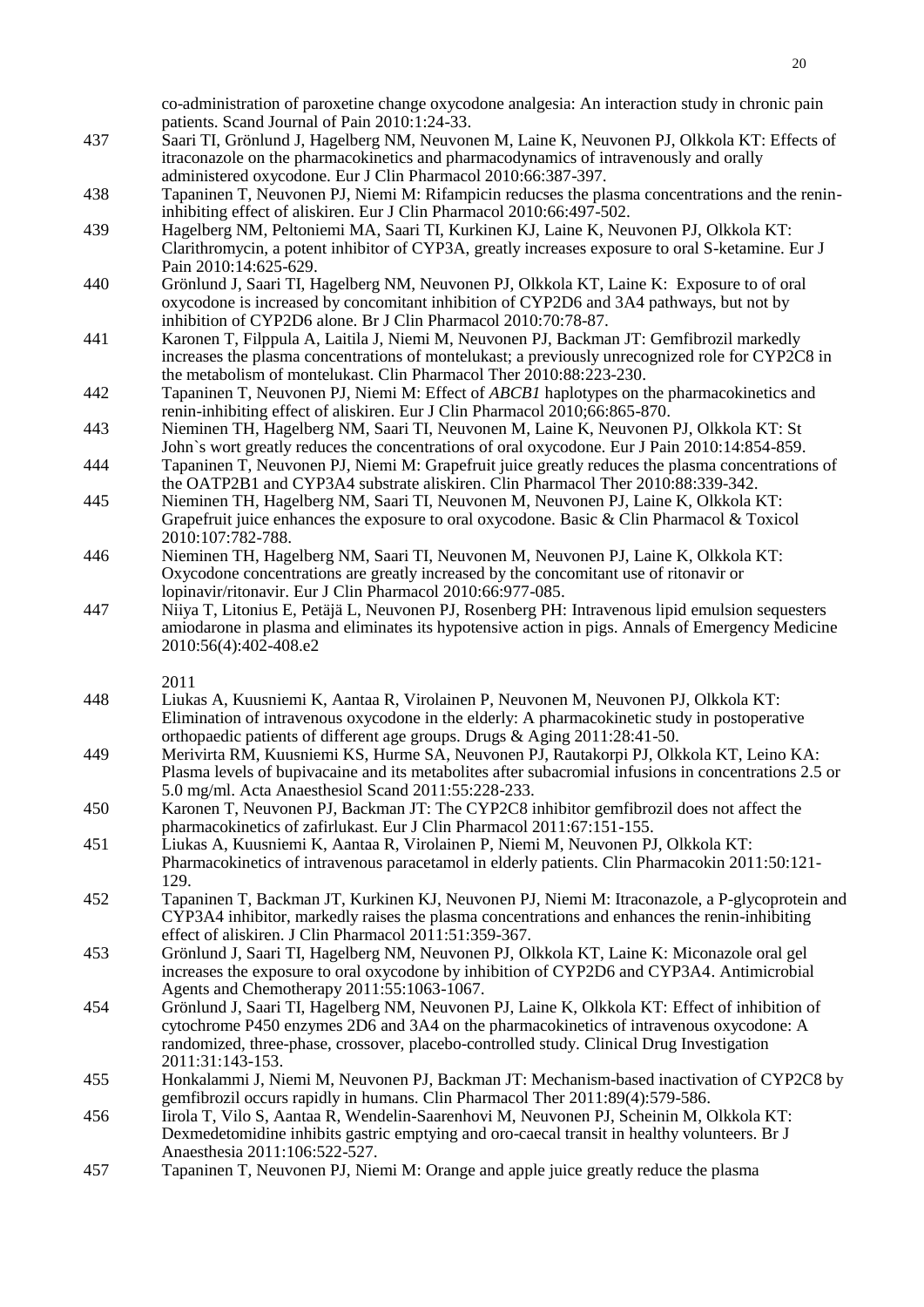co-administration of paroxetine change oxycodone analgesia: An interaction study in chronic pain patients. Scand Journal of Pain 2010:1:24-33.

437 Saari TI, Grönlund J, Hagelberg NM, Neuvonen M, Laine K, Neuvonen PJ, Olkkola KT: Effects of itraconazole on the pharmacokinetics and pharmacodynamics of intravenously and orally administered oxycodone. Eur J Clin Pharmacol 2010:66:387-397.

438 Tapaninen T, Neuvonen PJ, Niemi M: Rifampicin reducses the plasma concentrations and the renin-inhibiting effect of aliskiren. Eur J Clin Pharmacol 2010:66:497-502.

439 Hagelberg NM, Peltoniemi MA, Saari TI, Kurkinen KJ, Laine K, Neuvonen PJ, Olkkola KT: Clarithromycin, a potent inhibitor of CYP3A, greatly increases exposure to oral S-ketamine. Eur J Pain 2010:14:625-629.

440 Grönlund J, Saari TI, Hagelberg NM, Neuvonen PJ, Olkkola KT, Laine K: Exposure to of oral oxycodone is increased by concomitant inhibition of CYP2D6 and 3A4 pathways, but not by inhibition of CYP2D6 alone. Br J Clin Pharmacol 2010:70:78-87.

441 Karonen T, Filppula A, Laitila J, Niemi M, Neuvonen PJ, Backman JT: Gemfibrozil markedly increases the plasma concentrations of montelukast; a previously unrecognized role for CYP2C8 in the metabolism of montelukast. Clin Pharmacol Ther 2010:88:223-230.

442 Tapaninen T, Neuvonen PJ, Niemi M: Effect of *ABCB1* haplotypes on the pharmacokinetics and renin-inhibiting effect of aliskiren. Eur J Clin Pharmacol 2010;66:865-870.

443 Nieminen TH, Hagelberg NM, Saari TI, Neuvonen M, Laine K, Neuvonen PJ, Olkkola KT: St John`s wort greatly reduces the concentrations of oral oxycodone. Eur J Pain 2010:14:854-859.

444 Tapaninen T, Neuvonen PJ, Niemi M: Grapefruit juice greatly reduces the plasma concentrations of the OATP2B1 and CYP3A4 substrate aliskiren. Clin Pharmacol Ther 2010:88:339-342.

445 Nieminen TH, Hagelberg NM, Saari TI, Neuvonen M, Neuvonen PJ, Laine K, Olkkola KT: Grapefruit juice enhances the exposure to oral oxycodone. Basic & Clin Pharmacol & Toxicol 2010:107:782-788.

446 Nieminen TH, Hagelberg NM, Saari TI, Neuvonen M, Neuvonen PJ, Laine K, Olkkola KT: Oxycodone concentrations are greatly increased by the concomitant use of ritonavir or lopinavir/ritonavir. Eur J Clin Pharmacol 2010:66:977-085.

447 Niiya T, Litonius E, Petäjä L, Neuvonen PJ, Rosenberg PH: Intravenous lipid emulsion sequesters amiodarone in plasma and eliminates its hypotensive action in pigs. Annals of Emergency Medicine 2010:56(4):402-408.e2

2011

448 Liukas A, Kuusniemi K, Aantaa R, Virolainen P, Neuvonen M, Neuvonen PJ, Olkkola KT: Elimination of intravenous oxycodone in the elderly: A pharmacokinetic study in postoperative orthopaedic patients of different age groups. Drugs & Aging 2011:28:41-50.

449 Merivirta RM, Kuusniemi KS, Hurme SA, Neuvonen PJ, Rautakorpi PJ, Olkkola KT, Leino KA: Plasma levels of bupivacaine and its metabolites after subacromial infusions in concentrations 2.5 or 5.0 mg/ml. Acta Anaesthesiol Scand 2011:55:228-233.

450 Karonen T, Neuvonen PJ, Backman JT: The CYP2C8 inhibitor gemfibrozil does not affect the pharmacokinetics of zafirlukast. Eur J Clin Pharmacol 2011:67:151-155.

451 Liukas A, Kuusniemi K, Aantaa R, Virolainen P, Niemi M, Neuvonen PJ, Olkkola KT: Pharmacokinetics of intravenous paracetamol in elderly patients. Clin Pharmacokin 2011:50:121-129.

452 Tapaninen T, Backman JT, Kurkinen KJ, Neuvonen PJ, Niemi M: Itraconazole, a P-glycoprotein and CYP3A4 inhibitor, markedly raises the plasma concentrations and enhances the renin-inhibiting effect of aliskiren. J Clin Pharmacol 2011:51:359-367.

453 Grönlund J, Saari TI, Hagelberg NM, Neuvonen PJ, Olkkola KT, Laine K: Miconazole oral gel increases the exposure to oral oxycodone by inhibition of CYP2D6 and CYP3A4. Antimicrobial Agents and Chemotherapy 2011:55:1063-1067.

454 Grönlund J, Saari TI, Hagelberg NM, Neuvonen PJ, Laine K, Olkkola KT: Effect of inhibition of cytochrome P450 enzymes 2D6 and 3A4 on the pharmacokinetics of intravenous oxycodone: A randomized, three-phase, crossover, placebo-controlled study. Clinical Drug Investigation 2011:31:143-153.

455 Honkalammi J, Niemi M, Neuvonen PJ, Backman JT: Mechanism-based inactivation of CYP2C8 by gemfibrozil occurs rapidly in humans. Clin Pharmacol Ther 2011:89(4):579-586.

456 Iirola T, Vilo S, Aantaa R, Wendelin-Saarenhovi M, Neuvonen PJ, Scheinin M, Olkkola KT: Dexmedetomidine inhibits gastric emptying and oro-caecal transit in healthy volunteers. Br J Anaesthesia 2011:106:522-527.

457 Tapaninen T, Neuvonen PJ, Niemi M: Orange and apple juice greatly reduce the plasma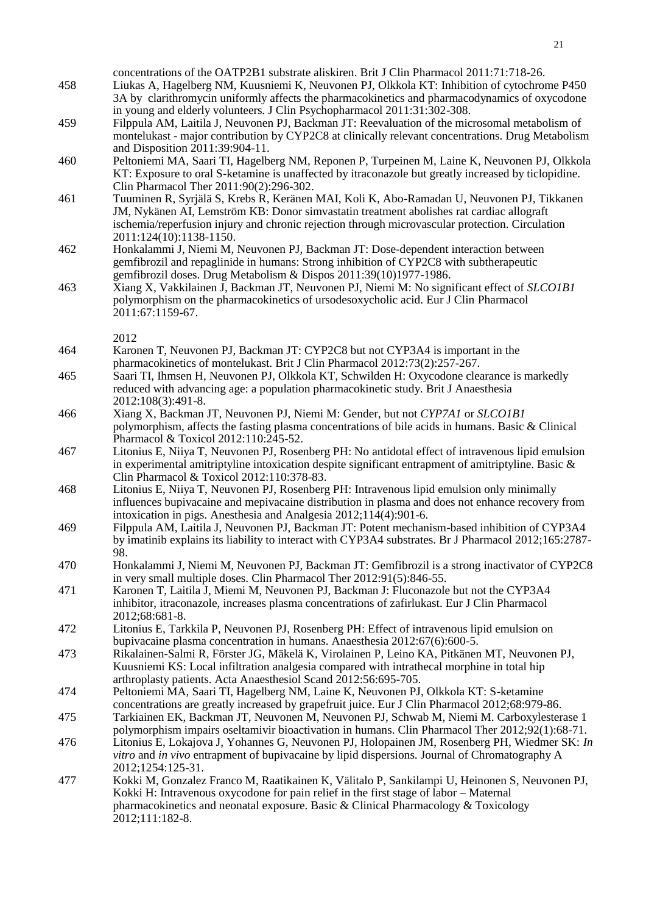concentrations of the OATP2B1 substrate aliskiren. Brit J Clin Pharmacol 2011:71:718-26.

458 Liukas A, Hagelberg NM, Kuusniemi K, Neuvonen PJ, Olkkola KT: Inhibition of cytochrome P450 3A by clarithromycin uniformly affects the pharmacokinetics and pharmacodynamics of oxycodone in young and elderly volunteers. J Clin Psychopharmacol 2011:31:302-308.

459 Filppula AM, Laitila J, Neuvonen PJ, Backman JT: Reevaluation of the microsomal metabolism of montelukast - major contribution by CYP2C8 at clinically relevant concentrations. Drug Metabolism and Disposition 2011:39:904-11.

460 Peltoniemi MA, Saari TI, Hagelberg NM, Reponen P, Turpeinen M, Laine K, Neuvonen PJ, Olkkola KT: Exposure to oral S-ketamine is unaffected by itraconazole but greatly increased by ticlopidine. Clin Pharmacol Ther 2011:90(2):296-302.

461 Tuuminen R, Syrjälä S, Krebs R, Keränen MAI, Koli K, Abo-Ramadan U, Neuvonen PJ, Tikkanen JM, Nykänen AI, Lemström KB: Donor simvastatin treatment abolishes rat cardiac allograft ischemia/reperfusion injury and chronic rejection through microvascular protection. Circulation 2011:124(10):1138-1150.

462 Honkalammi J, Niemi M, Neuvonen PJ, Backman JT: Dose-dependent interaction between gemfibrozil and repaglinide in humans: Strong inhibition of CYP2C8 with subtherapeutic gemfibrozil doses. Drug Metabolism & Dispos 2011:39(10)1977-1986.

463 Xiang X, Vakkilainen J, Backman JT, Neuvonen PJ, Niemi M: No significant effect of *SLCO1B1* polymorphism on the pharmacokinetics of ursodesoxycholic acid. Eur J Clin Pharmacol 2011:67:1159-67.

2012

464 Karonen T, Neuvonen PJ, Backman JT: CYP2C8 but not CYP3A4 is important in the pharmacokinetics of montelukast. Brit J Clin Pharmacol 2012:73(2):257-267.

465 Saari TI, Ihmsen H, Neuvonen PJ, Olkkola KT, Schwilden H: Oxycodone clearance is markedly reduced with advancing age: a population pharmacokinetic study. Brit J Anaesthesia 2012:108(3):491-8.

466 Xiang X, Backman JT, Neuvonen PJ, Niemi M: Gender, but not *CYP7A1* or *SLCO1B1* polymorphism, affects the fasting plasma concentrations of bile acids in humans. Basic & Clinical Pharmacol & Toxicol 2012:110:245-52.

467 Litonius E, Niiya T, Neuvonen PJ, Rosenberg PH: No antidotal effect of intravenous lipid emulsion in experimental amitriptyline intoxication despite significant entrapment of amitriptyline. Basic & Clin Pharmacol & Toxicol 2012:110:378-83.

468 Litonius E, Niiya T, Neuvonen PJ, Rosenberg PH: Intravenous lipid emulsion only minimally influences bupivacaine and mepivacaine distribution in plasma and does not enhance recovery from intoxication in pigs. Anesthesia and Analgesia 2012;114(4):901-6.

469 Filppula AM, Laitila J, Neuvonen PJ, Backman JT: Potent mechanism-based inhibition of CYP3A4 by imatinib explains its liability to interact with CYP3A4 substrates. Br J Pharmacol 2012;165:2787-98.

470 Honkalammi J, Niemi M, Neuvonen PJ, Backman JT: Gemfibrozil is a strong inactivator of CYP2C8 in very small multiple doses. Clin Pharmacol Ther 2012:91(5):846-55.

471 Karonen T, Laitila J, Miemi M, Neuvonen PJ, Backman J: Fluconazole but not the CYP3A4 inhibitor, itraconazole, increases plasma concentrations of zafirlukast. Eur J Clin Pharmacol 2012;68:681-8.

472 Litonius E, Tarkkila P, Neuvonen PJ, Rosenberg PH: Effect of intravenous lipid emulsion on bupivacaine plasma concentration in humans. Anaesthesia 2012:67(6):600-5.

473 Rikalainen-Salmi R, Förster JG, Mäkelä K, Virolainen P, Leino KA, Pitkänen MT, Neuvonen PJ, Kuusniemi KS: Local infiltration analgesia compared with intrathecal morphine in total hip arthroplasty patients. Acta Anaesthesiol Scand 2012:56:695-705.

474 Peltoniemi MA, Saari TI, Hagelberg NM, Laine K, Neuvonen PJ, Olkkola KT: S-ketamine concentrations are greatly increased by grapefruit juice. Eur J Clin Pharmacol 2012;68:979-86.

475 Tarkiainen EK, Backman JT, Neuvonen M, Neuvonen PJ, Schwab M, Niemi M. Carboxylesterase 1 polymorphism impairs oseltamivir bioactivation in humans. Clin Pharmacol Ther 2012;92(1):68-71.

476 Litonius E, Lokajova J, Yohannes G, Neuvonen PJ, Holopainen JM, Rosenberg PH, Wiedmer SK: *In vitro* and *in vivo* entrapment of bupivacaine by lipid dispersions. Journal of Chromatography A 2012;1254:125-31.

477 Kokki M, Gonzalez Franco M, Raatikainen K, Välitalo P, Sankilampi U, Heinonen S, Neuvonen PJ, Kokki H: Intravenous oxycodone for pain relief in the first stage of labor – Maternal pharmacokinetics and neonatal exposure. Basic & Clinical Pharmacology & Toxicology 2012;111:182-8.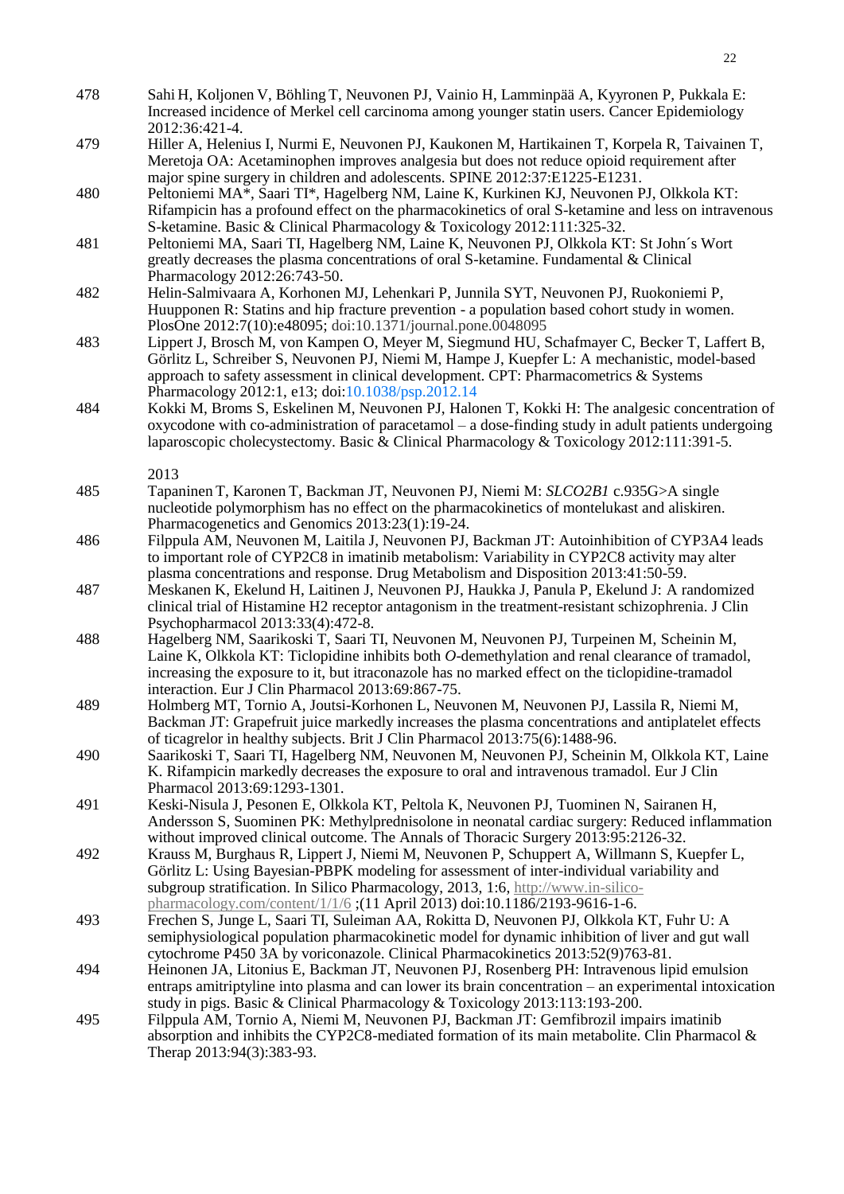478 Sahi H, Koljonen V, Böhling T, Neuvonen PJ, Vainio H, Lamminpää A, Kyyronen P, Pukkala E: Increased incidence of Merkel cell carcinoma among younger statin users. Cancer Epidemiology 2012:36:421-4.

479 Hiller A, Helenius I, Nurmi E, Neuvonen PJ, Kaukonen M, Hartikainen T, Korpela R, Taivainen T, Meretoja OA: Acetaminophen improves analgesia but does not reduce opioid requirement after major spine surgery in children and adolescents. SPINE 2012:37:E1225-E1231.

480 Peltoniemi MA\*, Saari TI\*, Hagelberg NM, Laine K, Kurkinen KJ, Neuvonen PJ, Olkkola KT: Rifampicin has a profound effect on the pharmacokinetics of oral S-ketamine and less on intravenous S-ketamine. Basic & Clinical Pharmacology & Toxicology 2012:111:325-32.

481 Peltoniemi MA, Saari TI, Hagelberg NM, Laine K, Neuvonen PJ, Olkkola KT: St John´s Wort greatly decreases the plasma concentrations of oral S-ketamine. Fundamental & Clinical Pharmacology 2012:26:743-50.

482 Helin-Salmivaara A, Korhonen MJ, Lehenkari P, Junnila SYT, Neuvonen PJ, Ruokoniemi P, Huupponen R: Statins and hip fracture prevention - a population based cohort study in women. PlosOne 2012:7(10):e48095; doi:10.1371/journal.pone.0048095

483 Lippert J, Brosch M, von Kampen O, Meyer M, Siegmund HU, Schafmayer C, Becker T, Laffert B, Görlitz L, Schreiber S, Neuvonen PJ, Niemi M, Hampe J, Kuepfer L: A mechanistic, model-based approach to safety assessment in clinical development. CPT: Pharmacometrics & Systems Pharmacology 2012:1, e13; doi:10.1038/psp.2012.14

484 Kokki M, Broms S, Eskelinen M, Neuvonen PJ, Halonen T, Kokki H: The analgesic concentration of oxycodone with co-administration of paracetamol – a dose-finding study in adult patients undergoing laparoscopic cholecystectomy. Basic & Clinical Pharmacology & Toxicology 2012:111:391-5.

2013

485 Tapaninen T, Karonen T, Backman JT, Neuvonen PJ, Niemi M: *SLCO2B1* c.935G>A single nucleotide polymorphism has no effect on the pharmacokinetics of montelukast and aliskiren. Pharmacogenetics and Genomics 2013:23(1):19-24.

486 Filppula AM, Neuvonen M, Laitila J, Neuvonen PJ, Backman JT: Autoinhibition of CYP3A4 leads to important role of CYP2C8 in imatinib metabolism: Variability in CYP2C8 activity may alter plasma concentrations and response. Drug Metabolism and Disposition 2013:41:50-59.

487 Meskanen K, Ekelund H, Laitinen J, Neuvonen PJ, Haukka J, Panula P, Ekelund J: A randomized clinical trial of Histamine H2 receptor antagonism in the treatment-resistant schizophrenia. J Clin Psychopharmacol 2013:33(4):472-8.

488 Hagelberg NM, Saarikoski T, Saari TI, Neuvonen M, Neuvonen PJ, Turpeinen M, Scheinin M, Laine K, Olkkola KT: Ticlopidine inhibits both *O*-demethylation and renal clearance of tramadol, increasing the exposure to it, but itraconazole has no marked effect on the ticlopidine-tramadol interaction. Eur J Clin Pharmacol 2013:69:867-75.

489 Holmberg MT, Tornio A, Joutsi-Korhonen L, Neuvonen M, Neuvonen PJ, Lassila R, Niemi M, Backman JT: Grapefruit juice markedly increases the plasma concentrations and antiplatelet effects of ticagrelor in healthy subjects. Brit J Clin Pharmacol 2013:75(6):1488-96.

490 Saarikoski T, Saari TI, Hagelberg NM, Neuvonen M, Neuvonen PJ, Scheinin M, Olkkola KT, Laine K. Rifampicin markedly decreases the exposure to oral and intravenous tramadol. Eur J Clin Pharmacol 2013:69:1293-1301.

491 Keski-Nisula J, Pesonen E, Olkkola KT, Peltola K, Neuvonen PJ, Tuominen N, Sairanen H, Andersson S, Suominen PK: Methylprednisolone in neonatal cardiac surgery: Reduced inflammation without improved clinical outcome. The Annals of Thoracic Surgery 2013:95:2126-32.

492 Krauss M, Burghaus R, Lippert J, Niemi M, Neuvonen P, Schuppert A, Willmann S, Kuepfer L, Görlitz L: Using Bayesian-PBPK modeling for assessment of inter-individual variability and subgroup stratification. In Silico Pharmacology, 2013, 1:6, http://www.in-silico-pharmacology.com/content/1/1/6 ;(11 April 2013) doi:10.1186/2193-9616-1-6.

493 Frechen S, Junge L, Saari TI, Suleiman AA, Rokitta D, Neuvonen PJ, Olkkola KT, Fuhr U: A semiphysiological population pharmacokinetic model for dynamic inhibition of liver and gut wall cytochrome P450 3A by voriconazole. Clinical Pharmacokinetics 2013:52(9)763-81.

494 Heinonen JA, Litonius E, Backman JT, Neuvonen PJ, Rosenberg PH: Intravenous lipid emulsion entraps amitriptyline into plasma and can lower its brain concentration – an experimental intoxication study in pigs. Basic & Clinical Pharmacology & Toxicology 2013:113:193-200.

495 Filppula AM, Tornio A, Niemi M, Neuvonen PJ, Backman JT: Gemfibrozil impairs imatinib absorption and inhibits the CYP2C8-mediated formation of its main metabolite. Clin Pharmacol & Therap 2013:94(3):383-93.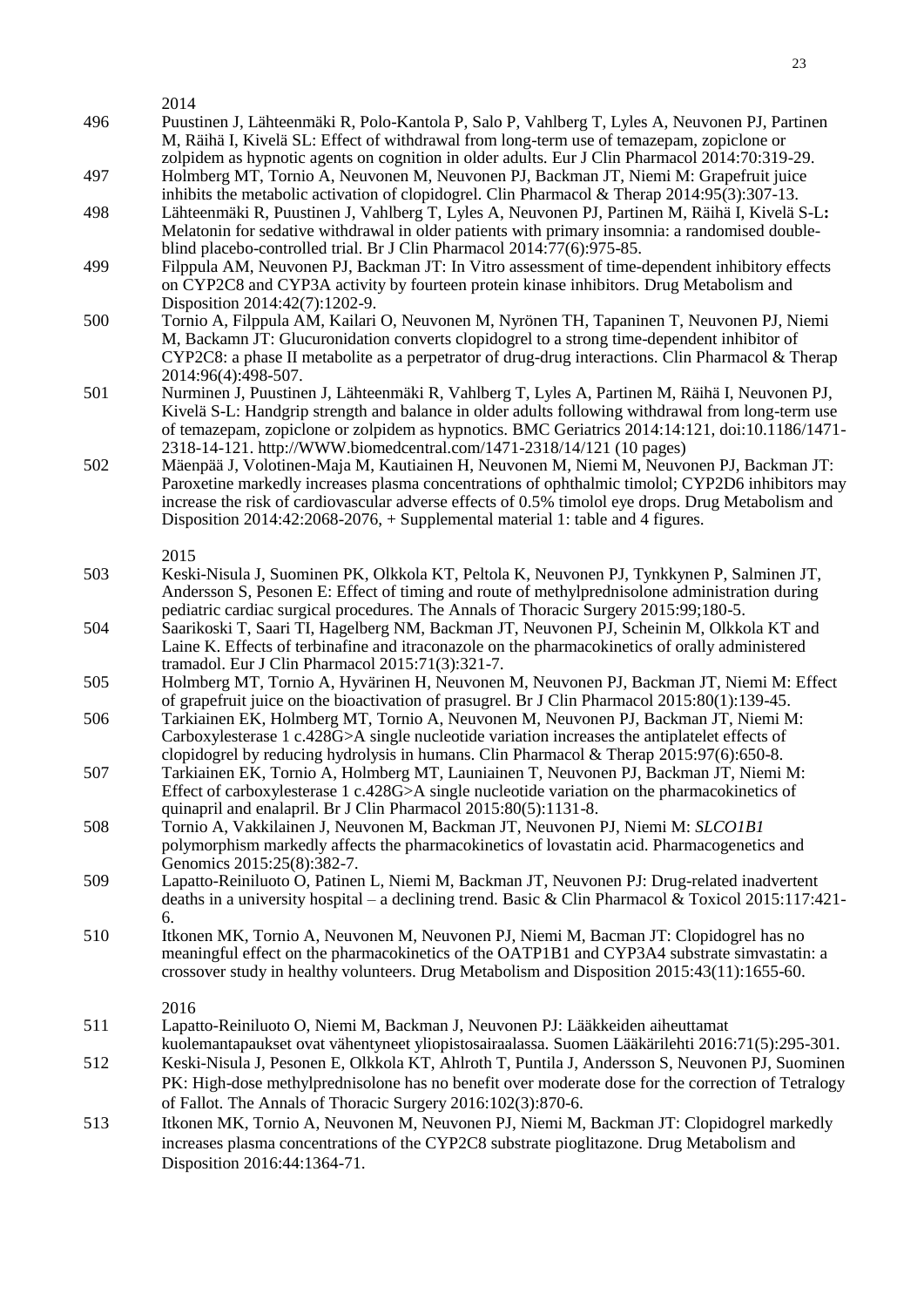2014

496 Puustinen J, Lähteenmäki R, Polo-Kantola P, Salo P, Vahlberg T, Lyles A, Neuvonen PJ, Partinen M, Räihä I, Kivelä SL: Effect of withdrawal from long-term use of temazepam, zopiclone or zolpidem as hypnotic agents on cognition in older adults. Eur J Clin Pharmacol 2014:70:319-29.

497 Holmberg MT, Tornio A, Neuvonen M, Neuvonen PJ, Backman JT, Niemi M: Grapefruit juice inhibits the metabolic activation of clopidogrel. Clin Pharmacol & Therap 2014:95(3):307-13.

498 Lähteenmäki R, Puustinen J, Vahlberg T, Lyles A, Neuvonen PJ, Partinen M, Räihä I, Kivelä S-L**:** Melatonin for sedative withdrawal in older patients with primary insomnia: a randomised double-blind placebo-controlled trial. Br J Clin Pharmacol 2014:77(6):975-85.

499 Filppula AM, Neuvonen PJ, Backman JT: In Vitro assessment of time-dependent inhibitory effects on CYP2C8 and CYP3A activity by fourteen protein kinase inhibitors. Drug Metabolism and Disposition 2014:42(7):1202-9.

500 Tornio A, Filppula AM, Kailari O, Neuvonen M, Nyrönen TH, Tapaninen T, Neuvonen PJ, Niemi M, Backamn JT: Glucuronidation converts clopidogrel to a strong time-dependent inhibitor of CYP2C8: a phase II metabolite as a perpetrator of drug-drug interactions. Clin Pharmacol & Therap 2014:96(4):498-507.

501 Nurminen J, Puustinen J, Lähteenmäki R, Vahlberg T, Lyles A, Partinen M, Räihä I, Neuvonen PJ, Kivelä S-L: Handgrip strength and balance in older adults following withdrawal from long-term use of temazepam, zopiclone or zolpidem as hypnotics. BMC Geriatrics 2014:14:121, doi:10.1186/1471-2318-14-121. http://WWW.biomedcentral.com/1471-2318/14/121 (10 pages)

502 Mäenpää J, Volotinen-Maja M, Kautiainen H, Neuvonen M, Niemi M, Neuvonen PJ, Backman JT: Paroxetine markedly increases plasma concentrations of ophthalmic timolol; CYP2D6 inhibitors may increase the risk of cardiovascular adverse effects of 0.5% timolol eye drops. Drug Metabolism and Disposition 2014:42:2068-2076, + Supplemental material 1: table and 4 figures.

2015

503 Keski-Nisula J, Suominen PK, Olkkola KT, Peltola K, Neuvonen PJ, Tynkkynen P, Salminen JT, Andersson S, Pesonen E: Effect of timing and route of methylprednisolone administration during pediatric cardiac surgical procedures. The Annals of Thoracic Surgery 2015:99;180-5.

504 Saarikoski T, Saari TI, Hagelberg NM, Backman JT, Neuvonen PJ, Scheinin M, Olkkola KT and Laine K. Effects of terbinafine and itraconazole on the pharmacokinetics of orally administered tramadol. Eur J Clin Pharmacol 2015:71(3):321-7.

505 Holmberg MT, Tornio A, Hyvärinen H, Neuvonen M, Neuvonen PJ, Backman JT, Niemi M: Effect of grapefruit juice on the bioactivation of prasugrel. Br J Clin Pharmacol 2015:80(1):139-45.

506 Tarkiainen EK, Holmberg MT, Tornio A, Neuvonen M, Neuvonen PJ, Backman JT, Niemi M: Carboxylesterase 1 c.428G>A single nucleotide variation increases the antiplatelet effects of clopidogrel by reducing hydrolysis in humans. Clin Pharmacol & Therap 2015:97(6):650-8.

507 Tarkiainen EK, Tornio A, Holmberg MT, Launiainen T, Neuvonen PJ, Backman JT, Niemi M: Effect of carboxylesterase 1 c.428G>A single nucleotide variation on the pharmacokinetics of quinapril and enalapril. Br J Clin Pharmacol 2015:80(5):1131-8.

508 Tornio A, Vakkilainen J, Neuvonen M, Backman JT, Neuvonen PJ, Niemi M: *SLCO1B1* polymorphism markedly affects the pharmacokinetics of lovastatin acid. Pharmacogenetics and Genomics 2015:25(8):382-7.

509 Lapatto-Reiniluoto O, Patinen L, Niemi M, Backman JT, Neuvonen PJ: Drug-related inadvertent deaths in a university hospital – a declining trend. Basic & Clin Pharmacol & Toxicol 2015:117:421-6.

510 Itkonen MK, Tornio A, Neuvonen M, Neuvonen PJ, Niemi M, Bacman JT: Clopidogrel has no meaningful effect on the pharmacokinetics of the OATP1B1 and CYP3A4 substrate simvastatin: a crossover study in healthy volunteers. Drug Metabolism and Disposition 2015:43(11):1655-60.

2016

511 Lapatto-Reiniluoto O, Niemi M, Backman J, Neuvonen PJ: Lääkkeiden aiheuttamat kuolemantapaukset ovat vähentyneet yliopistosairaalassa. Suomen Lääkärilehti 2016:71(5):295-301.

512 Keski-Nisula J, Pesonen E, Olkkola KT, Ahlroth T, Puntila J, Andersson S, Neuvonen PJ, Suominen PK: High-dose methylprednisolone has no benefit over moderate dose for the correction of Tetralogy of Fallot. The Annals of Thoracic Surgery 2016:102(3):870-6.

513 Itkonen MK, Tornio A, Neuvonen M, Neuvonen PJ, Niemi M, Backman JT: Clopidogrel markedly increases plasma concentrations of the CYP2C8 substrate pioglitazone. Drug Metabolism and Disposition 2016:44:1364-71.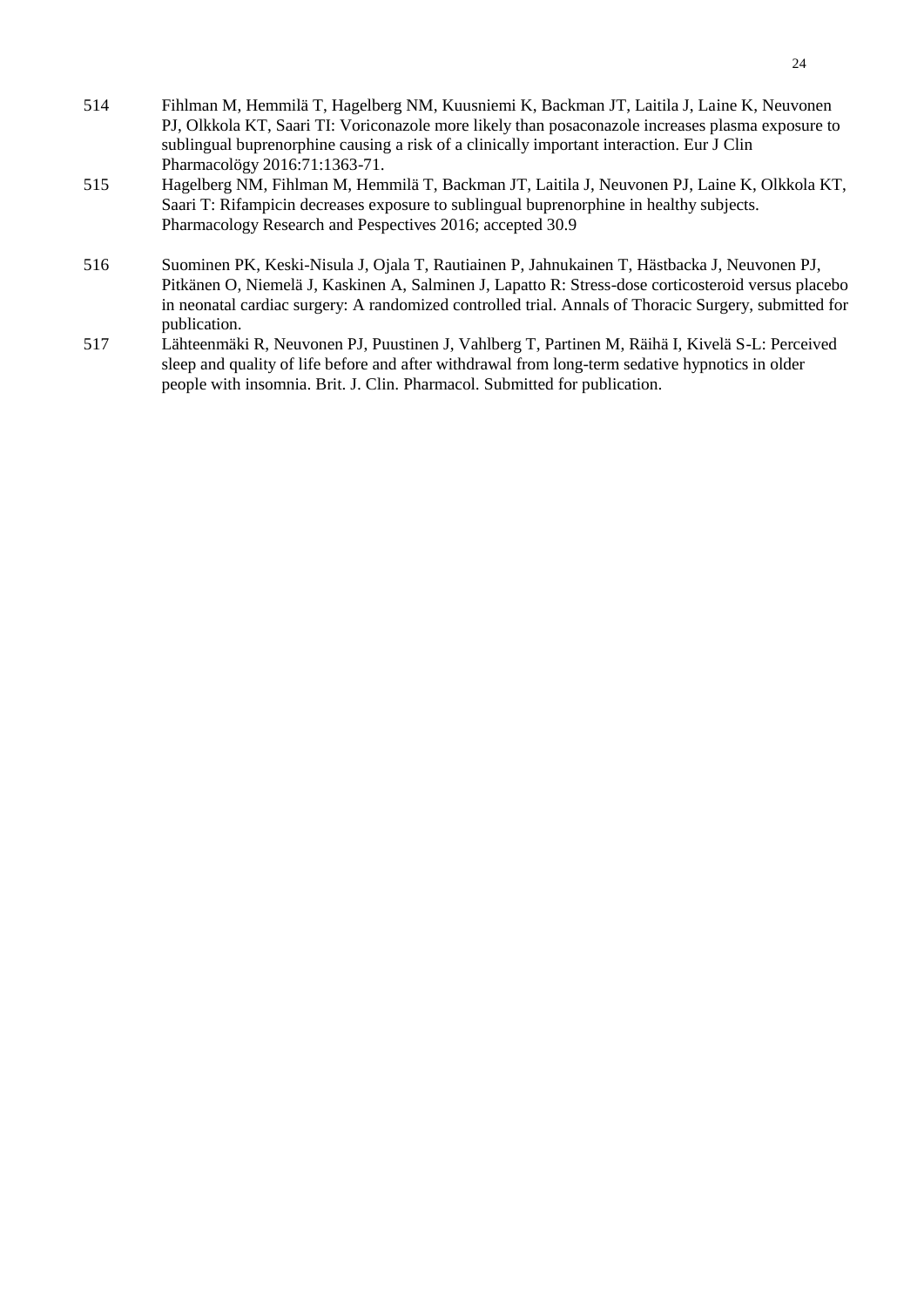514 Fihlman M, Hemmilä T, Hagelberg NM, Kuusniemi K, Backman JT, Laitila J, Laine K, Neuvonen PJ, Olkkola KT, Saari TI: Voriconazole more likely than posaconazole increases plasma exposure to sublingual buprenorphine causing a risk of a clinically important interaction. Eur J Clin Pharmacolögy 2016:71:1363-71.

515 Hagelberg NM, Fihlman M, Hemmilä T, Backman JT, Laitila J, Neuvonen PJ, Laine K, Olkkola KT, Saari T: Rifampicin decreases exposure to sublingual buprenorphine in healthy subjects. Pharmacology Research and Pespectives 2016; accepted 30.9

516 Suominen PK, Keski-Nisula J, Ojala T, Rautiainen P, Jahnukainen T, Hästbacka J, Neuvonen PJ, Pitkänen O, Niemelä J, Kaskinen A, Salminen J, Lapatto R: Stress-dose corticosteroid versus placebo in neonatal cardiac surgery: A randomized controlled trial. Annals of Thoracic Surgery, submitted for publication.

517 Lähteenmäki R, Neuvonen PJ, Puustinen J, Vahlberg T, Partinen M, Räihä I, Kivelä S-L: Perceived sleep and quality of life before and after withdrawal from long-term sedative hypnotics in older people with insomnia. Brit. J. Clin. Pharmacol. Submitted for publication.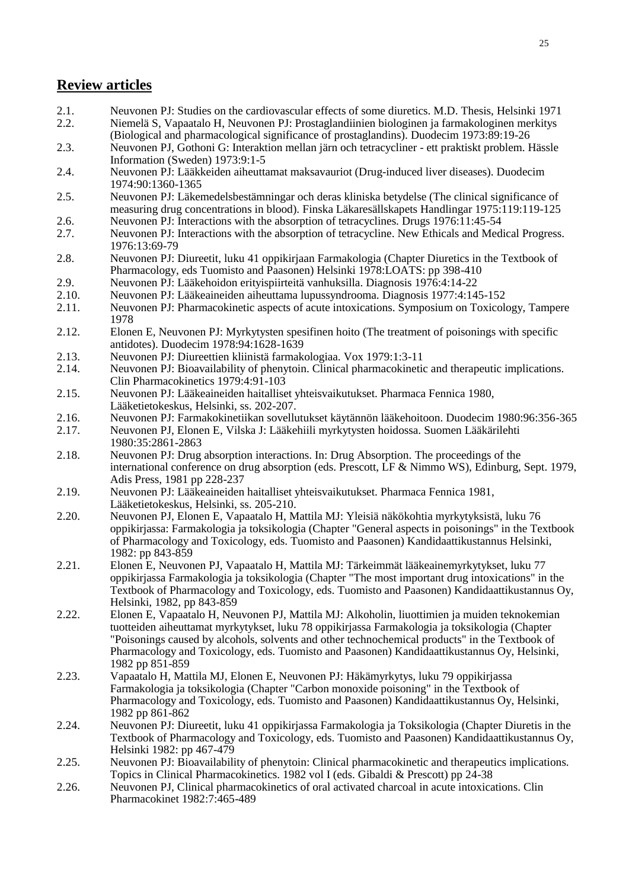## Review articles

2.1. Neuvonen PJ: Studies on the cardiovascular effects of some diuretics. M.D. Thesis, Helsinki 1971

2.2. Niemelä S, Vapaatalo H, Neuvonen PJ: Prostaglandiinien biologinen ja farmakologinen merkitys (Biological and pharmacological significance of prostaglandins). Duodecim 1973:89:19-26

2.3. Neuvonen PJ, Gothoni G: Interaktion mellan järn och tetracycliner - ett praktiskt problem. Hässle Information (Sweden) 1973:9:1-5

2.4. Neuvonen PJ: Lääkkeiden aiheuttamat maksavauriot (Drug-induced liver diseases). Duodecim 1974:90:1360-1365

2.5. Neuvonen PJ: Läkemedelsbestämningar och deras kliniska betydelse (The clinical significance of measuring drug concentrations in blood). Finska Läkaresällskapets Handlingar 1975:119:119-125

2.6. Neuvonen PJ: Interactions with the absorption of tetracyclines. Drugs 1976:11:45-54

2.7. Neuvonen PJ: Interactions with the absorption of tetracycline. New Ethicals and Medical Progress. 1976:13:69-79

2.8. Neuvonen PJ: Diureetit, luku 41 oppikirjaan Farmakologia (Chapter Diuretics in the Textbook of Pharmacology, eds Tuomisto and Paasonen) Helsinki 1978:LOATS: pp 398-410

2.9. Neuvonen PJ: Lääkehoidon erityispiirteitä vanhuksilla. Diagnosis 1976:4:14-22

2.10. Neuvonen PJ: Lääkeaineiden aiheuttama lupussyndrooma. Diagnosis 1977:4:145-152

2.11. Neuvonen PJ: Pharmacokinetic aspects of acute intoxications. Symposium on Toxicology, Tampere 1978

2.12. Elonen E, Neuvonen PJ: Myrkytysten spesifinen hoito (The treatment of poisonings with specific antidotes). Duodecim 1978:94:1628-1639

2.13. Neuvonen PJ: Diureettien kliinistä farmakologiaa. Vox 1979:1:3-11

2.14. Neuvonen PJ: Bioavailability of phenytoin. Clinical pharmacokinetic and therapeutic implications. Clin Pharmacokinetics 1979:4:91-103

2.15. Neuvonen PJ: Lääkeaineiden haitalliset yhteisvaikutukset. Pharmaca Fennica 1980, Lääketietokeskus, Helsinki, ss. 202-207.

2.16. Neuvonen PJ: Farmakokinetiikan sovellutukset käytännön lääkehoitoon. Duodecim 1980:96:356-365

2.17. Neuvonen PJ, Elonen E, Vilska J: Lääkehiili myrkytysten hoidossa. Suomen Lääkärilehti 1980:35:2861-2863

2.18. Neuvonen PJ: Drug absorption interactions. In: Drug Absorption. The proceedings of the international conference on drug absorption (eds. Prescott, LF & Nimmo WS), Edinburg, Sept. 1979, Adis Press, 1981 pp 228-237

2.19. Neuvonen PJ: Lääkeaineiden haitalliset yhteisvaikutukset. Pharmaca Fennica 1981, Lääketietokeskus, Helsinki, ss. 205-210.

2.20. Neuvonen PJ, Elonen E, Vapaatalo H, Mattila MJ: Yleisiä näkökohtia myrkytyksistä, luku 76 oppikirjassa: Farmakologia ja toksikologia (Chapter "General aspects in poisonings" in the Textbook of Pharmacology and Toxicology, eds. Tuomisto and Paasonen) Kandidaattikustannus Helsinki, 1982: pp 843-859

2.21. Elonen E, Neuvonen PJ, Vapaatalo H, Mattila MJ: Tärkeimmät lääkeainemyrkytykset, luku 77 oppikirjassa Farmakologia ja toksikologia (Chapter "The most important drug intoxications" in the Textbook of Pharmacology and Toxicology, eds. Tuomisto and Paasonen) Kandidaattikustannus Oy, Helsinki, 1982, pp 843-859

2.22. Elonen E, Vapaatalo H, Neuvonen PJ, Mattila MJ: Alkoholin, liuottimien ja muiden teknokemian tuotteiden aiheuttamat myrkytykset, luku 78 oppikirjassa Farmakologia ja toksikologia (Chapter "Poisonings caused by alcohols, solvents and other technochemical products" in the Textbook of Pharmacology and Toxicology, eds. Tuomisto and Paasonen) Kandidaattikustannus Oy, Helsinki, 1982 pp 851-859

2.23. Vapaatalo H, Mattila MJ, Elonen E, Neuvonen PJ: Häkämyrkytys, luku 79 oppikirjassa Farmakologia ja toksikologia (Chapter "Carbon monoxide poisoning" in the Textbook of Pharmacology and Toxicology, eds. Tuomisto and Paasonen) Kandidaattikustannus Oy, Helsinki, 1982 pp 861-862

2.24. Neuvonen PJ: Diureetit, luku 41 oppikirjassa Farmakologia ja Toksikologia (Chapter Diuretis in the Textbook of Pharmacology and Toxicology, eds. Tuomisto and Paasonen) Kandidaattikustannus Oy, Helsinki 1982: pp 467-479

2.25. Neuvonen PJ: Bioavailability of phenytoin: Clinical pharmacokinetic and therapeutics implications. Topics in Clinical Pharmacokinetics. 1982 vol I (eds. Gibaldi & Prescott) pp 24-38

2.26. Neuvonen PJ, Clinical pharmacokinetics of oral activated charcoal in acute intoxications. Clin Pharmacokinet 1982:7:465-489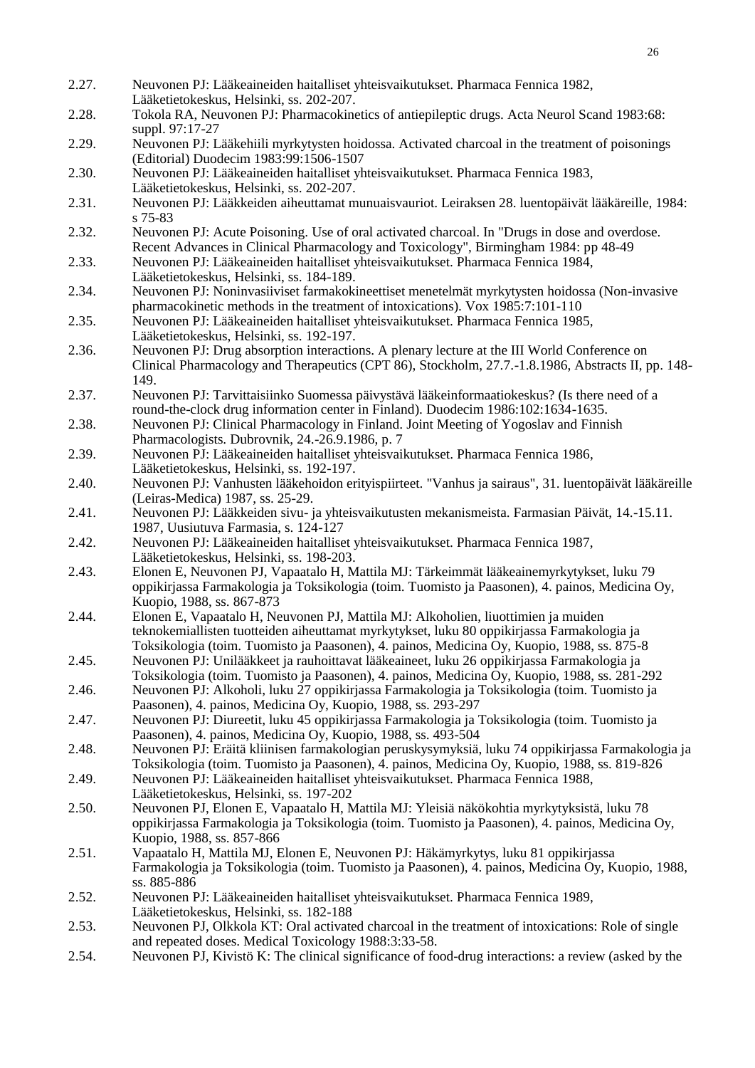2.27. Neuvonen PJ: Lääkeaineiden haitalliset yhteisvaikutukset. Pharmaca Fennica 1982, Lääketietokeskus, Helsinki, ss. 202-207.

2.28. Tokola RA, Neuvonen PJ: Pharmacokinetics of antiepileptic drugs. Acta Neurol Scand 1983:68: suppl. 97:17-27

2.29. Neuvonen PJ: Lääkehiili myrkytysten hoidossa. Activated charcoal in the treatment of poisonings (Editorial) Duodecim 1983:99:1506-1507

2.30. Neuvonen PJ: Lääkeaineiden haitalliset yhteisvaikutukset. Pharmaca Fennica 1983, Lääketietokeskus, Helsinki, ss. 202-207.

2.31. Neuvonen PJ: Lääkkeiden aiheuttamat munuaisvauriot. Leiraksen 28. luentopäivät lääkäreille, 1984: s 75-83

2.32. Neuvonen PJ: Acute Poisoning. Use of oral activated charcoal. In "Drugs in dose and overdose. Recent Advances in Clinical Pharmacology and Toxicology", Birmingham 1984: pp 48-49

2.33. Neuvonen PJ: Lääkeaineiden haitalliset yhteisvaikutukset. Pharmaca Fennica 1984, Lääketietokeskus, Helsinki, ss. 184-189.

2.34. Neuvonen PJ: Noninvasiiviset farmakokineettiset menetelmät myrkytysten hoidossa (Non-invasive pharmacokinetic methods in the treatment of intoxications). Vox 1985:7:101-110

2.35. Neuvonen PJ: Lääkeaineiden haitalliset yhteisvaikutukset. Pharmaca Fennica 1985, Lääketietokeskus, Helsinki, ss. 192-197.

2.36. Neuvonen PJ: Drug absorption interactions. A plenary lecture at the III World Conference on Clinical Pharmacology and Therapeutics (CPT 86), Stockholm, 27.7.-1.8.1986, Abstracts II, pp. 148-149.

2.37. Neuvonen PJ: Tarvittaisiinko Suomessa päivystävä lääkeinformaatiokeskus? (Is there need of a round-the-clock drug information center in Finland). Duodecim 1986:102:1634-1635.

2.38. Neuvonen PJ: Clinical Pharmacology in Finland. Joint Meeting of Yogoslav and Finnish Pharmacologists. Dubrovnik, 24.-26.9.1986, p. 7

2.39. Neuvonen PJ: Lääkeaineiden haitalliset yhteisvaikutukset. Pharmaca Fennica 1986, Lääketietokeskus, Helsinki, ss. 192-197.

2.40. Neuvonen PJ: Vanhusten lääkehoidon erityispiirteet. "Vanhus ja sairaus", 31. luentopäivät lääkäreille (Leiras-Medica) 1987, ss. 25-29.

2.41. Neuvonen PJ: Lääkkeiden sivu- ja yhteisvaikutusten mekanismeista. Farmasian Päivät, 14.-15.11. 1987, Uusiutuva Farmasia, s. 124-127

2.42. Neuvonen PJ: Lääkeaineiden haitalliset yhteisvaikutukset. Pharmaca Fennica 1987, Lääketietokeskus, Helsinki, ss. 198-203.

2.43. Elonen E, Neuvonen PJ, Vapaatalo H, Mattila MJ: Tärkeimmät lääkeainemyrkytykset, luku 79 oppikirjassa Farmakologia ja Toksikologia (toim. Tuomisto ja Paasonen), 4. painos, Medicina Oy, Kuopio, 1988, ss. 867-873

2.44. Elonen E, Vapaatalo H, Neuvonen PJ, Mattila MJ: Alkoholien, liuottimien ja muiden teknokemiallisten tuotteiden aiheuttamat myrkytykset, luku 80 oppikirjassa Farmakologia ja Toksikologia (toim. Tuomisto ja Paasonen), 4. painos, Medicina Oy, Kuopio, 1988, ss. 875-8

2.45. Neuvonen PJ: Unilääkkeet ja rauhoittavat lääkeaineet, luku 26 oppikirjassa Farmakologia ja Toksikologia (toim. Tuomisto ja Paasonen), 4. painos, Medicina Oy, Kuopio, 1988, ss. 281-292

2.46. Neuvonen PJ: Alkoholi, luku 27 oppikirjassa Farmakologia ja Toksikologia (toim. Tuomisto ja Paasonen), 4. painos, Medicina Oy, Kuopio, 1988, ss. 293-297

2.47. Neuvonen PJ: Diureetit, luku 45 oppikirjassa Farmakologia ja Toksikologia (toim. Tuomisto ja Paasonen), 4. painos, Medicina Oy, Kuopio, 1988, ss. 493-504

2.48. Neuvonen PJ: Eräitä kliinisen farmakologian peruskysymyksiä, luku 74 oppikirjassa Farmakologia ja Toksikologia (toim. Tuomisto ja Paasonen), 4. painos, Medicina Oy, Kuopio, 1988, ss. 819-826

2.49. Neuvonen PJ: Lääkeaineiden haitalliset yhteisvaikutukset. Pharmaca Fennica 1988, Lääketietokeskus, Helsinki, ss. 197-202

2.50. Neuvonen PJ, Elonen E, Vapaatalo H, Mattila MJ: Yleisiä näkökohtia myrkytyksistä, luku 78 oppikirjassa Farmakologia ja Toksikologia (toim. Tuomisto ja Paasonen), 4. painos, Medicina Oy, Kuopio, 1988, ss. 857-866

2.51. Vapaatalo H, Mattila MJ, Elonen E, Neuvonen PJ: Häkämyrkytys, luku 81 oppikirjassa Farmakologia ja Toksikologia (toim. Tuomisto ja Paasonen), 4. painos, Medicina Oy, Kuopio, 1988, ss. 885-886

2.52. Neuvonen PJ: Lääkeaineiden haitalliset yhteisvaikutukset. Pharmaca Fennica 1989, Lääketietokeskus, Helsinki, ss. 182-188

2.53. Neuvonen PJ, Olkkola KT: Oral activated charcoal in the treatment of intoxications: Role of single and repeated doses. Medical Toxicology 1988:3:33-58.

2.54. Neuvonen PJ, Kivistö K: The clinical significance of food-drug interactions: a review (asked by the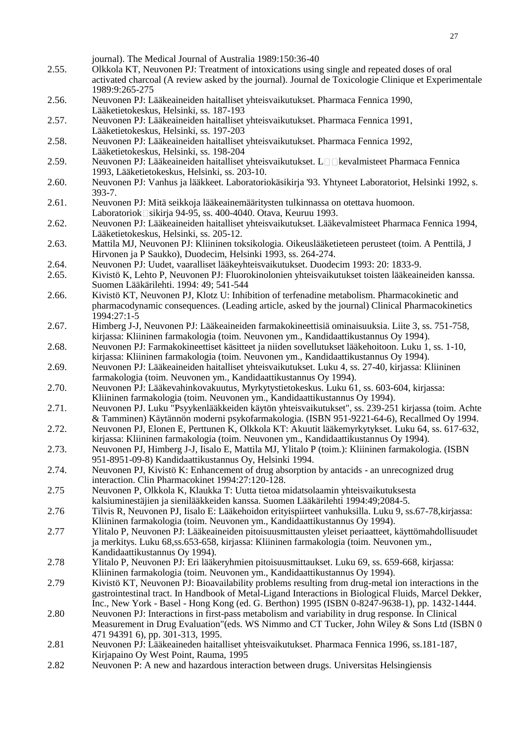journal). The Medical Journal of Australia 1989:150:36-40

2.55. Olkkola KT, Neuvonen PJ: Treatment of intoxications using single and repeated doses of oral activated charcoal (A review asked by the journal). Journal de Toxicologie Clinique et Experimentale 1989:9:265-275

2.56. Neuvonen PJ: Lääkeaineiden haitalliset yhteisvaikutukset. Pharmaca Fennica 1990, Lääketietokeskus, Helsinki, ss. 187-193

2.57. Neuvonen PJ: Lääkeaineiden haitalliset yhteisvaikutukset. Pharmaca Fennica 1991, Lääketietokeskus, Helsinki, ss. 197-203

2.58. Neuvonen PJ: Lääkeaineiden haitalliset yhteisvaikutukset. Pharmaca Fennica 1992, Lääketietokeskus, Helsinki, ss. 198-204

2.59. Neuvonen PJ: Lääkeaineiden haitalliset yhteisvaikutukset. L□□kevalmisteet Pharmaca Fennica 1993, Lääketietokeskus, Helsinki, ss. 203-10.

2.60. Neuvonen PJ: Vanhus ja lääkkeet. Laboratoriokäsikirja '93. Yhtyneet Laboratoriot, Helsinki 1992, s. 393-7.

2.61. Neuvonen PJ: Mitä seikkoja lääkeainemääritysten tulkinnassa on otettava huomoon. Laboratoriok□sikirja 94-95, ss. 400-4040. Otava, Keuruu 1993.

2.62. Neuvonen PJ: Lääkeaineiden haitalliset yhteisvaikutukset. Lääkevalmisteet Pharmaca Fennica 1994, Lääketietokeskus, Helsinki, ss. 205-12.

2.63. Mattila MJ, Neuvonen PJ: Kliininen toksikologia. Oikeuslääketieteen perusteet (toim. A Penttilä, J Hirvonen ja P Saukko), Duodecim, Helsinki 1993, ss. 264-274.

2.64. Neuvonen PJ: Uudet, vaaralliset lääkeyhteisvaikutukset. Duodecim 1993: 20: 1833-9.

2.65. Kivistö K, Lehto P, Neuvonen PJ: Fluorokinolonien yhteisvaikutukset toisten lääkeaineiden kanssa. Suomen Lääkärilehti. 1994: 49; 541-544

2.66. Kivistö KT, Neuvonen PJ, Klotz U: Inhibition of terfenadine metabolism. Pharmacokinetic and pharmacodynamic consequences. (Leading article, asked by the journal) Clinical Pharmacokinetics 1994:27:1-5

2.67. Himberg J-J, Neuvonen PJ: Lääkeaineiden farmakokineettisiä ominaisuuksia. Liite 3, ss. 751-758, kirjassa: Kliininen farmakologia (toim. Neuvonen ym., Kandidaattikustannus Oy 1994).

2.68. Neuvonen PJ: Farmakokineettiset käsitteet ja niiden sovellutukset lääkehoitoon. Luku 1, ss. 1-10, kirjassa: Kliininen farmakologia (toim. Neuvonen ym., Kandidaattikustannus Oy 1994).

2.69. Neuvonen PJ: Lääkeaineiden haitalliset yhteisvaikutukset. Luku 4, ss. 27-40, kirjassa: Kliininen farmakologia (toim. Neuvonen ym., Kandidaattikustannus Oy 1994).

2.70. Neuvonen PJ: Lääkevahinkovakuutus, Myrkytystietokeskus. Luku 61, ss. 603-604, kirjassa: Kliininen farmakologia (toim. Neuvonen ym., Kandidaattikustannus Oy 1994).

2.71. Neuvonen PJ. Luku "Psyykenlääkkeiden käytön yhteisvaikutukset", ss. 239-251 kirjassa (toim. Achte & Tamminen) Käytännön moderni psykofarmakologia. (ISBN 951-9221-64-6), Recallmed Oy 1994.

2.72. Neuvonen PJ, Elonen E, Perttunen K, Olkkola KT: Akuutit lääkemyrkytykset. Luku 64, ss. 617-632, kirjassa: Kliininen farmakologia (toim. Neuvonen ym., Kandidaattikustannus Oy 1994).

2.73. Neuvonen PJ, Himberg J-J, Iisalo E, Mattila MJ, Ylitalo P (toim.): Kliininen farmakologia. (ISBN 951-8951-09-8) Kandidaattikustannus Oy, Helsinki 1994.

2.74. Neuvonen PJ, Kivistö K: Enhancement of drug absorption by antacids - an unrecognized drug interaction. Clin Pharmacokinet 1994:27:120-128.

2.75 Neuvonen P, Olkkola K, Klaukka T: Uutta tietoa midatsolaamin yhteisvaikutuksesta kalsiuminestäjien ja sienilääkkeiden kanssa. Suomen Lääkärilehti 1994:49;2084-5.

2.76 Tilvis R, Neuvonen PJ, Iisalo E: Lääkehoidon erityispiirteet vanhuksilla. Luku 9, ss.67-78,kirjassa: Kliininen farmakologia (toim. Neuvonen ym., Kandidaattikustannus Oy 1994).

2.77 Ylitalo P, Neuvonen PJ: Lääkeaineiden pitoisuusmittausten yleiset periaatteet, käyttömahdollisuudet ja merkitys. Luku 68,ss.653-658, kirjassa: Kliininen farmakologia (toim. Neuvonen ym., Kandidaattikustannus Oy 1994).

2.78 Ylitalo P, Neuvonen PJ: Eri lääkeryhmien pitoisuusmittaukset. Luku 69, ss. 659-668, kirjassa: Kliininen farmakologia (toim. Neuvonen ym., Kandidaattikustannus Oy 1994).

2.79 Kivistö KT, Neuvonen PJ: Bioavailability problems resulting from drug-metal ion interactions in the gastrointestinal tract. In Handbook of Metal-Ligand Interactions in Biological Fluids, Marcel Dekker, Inc., New York - Basel - Hong Kong (ed. G. Berthon) 1995 (ISBN 0-8247-9638-1), pp. 1432-1444.

2.80 Neuvonen PJ: Interactions in first-pass metabolism and variability in drug response. In Clinical Measurement in Drug Evaluation"(eds. WS Nimmo and CT Tucker, John Wiley & Sons Ltd (ISBN 0 471 94391 6), pp. 301-313, 1995.

2.81 Neuvonen PJ: Lääkeaineden haitalliset yhteisvaikutukset. Pharmaca Fennica 1996, ss.181-187, Kirjapaino Oy West Point, Rauma, 1995

2.82 Neuvonen P: A new and hazardous interaction between drugs. Universitas Helsingiensis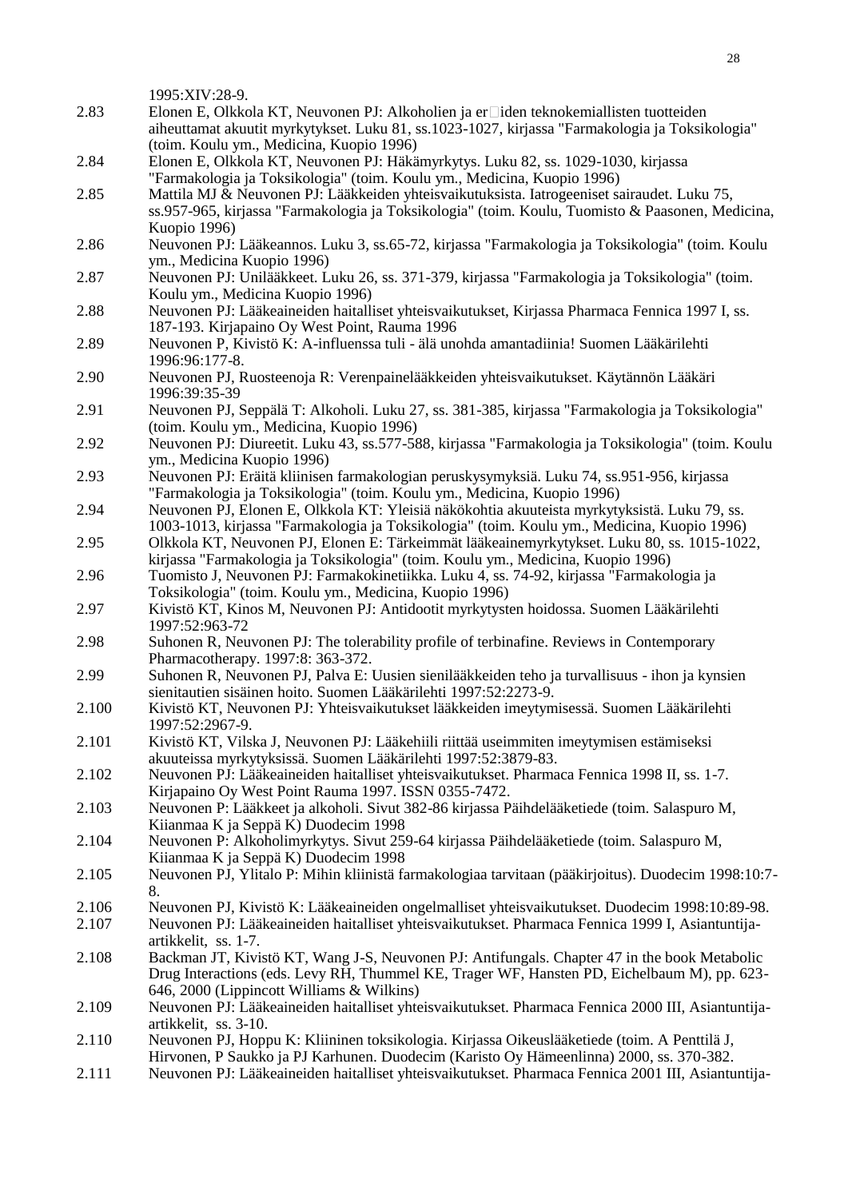1995:XIV:28-9.

2.83 Elonen E, Olkkola KT, Neuvonen PJ: Alkoholien ja er□iden teknokemiallisten tuotteiden aiheuttamat akuutit myrkytykset. Luku 81, ss.1023-1027, kirjassa "Farmakologia ja Toksikologia" (toim. Koulu ym., Medicina, Kuopio 1996)

2.84 Elonen E, Olkkola KT, Neuvonen PJ: Häkämyrkytys. Luku 82, ss. 1029-1030, kirjassa "Farmakologia ja Toksikologia" (toim. Koulu ym., Medicina, Kuopio 1996)

2.85 Mattila MJ & Neuvonen PJ: Lääkkeiden yhteisvaikutuksista. Iatrogeeniset sairaudet. Luku 75, ss.957-965, kirjassa "Farmakologia ja Toksikologia" (toim. Koulu, Tuomisto & Paasonen, Medicina, Kuopio 1996)

2.86 Neuvonen PJ: Lääkeannos. Luku 3, ss.65-72, kirjassa "Farmakologia ja Toksikologia" (toim. Koulu ym., Medicina Kuopio 1996)

2.87 Neuvonen PJ: Unilääkkeet. Luku 26, ss. 371-379, kirjassa "Farmakologia ja Toksikologia" (toim. Koulu ym., Medicina Kuopio 1996)

2.88 Neuvonen PJ: Lääkeaineiden haitalliset yhteisvaikutukset, Kirjassa Pharmaca Fennica 1997 I, ss. 187-193. Kirjapaino Oy West Point, Rauma 1996

2.89 Neuvonen P, Kivistö K: A-influenssa tuli - älä unohda amantadiinia! Suomen Lääkärilehti 1996:96:177-8.

2.90 Neuvonen PJ, Ruosteenoja R: Verenpainelääkkeiden yhteisvaikutukset. Käytännön Lääkäri 1996:39:35-39

2.91 Neuvonen PJ, Seppälä T: Alkoholi. Luku 27, ss. 381-385, kirjassa "Farmakologia ja Toksikologia" (toim. Koulu ym., Medicina, Kuopio 1996)

2.92 Neuvonen PJ: Diureetit. Luku 43, ss.577-588, kirjassa "Farmakologia ja Toksikologia" (toim. Koulu ym., Medicina Kuopio 1996)

2.93 Neuvonen PJ: Eräitä kliinisen farmakologian peruskysymyksiä. Luku 74, ss.951-956, kirjassa "Farmakologia ja Toksikologia" (toim. Koulu ym., Medicina, Kuopio 1996)

2.94 Neuvonen PJ, Elonen E, Olkkola KT: Yleisiä näkökohtia akuuteista myrkytyksistä. Luku 79, ss. 1003-1013, kirjassa "Farmakologia ja Toksikologia" (toim. Koulu ym., Medicina, Kuopio 1996)

2.95 Olkkola KT, Neuvonen PJ, Elonen E: Tärkeimmät lääkeainemyrkytykset. Luku 80, ss. 1015-1022, kirjassa "Farmakologia ja Toksikologia" (toim. Koulu ym., Medicina, Kuopio 1996)

2.96 Tuomisto J, Neuvonen PJ: Farmakokinetiikka. Luku 4, ss. 74-92, kirjassa "Farmakologia ja Toksikologia" (toim. Koulu ym., Medicina, Kuopio 1996)

2.97 Kivistö KT, Kinos M, Neuvonen PJ: Antidootit myrkytysten hoidossa. Suomen Lääkärilehti 1997:52:963-72

2.98 Suhonen R, Neuvonen PJ: The tolerability profile of terbinafine. Reviews in Contemporary Pharmacotherapy. 1997:8: 363-372.

2.99 Suhonen R, Neuvonen PJ, Palva E: Uusien sienilääkkeiden teho ja turvallisuus - ihon ja kynsien sienitautien sisäinen hoito. Suomen Lääkärilehti 1997:52:2273-9.

2.100 Kivistö KT, Neuvonen PJ: Yhteisvaikutukset lääkkeiden imeytymisessä. Suomen Lääkärilehti 1997:52:2967-9.

2.101 Kivistö KT, Vilska J, Neuvonen PJ: Lääkehiili riittää useimmiten imeytymisen estämiseksi akuuteissa myrkytyksissä. Suomen Lääkärilehti 1997:52:3879-83.

2.102 Neuvonen PJ: Lääkeaineiden haitalliset yhteisvaikutukset. Pharmaca Fennica 1998 II, ss. 1-7. Kirjapaino Oy West Point Rauma 1997. ISSN 0355-7472.

2.103 Neuvonen P: Lääkkeet ja alkoholi. Sivut 382-86 kirjassa Päihdelääketiede (toim. Salaspuro M, Kiianmaa K ja Seppä K) Duodecim 1998

2.104 Neuvonen P: Alkoholimyrkytys. Sivut 259-64 kirjassa Päihdelääketiede (toim. Salaspuro M, Kiianmaa K ja Seppä K) Duodecim 1998

2.105 Neuvonen PJ, Ylitalo P: Mihin kliinistä farmakologiaa tarvitaan (pääkirjoitus). Duodecim 1998:10:7-8.

2.106 Neuvonen PJ, Kivistö K: Lääkeaineiden ongelmalliset yhteisvaikutukset. Duodecim 1998:10:89-98.

2.107 Neuvonen PJ: Lääkeaineiden haitalliset yhteisvaikutukset. Pharmaca Fennica 1999 I, Asiantuntija-artikkelit, ss. 1-7.

2.108 Backman JT, Kivistö KT, Wang J-S, Neuvonen PJ: Antifungals. Chapter 47 in the book Metabolic Drug Interactions (eds. Levy RH, Thummel KE, Trager WF, Hansten PD, Eichelbaum M), pp. 623-646, 2000 (Lippincott Williams & Wilkins)

2.109 Neuvonen PJ: Lääkeaineiden haitalliset yhteisvaikutukset. Pharmaca Fennica 2000 III, Asiantuntija-artikkelit, ss. 3-10.

2.110 Neuvonen PJ, Hoppu K: Kliininen toksikologia. Kirjassa Oikeuslääketiede (toim. A Penttilä J, Hirvonen, P Saukko ja PJ Karhunen. Duodecim (Karisto Oy Hämeenlinna) 2000, ss. 370-382.

2.111 Neuvonen PJ: Lääkeaineiden haitalliset yhteisvaikutukset. Pharmaca Fennica 2001 III, Asiantuntija-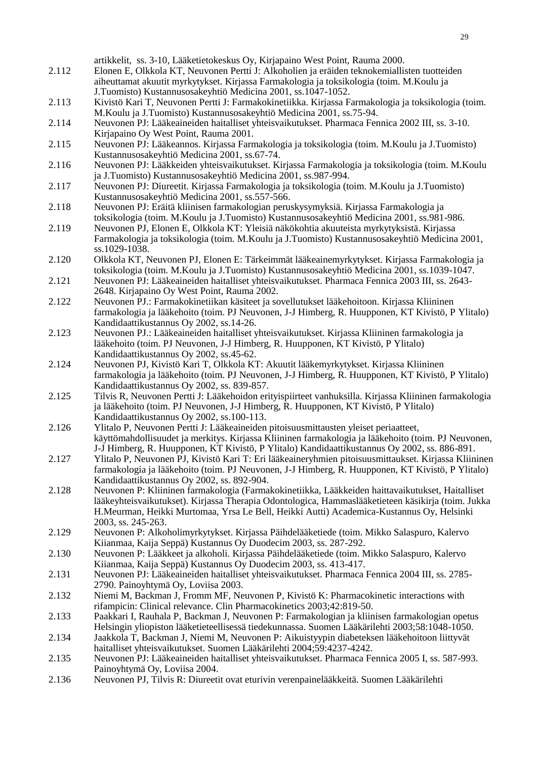artikkelit, ss. 3-10, Lääketietokeskus Oy, Kirjapaino West Point, Rauma 2000.

2.112 Elonen E, Olkkola KT, Neuvonen Pertti J: Alkoholien ja eräiden teknokemiallisten tuotteiden aiheuttamat akuutit myrkytykset. Kirjassa Farmakologia ja toksikologia (toim. M.Koulu ja J.Tuomisto) Kustannusosakeyhtiö Medicina 2001, ss.1047-1052.

2.113 Kivistö Kari T, Neuvonen Pertti J: Farmakokinetiikka. Kirjassa Farmakologia ja toksikologia (toim. M.Koulu ja J.Tuomisto) Kustannusosakeyhtiö Medicina 2001, ss.75-94.

2.114 Neuvonen PJ: Lääkeaineiden haitalliset yhteisvaikutukset. Pharmaca Fennica 2002 III, ss. 3-10. Kirjapaino Oy West Point, Rauma 2001.

2.115 Neuvonen PJ: Lääkeannos. Kirjassa Farmakologia ja toksikologia (toim. M.Koulu ja J.Tuomisto) Kustannusosakeyhtiö Medicina 2001, ss.67-74.

2.116 Neuvonen PJ: Lääkkeiden yhteisvaikutukset. Kirjassa Farmakologia ja toksikologia (toim. M.Koulu ja J.Tuomisto) Kustannusosakeyhtiö Medicina 2001, ss.987-994.

2.117 Neuvonen PJ: Diureetit. Kirjassa Farmakologia ja toksikologia (toim. M.Koulu ja J.Tuomisto) Kustannusosakeyhtiö Medicina 2001, ss.557-566.

2.118 Neuvonen PJ: Eräitä kliinisen farmakologian peruskysymyksiä. Kirjassa Farmakologia ja toksikologia (toim. M.Koulu ja J.Tuomisto) Kustannusosakeyhtiö Medicina 2001, ss.981-986.

2.119 Neuvonen PJ, Elonen E, Olkkola KT: Yleisiä näkökohtia akuuteista myrkytyksistä. Kirjassa Farmakologia ja toksikologia (toim. M.Koulu ja J.Tuomisto) Kustannusosakeyhtiö Medicina 2001, ss.1029-1038.

2.120 Olkkola KT, Neuvonen PJ, Elonen E: Tärkeimmät lääkeainemyrkytykset. Kirjassa Farmakologia ja toksikologia (toim. M.Koulu ja J.Tuomisto) Kustannusosakeyhtiö Medicina 2001, ss.1039-1047.

2.121 Neuvonen PJ: Lääkeaineiden haitalliset yhteisvaikutukset. Pharmaca Fennica 2003 III, ss. 2643-2648. Kirjapaino Oy West Point, Rauma 2002.

2.122 Neuvonen PJ.: Farmakokinetiikan käsiteet ja sovellutukset lääkehoitoon. Kirjassa Kliininen farmakologia ja lääkehoito (toim. PJ Neuvonen, J-J Himberg, R. Huupponen, KT Kivistö, P Ylitalo) Kandidaattikustannus Oy 2002, ss.14-26.

2.123 Neuvonen PJ.: Lääkeaineiden haitalliset yhteisvaikutukset. Kirjassa Kliininen farmakologia ja lääkehoito (toim. PJ Neuvonen, J-J Himberg, R. Huupponen, KT Kivistö, P Ylitalo) Kandidaattikustannus Oy 2002, ss.45-62.

2.124 Neuvonen PJ, Kivistö Kari T, Olkkola KT: Akuutit lääkemyrkytykset. Kirjassa Kliininen farmakologia ja lääkehoito (toim. PJ Neuvonen, J-J Himberg, R. Huupponen, KT Kivistö, P Ylitalo) Kandidaattikustannus Oy 2002, ss. 839-857.

2.125 Tilvis R, Neuvonen Pertti J: Lääkehoidon erityispiirteet vanhuksilla. Kirjassa Kliininen farmakologia ja lääkehoito (toim. PJ Neuvonen, J-J Himberg, R. Huupponen, KT Kivistö, P Ylitalo) Kandidaattikustannus Oy 2002, ss.100-113.

2.126 Ylitalo P, Neuvonen Pertti J: Lääkeaineiden pitoisuusmittausten yleiset periaatteet, käyttömahdollisuudet ja merkitys. Kirjassa Kliininen farmakologia ja lääkehoito (toim. PJ Neuvonen, J-J Himberg, R. Huupponen, KT Kivistö, P Ylitalo) Kandidaattikustannus Oy 2002, ss. 886-891.

2.127 Ylitalo P, Neuvonen PJ, Kivistö Kari T: Eri lääkeaineryhmien pitoisuusmittaukset. Kirjassa Kliininen farmakologia ja lääkehoito (toim. PJ Neuvonen, J-J Himberg, R. Huupponen, KT Kivistö, P Ylitalo) Kandidaattikustannus Oy 2002, ss. 892-904.

2.128 Neuvonen P: Kliininen farmakologia (Farmakokinetiikka, Lääkkeiden haittavaikutukset, Haitalliset lääkeyhteisvaikutukset). Kirjassa Therapia Odontologica, Hammaslääketieteen käsikirja (toim. Jukka H.Meurman, Heikki Murtomaa, Yrsa Le Bell, Heikki Autti) Academica-Kustannus Oy, Helsinki 2003, ss. 245-263.

2.129 Neuvonen P: Alkoholimyrkytykset. Kirjassa Päihdelääketiede (toim. Mikko Salaspuro, Kalervo Kiianmaa, Kaija Seppä) Kustannus Oy Duodecim 2003, ss. 287-292.

2.130 Neuvonen P: Lääkkeet ja alkoholi. Kirjassa Päihdelääketiede (toim. Mikko Salaspuro, Kalervo Kiianmaa, Kaija Seppä) Kustannus Oy Duodecim 2003, ss. 413-417.

2.131 Neuvonen PJ: Lääkeaineiden haitalliset yhteisvaikutukset. Pharmaca Fennica 2004 III, ss. 2785-2790. Painoyhtymä Oy, Loviisa 2003.

2.132 Niemi M, Backman J, Fromm MF, Neuvonen P, Kivistö K: Pharmacokinetic interactions with rifampicin: Clinical relevance. Clin Pharmacokinetics 2003;42:819-50.

2.133 Paakkari I, Rauhala P, Backman J, Neuvonen P: Farmakologian ja kliinisen farmakologian opetus Helsingin yliopiston lääketieteellisessä tiedekunnassa. Suomen Lääkärilehti 2003;58:1048-1050.

2.134 Jaakkola T, Backman J, Niemi M, Neuvonen P: Aikuistyypin diabeteksen lääkehoitoon liittyvät haitalliset yhteisvaikutukset. Suomen Lääkärilehti 2004;59:4237-4242.

2.135 Neuvonen PJ: Lääkeaineiden haitalliset yhteisvaikutukset. Pharmaca Fennica 2005 I, ss. 587-993. Painoyhtymä Oy, Loviisa 2004.

2.136 Neuvonen PJ, Tilvis R: Diureetit ovat eturivin verenpainelääkkeitä. Suomen Lääkärilehti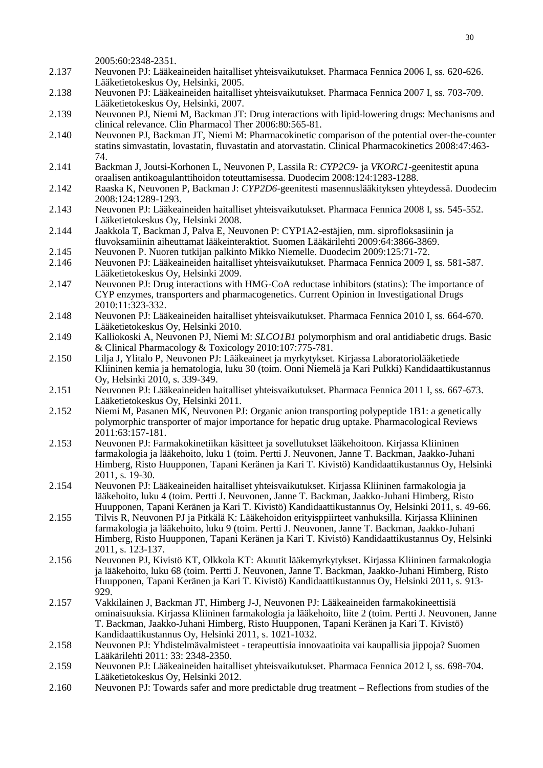2005:60:2348-2351.

2.137 Neuvonen PJ: Lääkeaineiden haitalliset yhteisvaikutukset. Pharmaca Fennica 2006 I, ss. 620-626. Lääketietokeskus Oy, Helsinki, 2005.

2.138 Neuvonen PJ: Lääkeaineiden haitalliset yhteisvaikutukset. Pharmaca Fennica 2007 I, ss. 703-709. Lääketietokeskus Oy, Helsinki, 2007.

2.139 Neuvonen PJ, Niemi M, Backman JT: Drug interactions with lipid-lowering drugs: Mechanisms and clinical relevance. Clin Pharmacol Ther 2006:80:565-81.

2.140 Neuvonen PJ, Backman JT, Niemi M: Pharmacokinetic comparison of the potential over-the-counter statins simvastatin, lovastatin, fluvastatin and atorvastatin. Clinical Pharmacokinetics 2008:47:463-74.

2.141 Backman J, Joutsi-Korhonen L, Neuvonen P, Lassila R: *CYP2C9*- ja *VKORC1*-geenitestit apuna oraalisen antikoagulanttihoidon toteuttamisessa. Duodecim 2008:124:1283-1288.

2.142 Raaska K, Neuvonen P, Backman J: *CYP2D6*-geenitesti masennuslääkityksen yhteydessä. Duodecim 2008:124:1289-1293.

2.143 Neuvonen PJ: Lääkeaineiden haitalliset yhteisvaikutukset. Pharmaca Fennica 2008 I, ss. 545-552. Lääketietokeskus Oy, Helsinki 2008.

2.144 Jaakkola T, Backman J, Palva E, Neuvonen P: CYP1A2-estäjien, mm. siprofloksasiinin ja fluvoksamiinin aiheuttamat lääkeinteraktiot. Suomen Lääkärilehti 2009:64:3866-3869.

2.145 Neuvonen P. Nuoren tutkijan palkinto Mikko Niemelle. Duodecim 2009:125:71-72.

2.146 Neuvonen PJ: Lääkeaineiden haitalliset yhteisvaikutukset. Pharmaca Fennica 2009 I, ss. 581-587. Lääketietokeskus Oy, Helsinki 2009.

2.147 Neuvonen PJ: Drug interactions with HMG-CoA reductase inhibitors (statins): The importance of CYP enzymes, transporters and pharmacogenetics. Current Opinion in Investigational Drugs 2010:11:323-332.

2.148 Neuvonen PJ: Lääkeaineiden haitalliset yhteisvaikutukset. Pharmaca Fennica 2010 I, ss. 664-670. Lääketietokeskus Oy, Helsinki 2010.

2.149 Kalliokoski A, Neuvonen PJ, Niemi M: *SLCO1B1* polymorphism and oral antidiabetic drugs. Basic & Clinical Pharmacology & Toxicology 2010:107:775-781.

2.150 Lilja J, Ylitalo P, Neuvonen PJ: Lääkeaineet ja myrkytykset. Kirjassa Laboratoriolääketiede Kliininen kemia ja hematologia, luku 30 (toim. Onni Niemelä ja Kari Pulkki) Kandidaattikustannus Oy, Helsinki 2010, s. 339-349.

2.151 Neuvonen PJ: Lääkeaineiden haitalliset yhteisvaikutukset. Pharmaca Fennica 2011 I, ss. 667-673. Lääketietokeskus Oy, Helsinki 2011.

2.152 Niemi M, Pasanen MK, Neuvonen PJ: Organic anion transporting polypeptide 1B1: a genetically polymorphic transporter of major importance for hepatic drug uptake. Pharmacological Reviews 2011:63:157-181.

2.153 Neuvonen PJ: Farmakokinetiikan käsitteet ja sovellutukset lääkehoitoon. Kirjassa Kliininen farmakologia ja lääkehoito, luku 1 (toim. Pertti J. Neuvonen, Janne T. Backman, Jaakko-Juhani Himberg, Risto Huupponen, Tapani Keränen ja Kari T. Kivistö) Kandidaattikustannus Oy, Helsinki 2011, s. 19-30.

2.154 Neuvonen PJ: Lääkeaineiden haitalliset yhteisvaikutukset. Kirjassa Kliininen farmakologia ja lääkehoito, luku 4 (toim. Pertti J. Neuvonen, Janne T. Backman, Jaakko-Juhani Himberg, Risto Huupponen, Tapani Keränen ja Kari T. Kivistö) Kandidaattikustannus Oy, Helsinki 2011, s. 49-66.

2.155 Tilvis R, Neuvonen PJ ja Pitkälä K: Lääkehoidon erityisppiirteet vanhuksilla. Kirjassa Kliininen farmakologia ja lääkehoito, luku 9 (toim. Pertti J. Neuvonen, Janne T. Backman, Jaakko-Juhani Himberg, Risto Huupponen, Tapani Keränen ja Kari T. Kivistö) Kandidaattikustannus Oy, Helsinki 2011, s. 123-137.

2.156 Neuvonen PJ, Kivistö KT, Olkkola KT: Akuutit lääkemyrkytykset. Kirjassa Kliininen farmakologia ja lääkehoito, luku 68 (toim. Pertti J. Neuvonen, Janne T. Backman, Jaakko-Juhani Himberg, Risto Huupponen, Tapani Keränen ja Kari T. Kivistö) Kandidaattikustannus Oy, Helsinki 2011, s. 913-929.

2.157 Vakkilainen J, Backman JT, Himberg J-J, Neuvonen PJ: Lääkeaineiden farmakokineettisiä ominaisuuksia. Kirjassa Kliininen farmakologia ja lääkehoito, liite 2 (toim. Pertti J. Neuvonen, Janne T. Backman, Jaakko-Juhani Himberg, Risto Huupponen, Tapani Keränen ja Kari T. Kivistö) Kandidaattikustannus Oy, Helsinki 2011, s. 1021-1032.

2.158 Neuvonen PJ: Yhdistelmävalmisteet - terapeuttisia innovaatioita vai kaupallisia jippoja? Suomen Lääkärilehti 2011: 33: 2348-2350.

2.159 Neuvonen PJ: Lääkeaineiden haitalliset yhteisvaikutukset. Pharmaca Fennica 2012 I, ss. 698-704. Lääketietokeskus Oy, Helsinki 2012.

2.160 Neuvonen PJ: Towards safer and more predictable drug treatment – Reflections from studies of the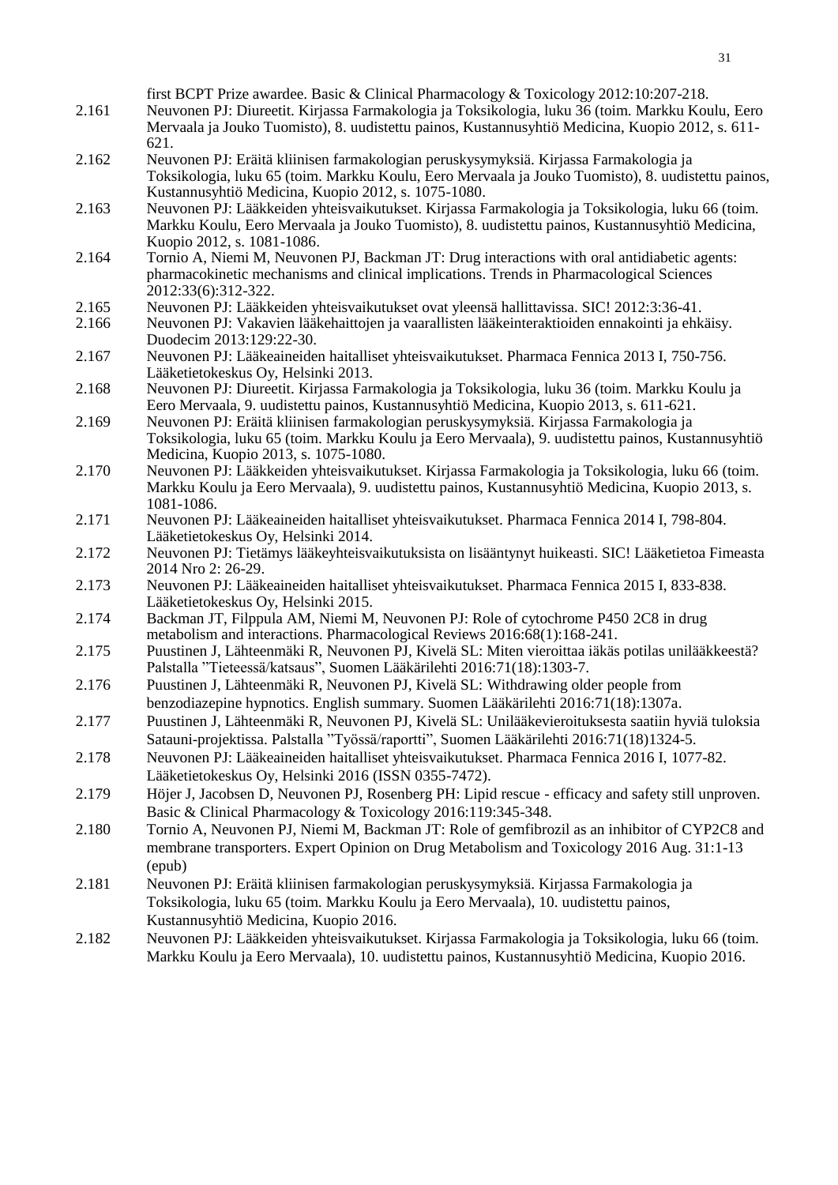first BCPT Prize awardee. Basic & Clinical Pharmacology & Toxicology 2012:10:207-218.

2.161 Neuvonen PJ: Diureetit. Kirjassa Farmakologia ja Toksikologia, luku 36 (toim. Markku Koulu, Eero Mervaala ja Jouko Tuomisto), 8. uudistettu painos, Kustannusyhtiö Medicina, Kuopio 2012, s. 611-621.

2.162 Neuvonen PJ: Eräitä kliinisen farmakologian peruskysymyksiä. Kirjassa Farmakologia ja Toksikologia, luku 65 (toim. Markku Koulu, Eero Mervaala ja Jouko Tuomisto), 8. uudistettu painos, Kustannusyhtiö Medicina, Kuopio 2012, s. 1075-1080.

2.163 Neuvonen PJ: Lääkkeiden yhteisvaikutukset. Kirjassa Farmakologia ja Toksikologia, luku 66 (toim. Markku Koulu, Eero Mervaala ja Jouko Tuomisto), 8. uudistettu painos, Kustannusyhtiö Medicina, Kuopio 2012, s. 1081-1086.

2.164 Tornio A, Niemi M, Neuvonen PJ, Backman JT: Drug interactions with oral antidiabetic agents: pharmacokinetic mechanisms and clinical implications. Trends in Pharmacological Sciences 2012:33(6):312-322.

2.165 Neuvonen PJ: Lääkkeiden yhteisvaikutukset ovat yleensä hallittavissa. SIC! 2012:3:36-41.

2.166 Neuvonen PJ: Vakavien lääkehaittojen ja vaarallisten lääkeinteraktioiden ennakointi ja ehkäisy. Duodecim 2013:129:22-30.

2.167 Neuvonen PJ: Lääkeaineiden haitalliset yhteisvaikutukset. Pharmaca Fennica 2013 I, 750-756. Lääketietokeskus Oy, Helsinki 2013.

2.168 Neuvonen PJ: Diureetit. Kirjassa Farmakologia ja Toksikologia, luku 36 (toim. Markku Koulu ja Eero Mervaala, 9. uudistettu painos, Kustannusyhtiö Medicina, Kuopio 2013, s. 611-621.

2.169 Neuvonen PJ: Eräitä kliinisen farmakologian peruskysymyksiä. Kirjassa Farmakologia ja Toksikologia, luku 65 (toim. Markku Koulu ja Eero Mervaala), 9. uudistettu painos, Kustannusyhtiö Medicina, Kuopio 2013, s. 1075-1080.

2.170 Neuvonen PJ: Lääkkeiden yhteisvaikutukset. Kirjassa Farmakologia ja Toksikologia, luku 66 (toim. Markku Koulu ja Eero Mervaala), 9. uudistettu painos, Kustannusyhtiö Medicina, Kuopio 2013, s. 1081-1086.

2.171 Neuvonen PJ: Lääkeaineiden haitalliset yhteisvaikutukset. Pharmaca Fennica 2014 I, 798-804. Lääketietokeskus Oy, Helsinki 2014.

2.172 Neuvonen PJ: Tietämys lääkeyhteisvaikutuksista on lisääntynyt huikeasti. SIC! Lääketietoa Fimeasta 2014 Nro 2: 26-29.

2.173 Neuvonen PJ: Lääkeaineiden haitalliset yhteisvaikutukset. Pharmaca Fennica 2015 I, 833-838. Lääketietokeskus Oy, Helsinki 2015.

2.174 Backman JT, Filppula AM, Niemi M, Neuvonen PJ: Role of cytochrome P450 2C8 in drug metabolism and interactions. Pharmacological Reviews 2016:68(1):168-241.

2.175 Puustinen J, Lähteenmäki R, Neuvonen PJ, Kivelä SL: Miten vieroittaa iäkäs potilas unilääkkeestä? Palstalla "Tieteessä/katsaus", Suomen Lääkärilehti 2016:71(18):1303-7.

2.176 Puustinen J, Lähteenmäki R, Neuvonen PJ, Kivelä SL: Withdrawing older people from benzodiazepine hypnotics. English summary. Suomen Lääkärilehti 2016:71(18):1307a.

2.177 Puustinen J, Lähteenmäki R, Neuvonen PJ, Kivelä SL: Unilääkevieroituksesta saatiin hyviä tuloksia Satauni-projektissa. Palstalla "Työssä/raportti", Suomen Lääkärilehti 2016:71(18)1324-5.

2.178 Neuvonen PJ: Lääkeaineiden haitalliset yhteisvaikutukset. Pharmaca Fennica 2016 I, 1077-82. Lääketietokeskus Oy, Helsinki 2016 (ISSN 0355-7472).

2.179 Höjer J, Jacobsen D, Neuvonen PJ, Rosenberg PH: Lipid rescue - efficacy and safety still unproven. Basic & Clinical Pharmacology & Toxicology 2016:119:345-348.

2.180 Tornio A, Neuvonen PJ, Niemi M, Backman JT: Role of gemfibrozil as an inhibitor of CYP2C8 and membrane transporters. Expert Opinion on Drug Metabolism and Toxicology 2016 Aug. 31:1-13 (epub)

2.181 Neuvonen PJ: Eräitä kliinisen farmakologian peruskysymyksiä. Kirjassa Farmakologia ja Toksikologia, luku 65 (toim. Markku Koulu ja Eero Mervaala), 10. uudistettu painos, Kustannusyhtiö Medicina, Kuopio 2016.

2.182 Neuvonen PJ: Lääkkeiden yhteisvaikutukset. Kirjassa Farmakologia ja Toksikologia, luku 66 (toim. Markku Koulu ja Eero Mervaala), 10. uudistettu painos, Kustannusyhtiö Medicina, Kuopio 2016.